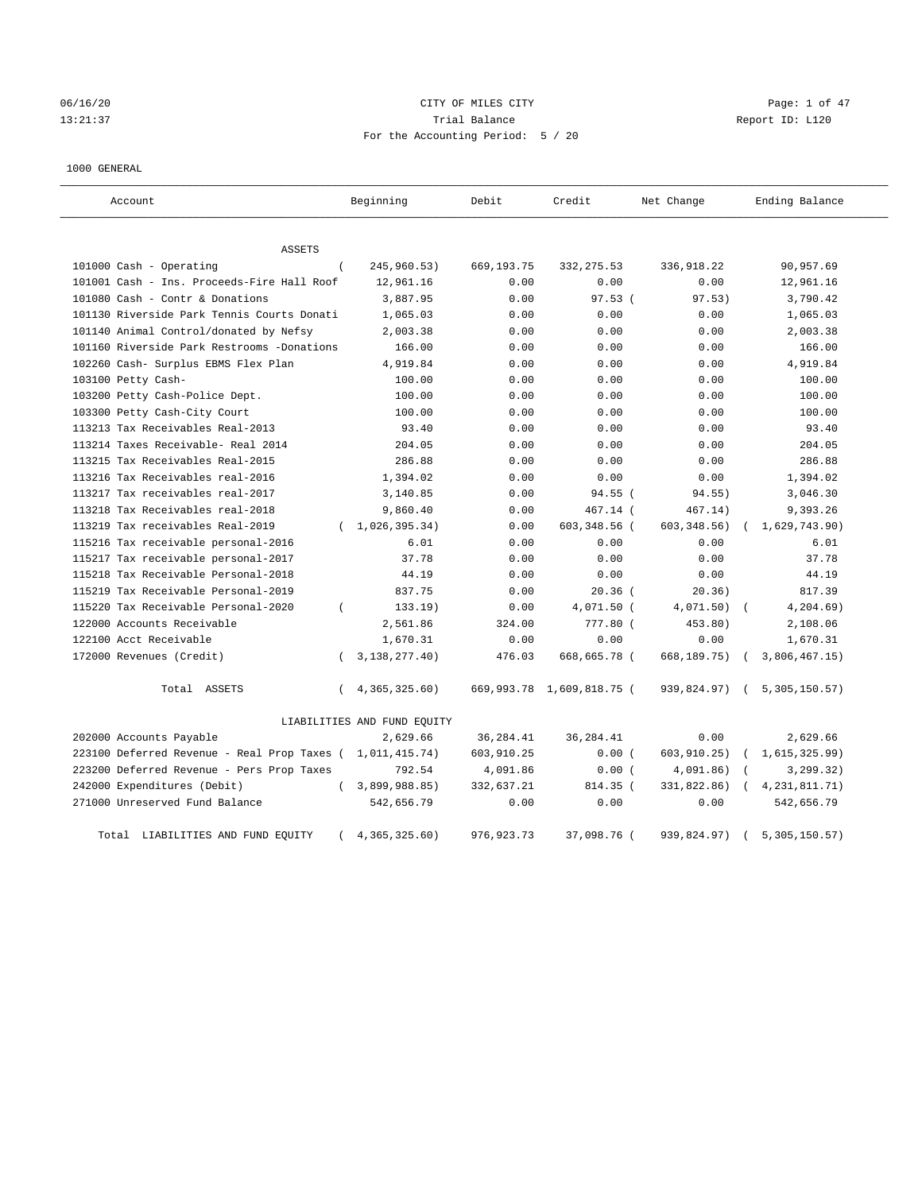06/16/20 CITY OF MILES CITY
13:21:37 Trial Balance Report ID: L120
For the Accounting Period: 5 / 20

1000 GENERAL

| Account | Beginning | Debit | Credit | Net Change | Ending Balance |
|---|---|---|---|---|---|
| ASSETS | | | | | |
| 101000 Cash - Operating | ( 245,960.53) | 669,193.75 | 332,275.53 | 336,918.22 | 90,957.69 |
| 101001 Cash - Ins. Proceeds-Fire Hall Roof | 12,961.16 | 0.00 | 0.00 | 0.00 | 12,961.16 |
| 101080 Cash - Contr & Donations | 3,887.95 | 0.00 | 97.53 | ( 97.53) | 3,790.42 |
| 101130 Riverside Park Tennis Courts Donati | 1,065.03 | 0.00 | 0.00 | 0.00 | 1,065.03 |
| 101140 Animal Control/donated by Nefsy | 2,003.38 | 0.00 | 0.00 | 0.00 | 2,003.38 |
| 101160 Riverside Park Restrooms -Donations | 166.00 | 0.00 | 0.00 | 0.00 | 166.00 |
| 102260 Cash- Surplus EBMS Flex Plan | 4,919.84 | 0.00 | 0.00 | 0.00 | 4,919.84 |
| 103100 Petty Cash- | 100.00 | 0.00 | 0.00 | 0.00 | 100.00 |
| 103200 Petty Cash-Police Dept. | 100.00 | 0.00 | 0.00 | 0.00 | 100.00 |
| 103300 Petty Cash-City Court | 100.00 | 0.00 | 0.00 | 0.00 | 100.00 |
| 113213 Tax Receivables Real-2013 | 93.40 | 0.00 | 0.00 | 0.00 | 93.40 |
| 113214 Taxes Receivable- Real 2014 | 204.05 | 0.00 | 0.00 | 0.00 | 204.05 |
| 113215 Tax Receivables Real-2015 | 286.88 | 0.00 | 0.00 | 0.00 | 286.88 |
| 113216 Tax Receivables real-2016 | 1,394.02 | 0.00 | 0.00 | 0.00 | 1,394.02 |
| 113217 Tax receivables real-2017 | 3,140.85 | 0.00 | 94.55 | ( 94.55) | 3,046.30 |
| 113218 Tax Receivables real-2018 | 9,860.40 | 0.00 | 467.14 | ( 467.14) | 9,393.26 |
| 113219 Tax receivables Real-2019 | ( 1,026,395.34) | 0.00 | 603,348.56 | ( 603,348.56) | ( 1,629,743.90) |
| 115216 Tax receivable personal-2016 | 6.01 | 0.00 | 0.00 | 0.00 | 6.01 |
| 115217 Tax receivable personal-2017 | 37.78 | 0.00 | 0.00 | 0.00 | 37.78 |
| 115218 Tax Receivable Personal-2018 | 44.19 | 0.00 | 0.00 | 0.00 | 44.19 |
| 115219 Tax Receivable Personal-2019 | 837.75 | 0.00 | 20.36 | ( 20.36) | 817.39 |
| 115220 Tax Receivable Personal-2020 | ( 133.19) | 0.00 | 4,071.50 | ( 4,071.50) | ( 4,204.69) |
| 122000 Accounts Receivable | 2,561.86 | 324.00 | 777.80 | ( 453.80) | 2,108.06 |
| 122100 Acct Receivable | 1,670.31 | 0.00 | 0.00 | 0.00 | 1,670.31 |
| 172000 Revenues (Credit) | ( 3,138,277.40) | 476.03 | 668,665.78 | ( 668,189.75) | ( 3,806,467.15) |
| Total ASSETS | ( 4,365,325.60) | 669,993.78 | 1,609,818.75 | ( 939,824.97) | ( 5,305,150.57) |
| LIABILITIES AND FUND EQUITY | | | | | |
| 202000 Accounts Payable | 2,629.66 | 36,284.41 | 36,284.41 | 0.00 | 2,629.66 |
| 223100 Deferred Revenue - Real Prop Taxes | ( 1,011,415.74) | 603,910.25 | 0.00 | ( 603,910.25) | ( 1,615,325.99) |
| 223200 Deferred Revenue - Pers Prop Taxes | 792.54 | 4,091.86 | 0.00 | ( 4,091.86) | ( 3,299.32) |
| 242000 Expenditures (Debit) | ( 3,899,988.85) | 332,637.21 | 814.35 | ( 331,822.86) | ( 4,231,811.71) |
| 271000 Unreserved Fund Balance | 542,656.79 | 0.00 | 0.00 | 0.00 | 542,656.79 |
| Total LIABILITIES AND FUND EQUITY | ( 4,365,325.60) | 976,923.73 | 37,098.76 | ( 939,824.97) | ( 5,305,150.57) |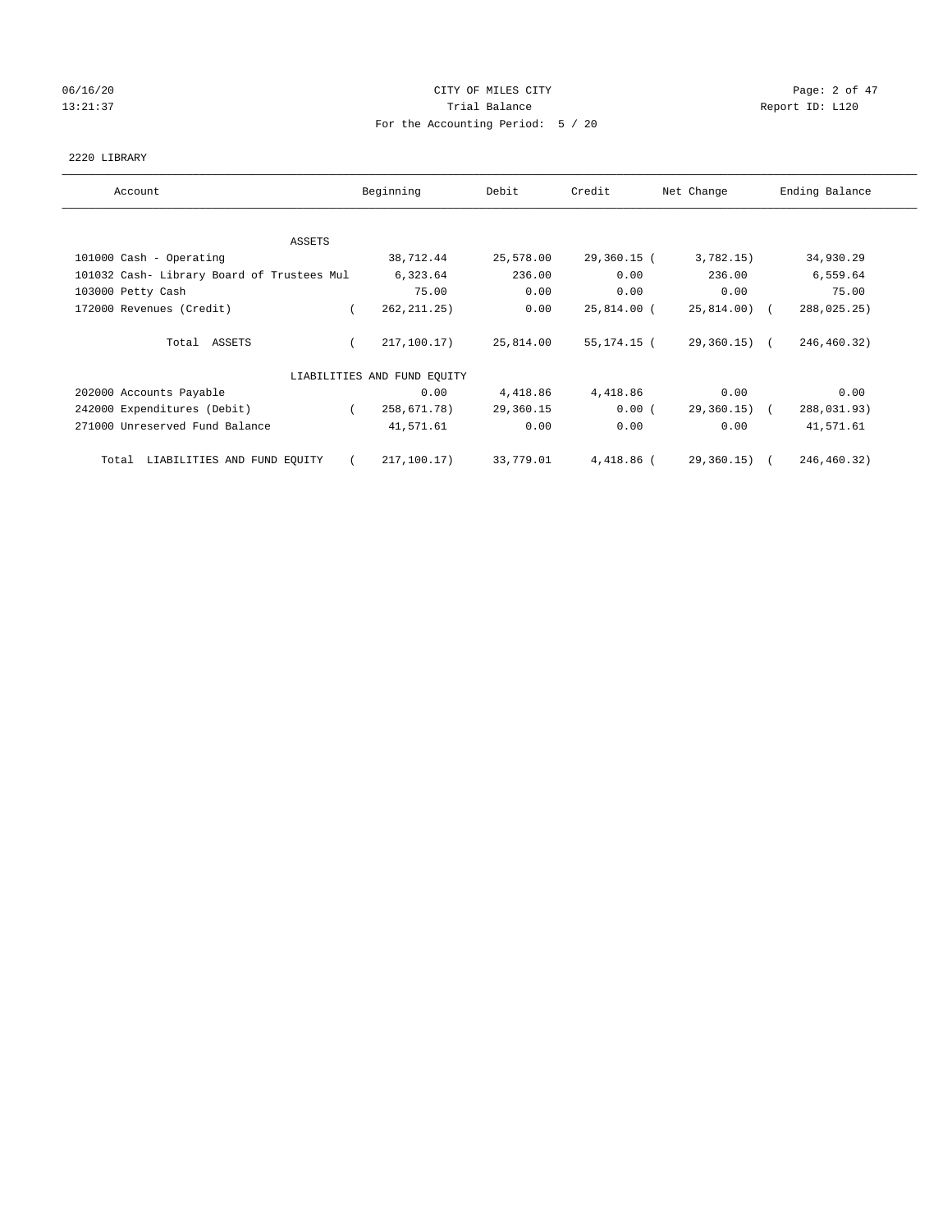CITY OF MILES CITY

Trial Balance

For the Accounting Period: 5 / 20

06/16/20 13:21:37 — Report ID: L120

2220 LIBRARY

| Account | Beginning | Debit | Credit | Net Change | Ending Balance |
|---|---|---|---|---|---|
| ASSETS | | | | | |
| 101000 Cash - Operating | 38,712.44 | 25,578.00 | 29,360.15 | (3,782.15) | 34,930.29 |
| 101032 Cash- Library Board of Trustees Mul | 6,323.64 | 236.00 | 0.00 | 236.00 | 6,559.64 |
| 103000 Petty Cash | 75.00 | 0.00 | 0.00 | 0.00 | 75.00 |
| 172000 Revenues (Credit) | (262,211.25) | 0.00 | 25,814.00 | (25,814.00) | (288,025.25) |
| Total ASSETS | (217,100.17) | 25,814.00 | 55,174.15 | (29,360.15) | (246,460.32) |
| LIABILITIES AND FUND EQUITY | | | | | |
| 202000 Accounts Payable | 0.00 | 4,418.86 | 4,418.86 | 0.00 | 0.00 |
| 242000 Expenditures (Debit) | (258,671.78) | 29,360.15 | 0.00 | (29,360.15) | (288,031.93) |
| 271000 Unreserved Fund Balance | 41,571.61 | 0.00 | 0.00 | 0.00 | 41,571.61 |
| Total LIABILITIES AND FUND EQUITY | (217,100.17) | 33,779.01 | 4,418.86 | (29,360.15) | (246,460.32) |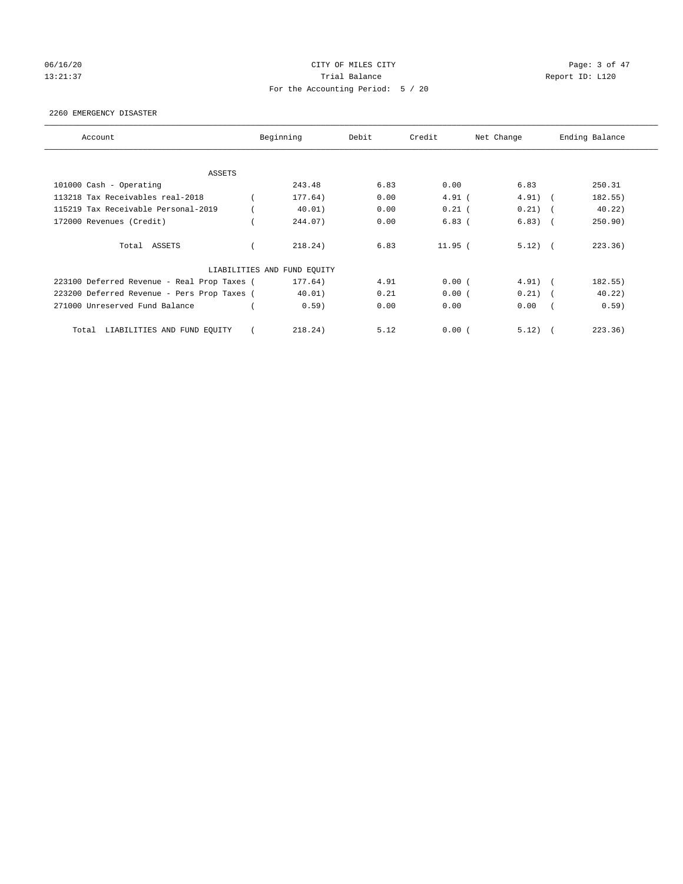CITY OF MILES CITY

Trial Balance

For the Accounting Period: 5 / 20

2260 EMERGENCY DISASTER

| Account | Beginning | Debit | Credit | Net Change | Ending Balance |
|---|---|---|---|---|---|
| ASSETS | | | | | |
| 101000 Cash - Operating | 243.48 | 6.83 | 0.00 | 6.83 | 250.31 |
| 113218 Tax Receivables real-2018 | ( 177.64) | 0.00 | 4.91 | ( 4.91) | ( 182.55) |
| 115219 Tax Receivable Personal-2019 | ( 40.01) | 0.00 | 0.21 | ( 0.21) | ( 40.22) |
| 172000 Revenues (Credit) | ( 244.07) | 0.00 | 6.83 | ( 6.83) | ( 250.90) |
| Total ASSETS | ( 218.24) | 6.83 | 11.95 | ( 5.12) | ( 223.36) |
| LIABILITIES AND FUND EQUITY | | | | | |
| 223100 Deferred Revenue - Real Prop Taxes | ( 177.64) | 4.91 | 0.00 | ( 4.91) | ( 182.55) |
| 223200 Deferred Revenue - Pers Prop Taxes | ( 40.01) | 0.21 | 0.00 | ( 0.21) | ( 40.22) |
| 271000 Unreserved Fund Balance | ( 0.59) | 0.00 | 0.00 | 0.00 | ( 0.59) |
| Total LIABILITIES AND FUND EQUITY | ( 218.24) | 5.12 | 0.00 | ( 5.12) | ( 223.36) |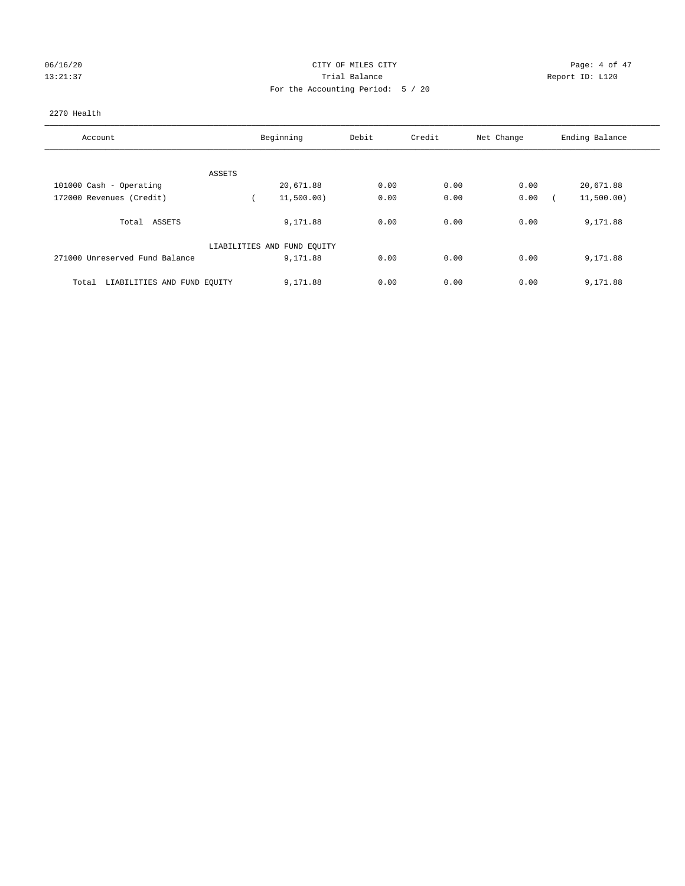06/16/20 CITY OF MILES CITY
13:21:37 Trial Balance Report ID: L120
For the Accounting Period: 5 / 20

2270 Health

| Account | Beginning | Debit | Credit | Net Change | Ending Balance |
|---|---|---|---|---|---|
| ASSETS | | | | | |
| 101000 Cash - Operating | 20,671.88 | 0.00 | 0.00 | 0.00 | 20,671.88 |
| 172000 Revenues (Credit) | ( 11,500.00) | 0.00 | 0.00 | 0.00 | ( 11,500.00) |
| Total ASSETS | 9,171.88 | 0.00 | 0.00 | 0.00 | 9,171.88 |
| LIABILITIES AND FUND EQUITY | | | | | |
| 271000 Unreserved Fund Balance | 9,171.88 | 0.00 | 0.00 | 0.00 | 9,171.88 |
| Total LIABILITIES AND FUND EQUITY | 9,171.88 | 0.00 | 0.00 | 0.00 | 9,171.88 |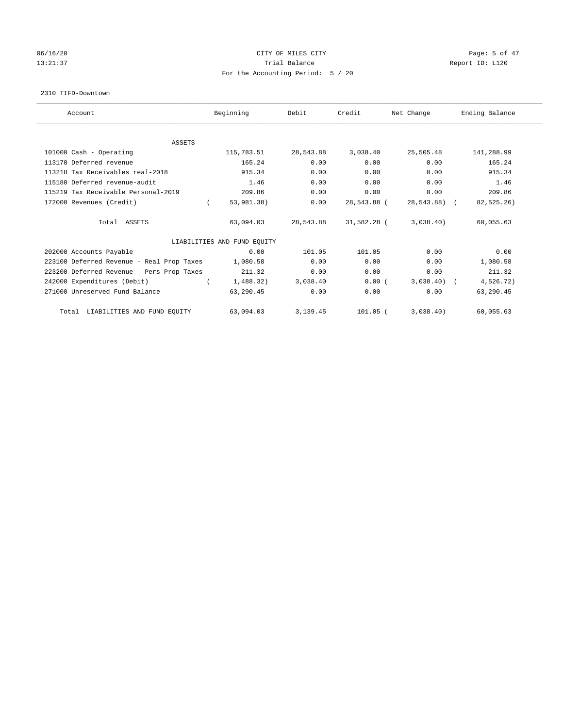CITY OF MILES CITY

Trial Balance

For the Accounting Period: 5 / 20

06/16/20
13:21:37

Report ID: L120

2310 TIFD-Downtown

| Account | Beginning | Debit | Credit | Net Change | Ending Balance |
|---|---|---|---|---|---|
| ASSETS | | | | | |
| 101000 Cash - Operating | 115,783.51 | 28,543.88 | 3,038.40 | 25,505.48 | 141,288.99 |
| 113170 Deferred revenue | 165.24 | 0.00 | 0.00 | 0.00 | 165.24 |
| 113218 Tax Receivables real-2018 | 915.34 | 0.00 | 0.00 | 0.00 | 915.34 |
| 115180 Deferred revenue-audit | 1.46 | 0.00 | 0.00 | 0.00 | 1.46 |
| 115219 Tax Receivable Personal-2019 | 209.86 | 0.00 | 0.00 | 0.00 | 209.86 |
| 172000 Revenues (Credit) | ( 53,981.38) | 0.00 | 28,543.88 | ( 28,543.88) | ( 82,525.26) |
| Total ASSETS | 63,094.03 | 28,543.88 | 31,582.28 | ( 3,038.40) | 60,055.63 |
| LIABILITIES AND FUND EQUITY | | | | | |
| 202000 Accounts Payable | 0.00 | 101.05 | 101.05 | 0.00 | 0.00 |
| 223100 Deferred Revenue - Real Prop Taxes | 1,080.58 | 0.00 | 0.00 | 0.00 | 1,080.58 |
| 223200 Deferred Revenue - Pers Prop Taxes | 211.32 | 0.00 | 0.00 | 0.00 | 211.32 |
| 242000 Expenditures (Debit) | ( 1,488.32) | 3,038.40 | 0.00 | ( 3,038.40) | ( 4,526.72) |
| 271000 Unreserved Fund Balance | 63,290.45 | 0.00 | 0.00 | 0.00 | 63,290.45 |
| Total LIABILITIES AND FUND EQUITY | 63,094.03 | 3,139.45 | 101.05 | ( 3,038.40) | 60,055.63 |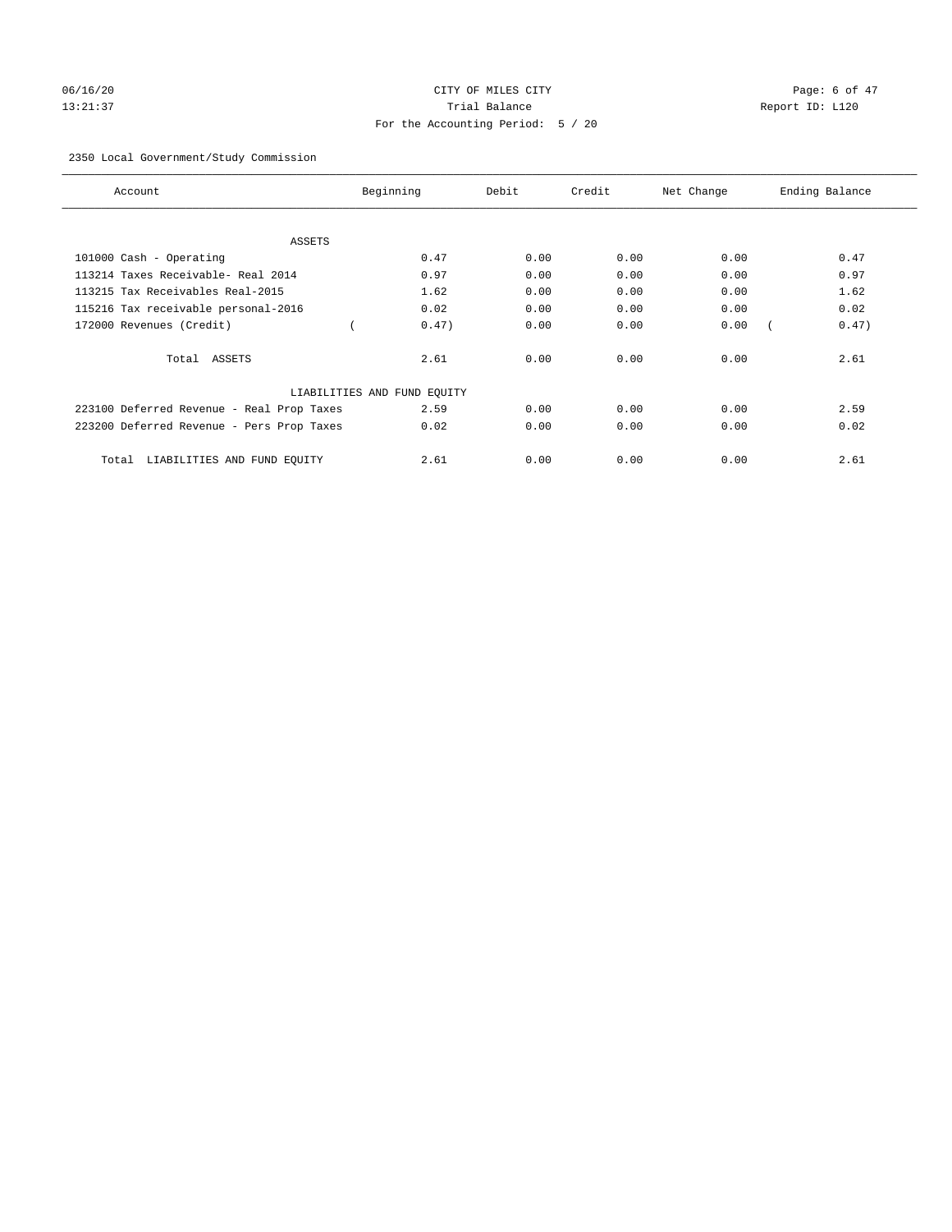CITY OF MILES CITY
Trial Balance
For the Accounting Period: 5 / 20

06/16/20
13:21:37

Report ID: L120

2350 Local Government/Study Commission

| Account | Beginning | Debit | Credit | Net Change | Ending Balance |
|---|---|---|---|---|---|
| ASSETS | | | | | |
| 101000 Cash - Operating | 0.47 | 0.00 | 0.00 | 0.00 | 0.47 |
| 113214 Taxes Receivable- Real 2014 | 0.97 | 0.00 | 0.00 | 0.00 | 0.97 |
| 113215 Tax Receivables Real-2015 | 1.62 | 0.00 | 0.00 | 0.00 | 1.62 |
| 115216 Tax receivable personal-2016 | 0.02 | 0.00 | 0.00 | 0.00 | 0.02 |
| 172000 Revenues (Credit) | ( 0.47) | 0.00 | 0.00 | 0.00 | ( 0.47) |
| Total ASSETS | 2.61 | 0.00 | 0.00 | 0.00 | 2.61 |
| LIABILITIES AND FUND EQUITY | | | | | |
| 223100 Deferred Revenue - Real Prop Taxes | 2.59 | 0.00 | 0.00 | 0.00 | 2.59 |
| 223200 Deferred Revenue - Pers Prop Taxes | 0.02 | 0.00 | 0.00 | 0.00 | 0.02 |
| Total LIABILITIES AND FUND EQUITY | 2.61 | 0.00 | 0.00 | 0.00 | 2.61 |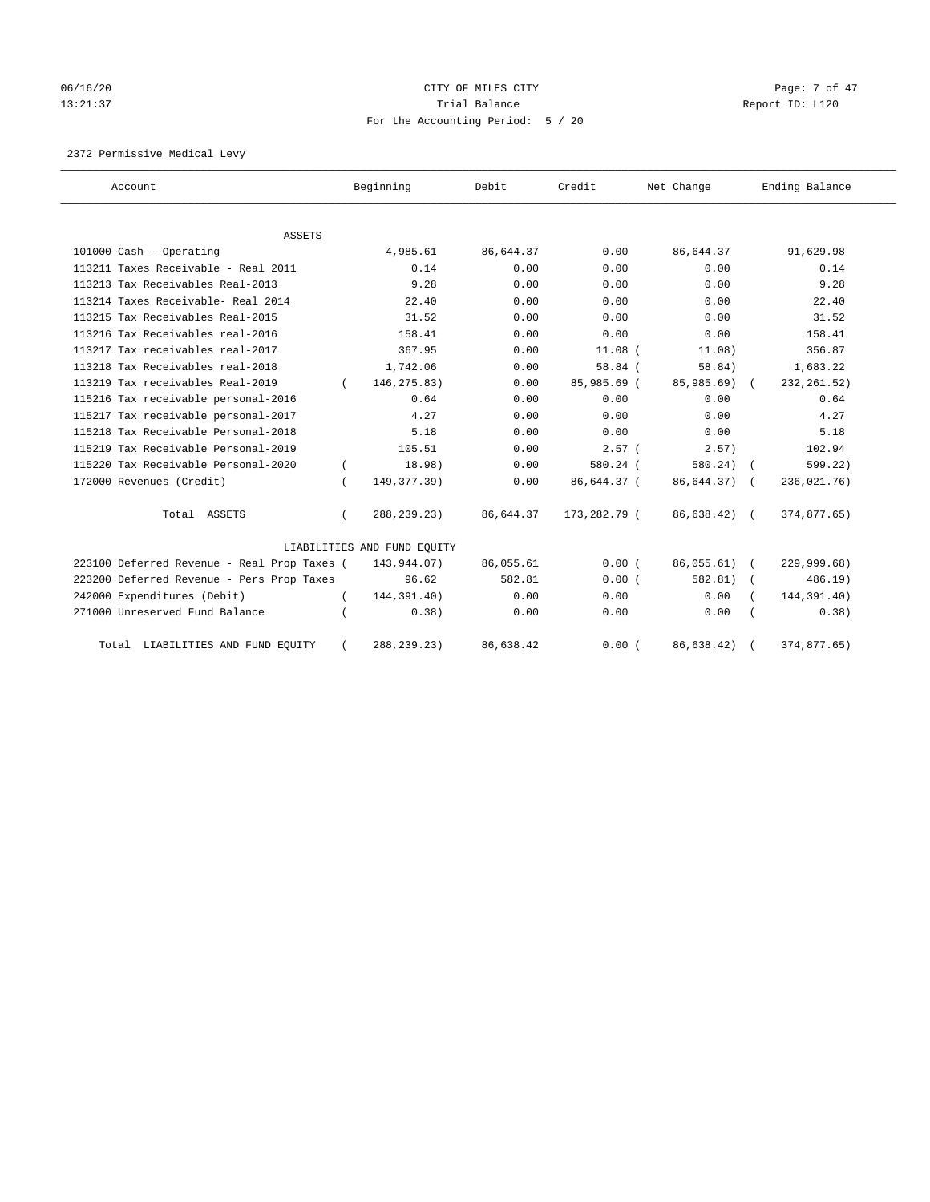06/16/20 CITY OF MILES CITY
13:21:37 Trial Balance Report ID: L120
For the Accounting Period: 5 / 20

2372 Permissive Medical Levy

| Account | Beginning | Debit | Credit | Net Change | Ending Balance |
|---|---|---|---|---|---|
| ASSETS | | | | | |
| 101000 Cash - Operating | 4,985.61 | 86,644.37 | 0.00 | 86,644.37 | 91,629.98 |
| 113211 Taxes Receivable - Real 2011 | 0.14 | 0.00 | 0.00 | 0.00 | 0.14 |
| 113213 Tax Receivables Real-2013 | 9.28 | 0.00 | 0.00 | 0.00 | 9.28 |
| 113214 Taxes Receivable- Real 2014 | 22.40 | 0.00 | 0.00 | 0.00 | 22.40 |
| 113215 Tax Receivables Real-2015 | 31.52 | 0.00 | 0.00 | 0.00 | 31.52 |
| 113216 Tax Receivables real-2016 | 158.41 | 0.00 | 0.00 | 0.00 | 158.41 |
| 113217 Tax receivables real-2017 | 367.95 | 0.00 | 11.08 | ( 11.08) | 356.87 |
| 113218 Tax Receivables real-2018 | 1,742.06 | 0.00 | 58.84 | ( 58.84) | 1,683.22 |
| 113219 Tax receivables Real-2019 | ( 146,275.83) | 0.00 | 85,985.69 | ( 85,985.69) | ( 232,261.52) |
| 115216 Tax receivable personal-2016 | 0.64 | 0.00 | 0.00 | 0.00 | 0.64 |
| 115217 Tax receivable personal-2017 | 4.27 | 0.00 | 0.00 | 0.00 | 4.27 |
| 115218 Tax Receivable Personal-2018 | 5.18 | 0.00 | 0.00 | 0.00 | 5.18 |
| 115219 Tax Receivable Personal-2019 | 105.51 | 0.00 | 2.57 | ( 2.57) | 102.94 |
| 115220 Tax Receivable Personal-2020 | ( 18.98) | 0.00 | 580.24 | ( 580.24) | ( 599.22) |
| 172000 Revenues (Credit) | ( 149,377.39) | 0.00 | 86,644.37 | ( 86,644.37) | ( 236,021.76) |
| Total ASSETS | ( 288,239.23) | 86,644.37 | 173,282.79 | ( 86,638.42) | ( 374,877.65) |
| LIABILITIES AND FUND EQUITY | | | | | |
| 223100 Deferred Revenue - Real Prop Taxes | ( 143,944.07) | 86,055.61 | 0.00 | ( 86,055.61) | ( 229,999.68) |
| 223200 Deferred Revenue - Pers Prop Taxes | 96.62 | 582.81 | 0.00 | ( 582.81) | ( 486.19) |
| 242000 Expenditures (Debit) | ( 144,391.40) | 0.00 | 0.00 | 0.00 | ( 144,391.40) |
| 271000 Unreserved Fund Balance | ( 0.38) | 0.00 | 0.00 | 0.00 | ( 0.38) |
| Total LIABILITIES AND FUND EQUITY | ( 288,239.23) | 86,638.42 | 0.00 | ( 86,638.42) | ( 374,877.65) |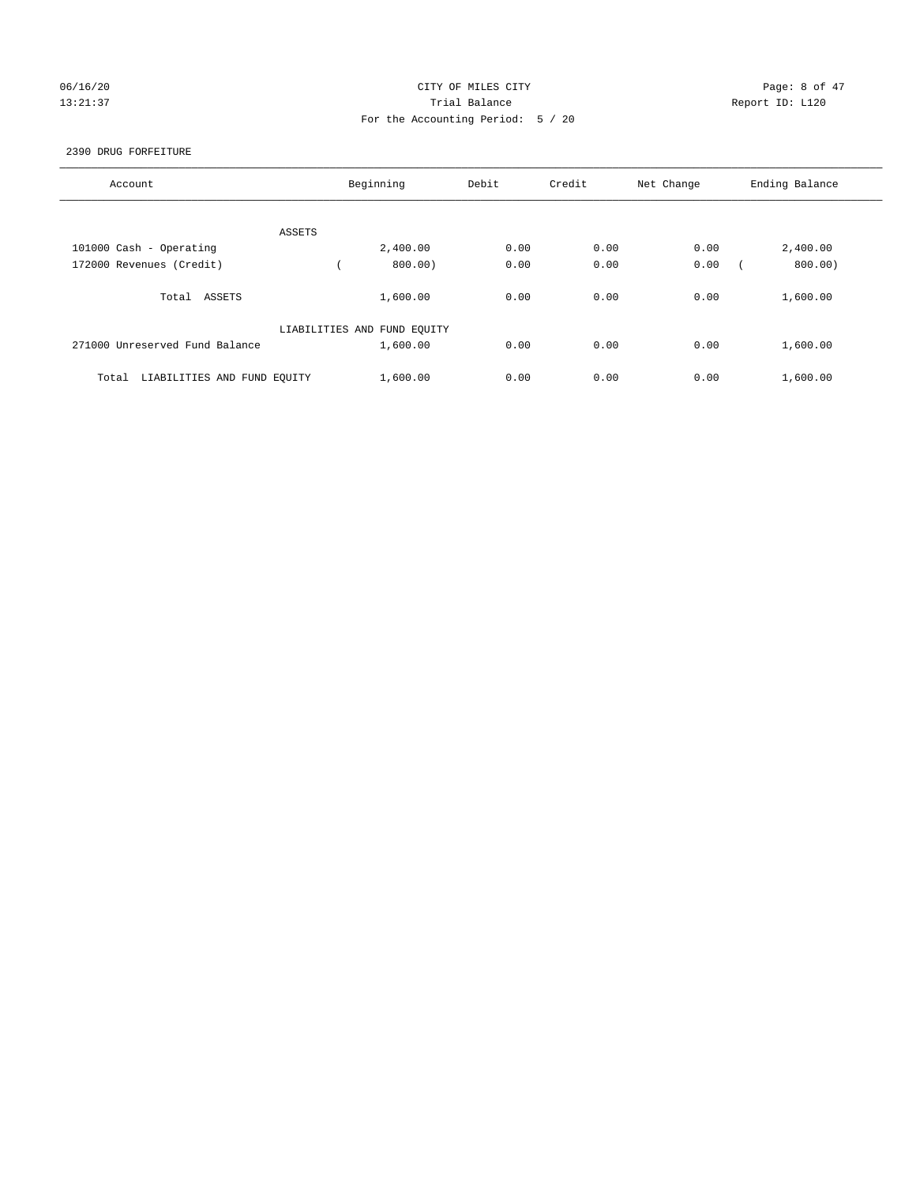CITY OF MILES CITY

Trial Balance

For the Accounting Period: 5 / 20

06/16/20 13:21:37 Report ID: L120

2390 DRUG FORFEITURE

| Account | Beginning | Debit | Credit | Net Change | Ending Balance |
|---|---|---|---|---|---|
| ASSETS | | | | | |
| 101000 Cash - Operating | 2,400.00 | 0.00 | 0.00 | 0.00 | 2,400.00 |
| 172000 Revenues (Credit) | ( 800.00) | 0.00 | 0.00 | 0.00 | ( 800.00) |
| Total ASSETS | 1,600.00 | 0.00 | 0.00 | 0.00 | 1,600.00 |
| LIABILITIES AND FUND EQUITY | | | | | |
| 271000 Unreserved Fund Balance | 1,600.00 | 0.00 | 0.00 | 0.00 | 1,600.00 |
| Total LIABILITIES AND FUND EQUITY | 1,600.00 | 0.00 | 0.00 | 0.00 | 1,600.00 |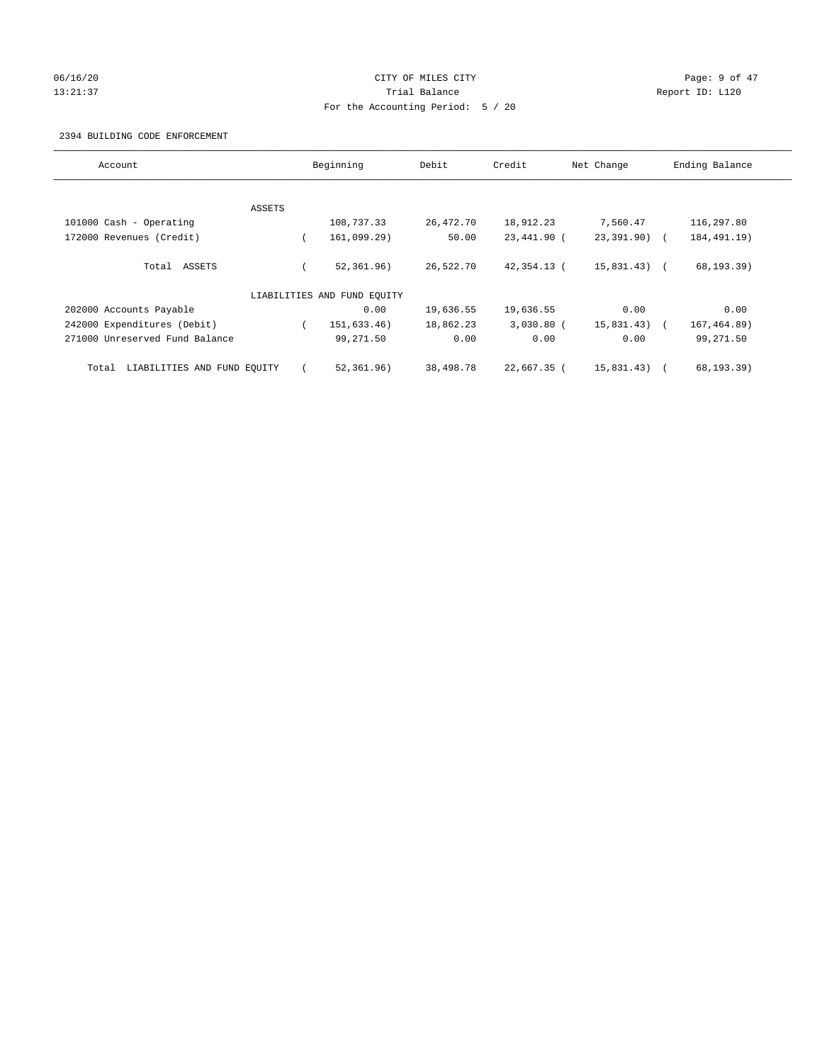CITY OF MILES CITY
Trial Balance
For the Accounting Period: 5 / 20

06/16/20
13:21:37

Report ID: L120

2394 BUILDING CODE ENFORCEMENT

| Account | Beginning | Debit | Credit | Net Change | Ending Balance |
|---|---|---|---|---|---|
| ASSETS | | | | | |
| 101000 Cash - Operating | 108,737.33 | 26,472.70 | 18,912.23 | 7,560.47 | 116,297.80 |
| 172000 Revenues (Credit) | ( 161,099.29) | 50.00 | 23,441.90 | ( 23,391.90) | ( 184,491.19) |
| Total ASSETS | ( 52,361.96) | 26,522.70 | 42,354.13 | ( 15,831.43) | ( 68,193.39) |
| LIABILITIES AND FUND EQUITY | | | | | |
| 202000 Accounts Payable | 0.00 | 19,636.55 | 19,636.55 | 0.00 | 0.00 |
| 242000 Expenditures (Debit) | ( 151,633.46) | 18,862.23 | 3,030.80 | ( 15,831.43) | ( 167,464.89) |
| 271000 Unreserved Fund Balance | 99,271.50 | 0.00 | 0.00 | 0.00 | 99,271.50 |
| Total LIABILITIES AND FUND EQUITY | ( 52,361.96) | 38,498.78 | 22,667.35 | ( 15,831.43) | ( 68,193.39) |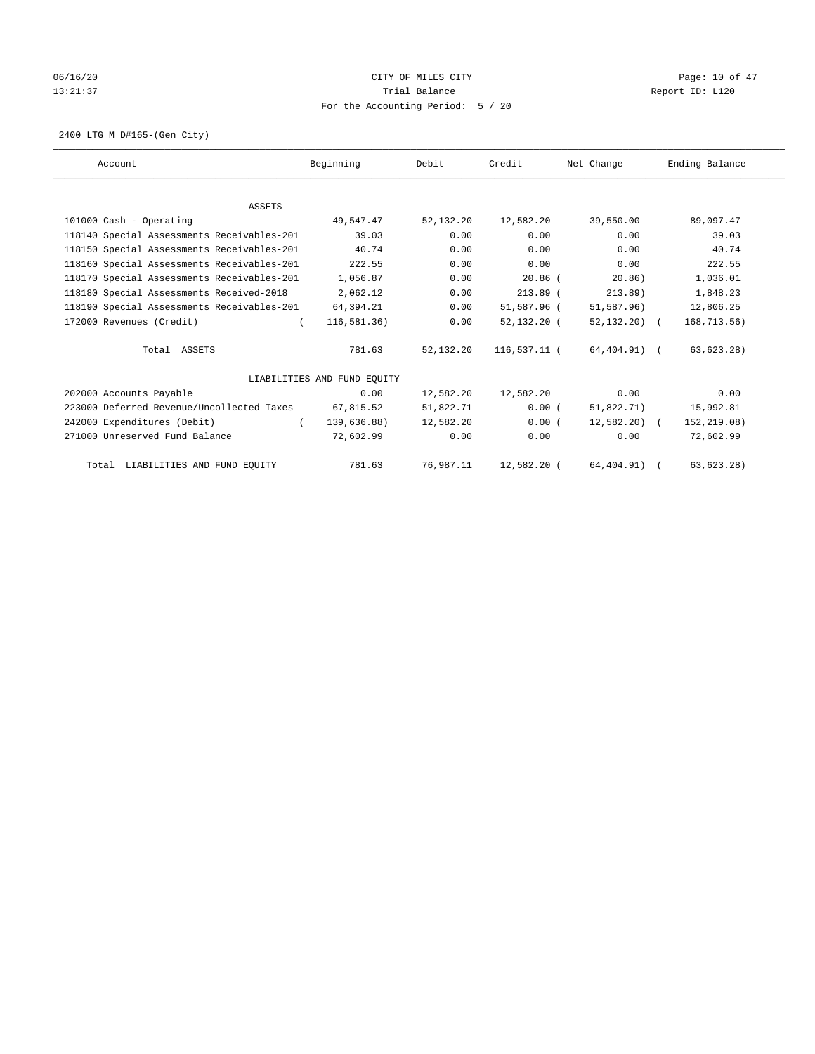CITY OF MILES CITY
Trial Balance
For the Accounting Period: 5 / 20

06/16/20
13:21:37

Report ID: L120

2400 LTG M D#165-(Gen City)

| Account | Beginning | Debit | Credit | Net Change | Ending Balance |
|---|---|---|---|---|---|
| ASSETS | | | | | |
| 101000 Cash - Operating | 49,547.47 | 52,132.20 | 12,582.20 | 39,550.00 | 89,097.47 |
| 118140 Special Assessments Receivables-201 | 39.03 | 0.00 | 0.00 | 0.00 | 39.03 |
| 118150 Special Assessments Receivables-201 | 40.74 | 0.00 | 0.00 | 0.00 | 40.74 |
| 118160 Special Assessments Receivables-201 | 222.55 | 0.00 | 0.00 | 0.00 | 222.55 |
| 118170 Special Assessments Receivables-201 | 1,056.87 | 0.00 | 20.86 | ( 20.86) | 1,036.01 |
| 118180 Special Assessments Received-2018 | 2,062.12 | 0.00 | 213.89 | ( 213.89) | 1,848.23 |
| 118190 Special Assessments Receivables-201 | 64,394.21 | 0.00 | 51,587.96 | ( 51,587.96) | 12,806.25 |
| 172000 Revenues (Credit) | ( 116,581.36) | 0.00 | 52,132.20 | ( 52,132.20) | ( 168,713.56) |
| Total ASSETS | 781.63 | 52,132.20 | 116,537.11 | ( 64,404.91) | ( 63,623.28) |
| LIABILITIES AND FUND EQUITY | | | | | |
| 202000 Accounts Payable | 0.00 | 12,582.20 | 12,582.20 | 0.00 | 0.00 |
| 223000 Deferred Revenue/Uncollected Taxes | 67,815.52 | 51,822.71 | 0.00 | ( 51,822.71) | 15,992.81 |
| 242000 Expenditures (Debit) | ( 139,636.88) | 12,582.20 | 0.00 | ( 12,582.20) | ( 152,219.08) |
| 271000 Unreserved Fund Balance | 72,602.99 | 0.00 | 0.00 | 0.00 | 72,602.99 |
| Total LIABILITIES AND FUND EQUITY | 781.63 | 76,987.11 | 12,582.20 | ( 64,404.91) | ( 63,623.28) |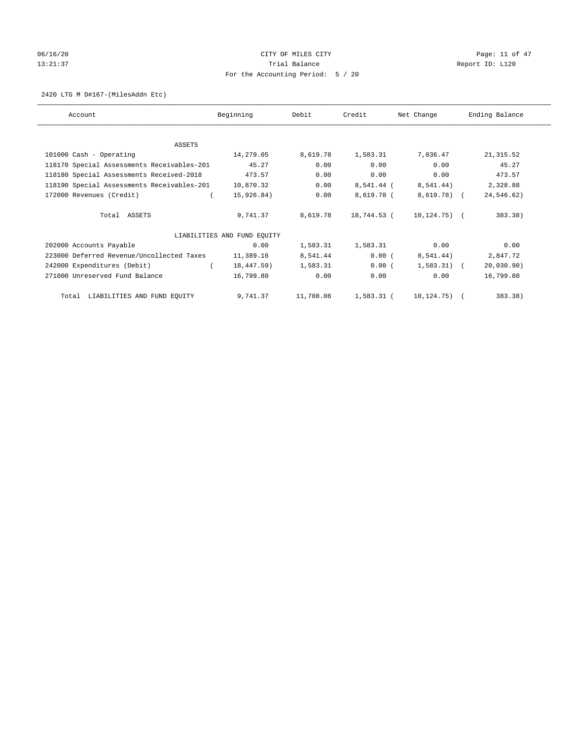CITY OF MILES CITY

Trial Balance

For the Accounting Period: 5 / 20

06/16/20
13:21:37

Report ID: L120

2420 LTG M D#167-(MilesAddn Etc)

| Account | Beginning | Debit | Credit | Net Change | Ending Balance |
|---|---|---|---|---|---|
| ASSETS | | | | | |
| 101000 Cash - Operating | 14,279.05 | 8,619.78 | 1,583.31 | 7,036.47 | 21,315.52 |
| 118170 Special Assessments Receivables-201 | 45.27 | 0.00 | 0.00 | 0.00 | 45.27 |
| 118180 Special Assessments Received-2018 | 473.57 | 0.00 | 0.00 | 0.00 | 473.57 |
| 118190 Special Assessments Receivables-201 | 10,870.32 | 0.00 | 8,541.44 | ( 8,541.44) | 2,328.88 |
| 172000 Revenues (Credit) | ( 15,926.84) | 0.00 | 8,619.78 | ( 8,619.78) | ( 24,546.62) |
| Total ASSETS | 9,741.37 | 8,619.78 | 18,744.53 | ( 10,124.75) | ( 383.38) |
| LIABILITIES AND FUND EQUITY | | | | | |
| 202000 Accounts Payable | 0.00 | 1,583.31 | 1,583.31 | 0.00 | 0.00 |
| 223000 Deferred Revenue/Uncollected Taxes | 11,389.16 | 8,541.44 | 0.00 | ( 8,541.44) | 2,847.72 |
| 242000 Expenditures (Debit) | ( 18,447.59) | 1,583.31 | 0.00 | ( 1,583.31) | ( 20,030.90) |
| 271000 Unreserved Fund Balance | 16,799.80 | 0.00 | 0.00 | 0.00 | 16,799.80 |
| Total LIABILITIES AND FUND EQUITY | 9,741.37 | 11,708.06 | 1,583.31 | ( 10,124.75) | ( 383.38) |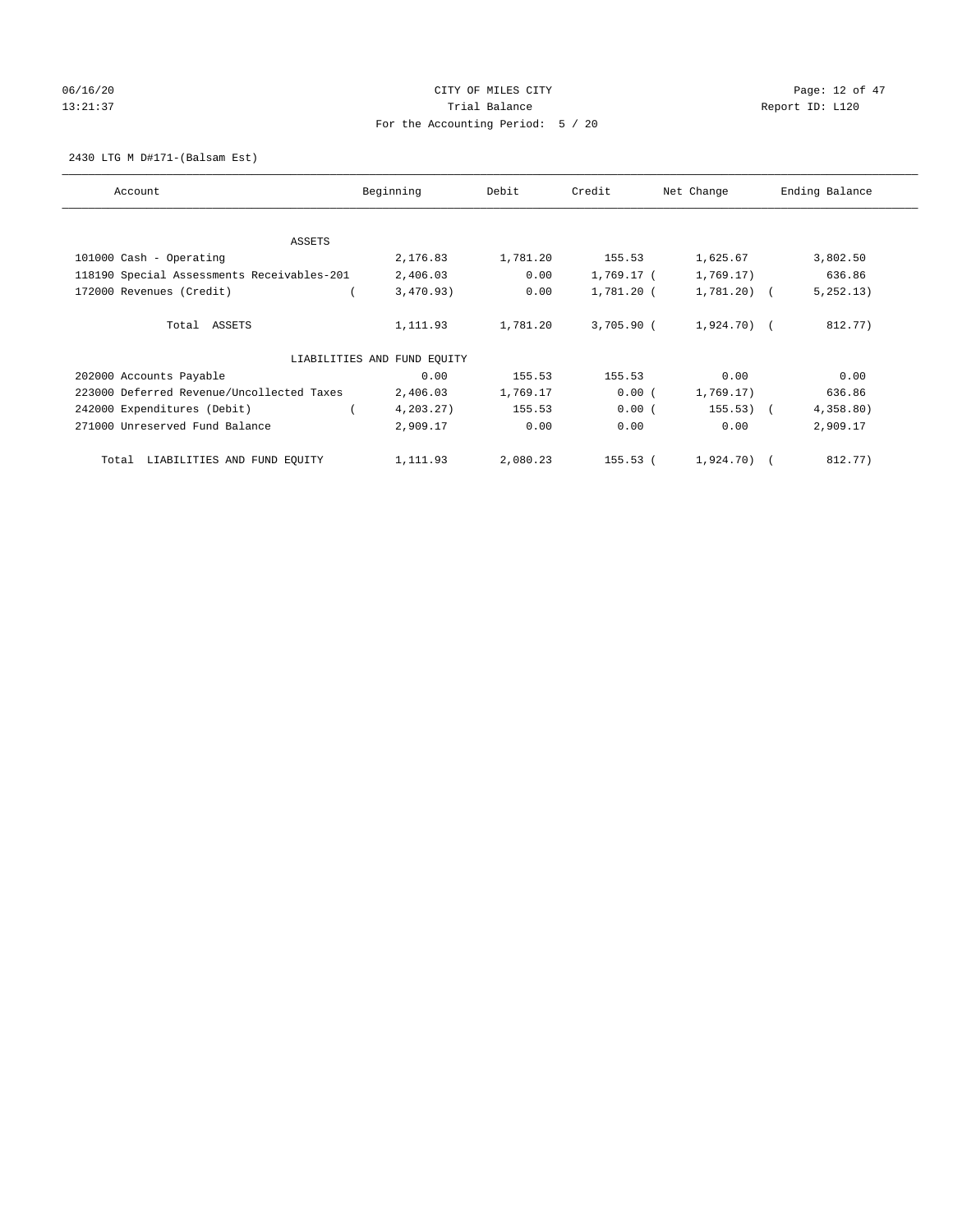CITY OF MILES CITY

Trial Balance

For the Accounting Period: 5 / 20

2430 LTG M D#171-(Balsam Est)

| Account | Beginning | Debit | Credit | Net Change | Ending Balance |
|---|---|---|---|---|---|
| ASSETS | | | | | |
| 101000 Cash - Operating | 2,176.83 | 1,781.20 | 155.53 | 1,625.67 | 3,802.50 |
| 118190 Special Assessments Receivables-201 | 2,406.03 | 0.00 | 1,769.17 | ( 1,769.17) | 636.86 |
| 172000 Revenues (Credit) | ( 3,470.93) | 0.00 | 1,781.20 | ( 1,781.20) | ( 5,252.13) |
| Total ASSETS | 1,111.93 | 1,781.20 | 3,705.90 | ( 1,924.70) | ( 812.77) |
| LIABILITIES AND FUND EQUITY | | | | | |
| 202000 Accounts Payable | 0.00 | 155.53 | 155.53 | 0.00 | 0.00 |
| 223000 Deferred Revenue/Uncollected Taxes | 2,406.03 | 1,769.17 | 0.00 | ( 1,769.17) | 636.86 |
| 242000 Expenditures (Debit) | ( 4,203.27) | 155.53 | 0.00 | ( 155.53) | ( 4,358.80) |
| 271000 Unreserved Fund Balance | 2,909.17 | 0.00 | 0.00 | 0.00 | 2,909.17 |
| Total LIABILITIES AND FUND EQUITY | 1,111.93 | 2,080.23 | 155.53 | ( 1,924.70) | ( 812.77) |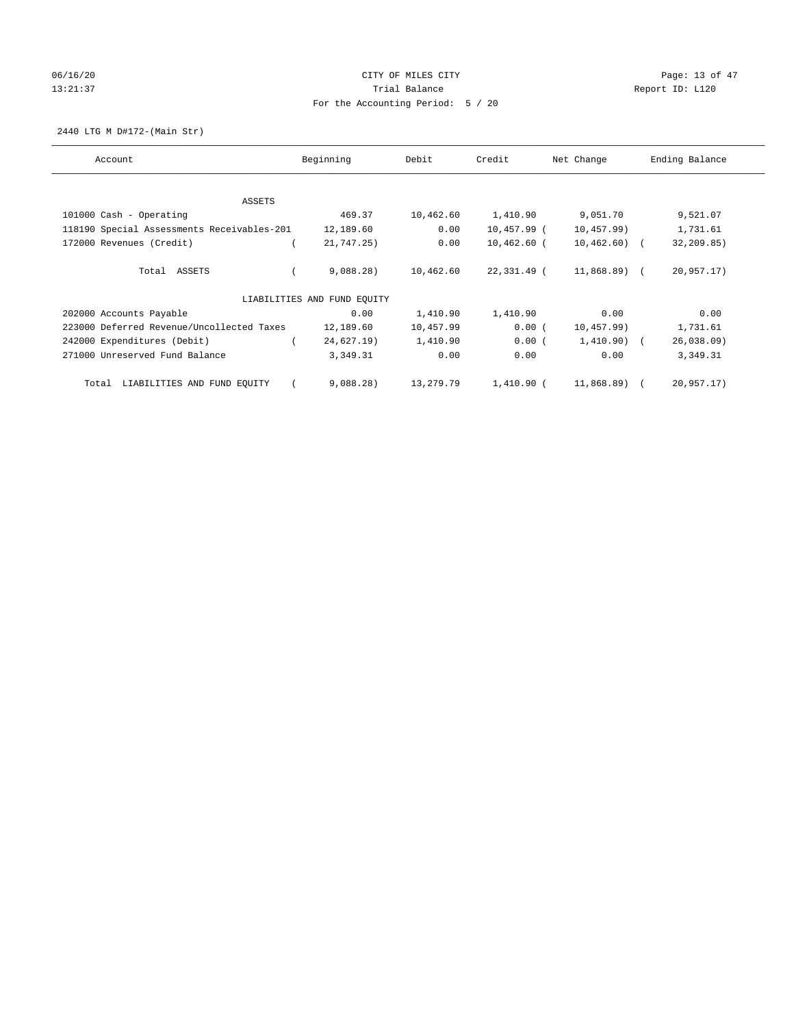CITY OF MILES CITY

Trial Balance

For the Accounting Period: 5 / 20

06/16/20
13:21:37

Report ID: L120

2440 LTG M D#172-(Main Str)

| Account | Beginning | Debit | Credit | Net Change | Ending Balance |
|---|---|---|---|---|---|
| ASSETS | | | | | |
| 101000 Cash - Operating | 469.37 | 10,462.60 | 1,410.90 | 9,051.70 | 9,521.07 |
| 118190 Special Assessments Receivables-201 | 12,189.60 | 0.00 | 10,457.99 | (10,457.99) | 1,731.61 |
| 172000 Revenues (Credit) | (21,747.25) | 0.00 | 10,462.60 | (10,462.60) | (32,209.85) |
| Total ASSETS | (9,088.28) | 10,462.60 | 22,331.49 | (11,868.89) | (20,957.17) |
| LIABILITIES AND FUND EQUITY | | | | | |
| 202000 Accounts Payable | 0.00 | 1,410.90 | 1,410.90 | 0.00 | 0.00 |
| 223000 Deferred Revenue/Uncollected Taxes | 12,189.60 | 10,457.99 | 0.00 | (10,457.99) | 1,731.61 |
| 242000 Expenditures (Debit) | (24,627.19) | 1,410.90 | 0.00 | (1,410.90) | (26,038.09) |
| 271000 Unreserved Fund Balance | 3,349.31 | 0.00 | 0.00 | 0.00 | 3,349.31 |
| Total LIABILITIES AND FUND EQUITY | (9,088.28) | 13,279.79 | 1,410.90 | (11,868.89) | (20,957.17) |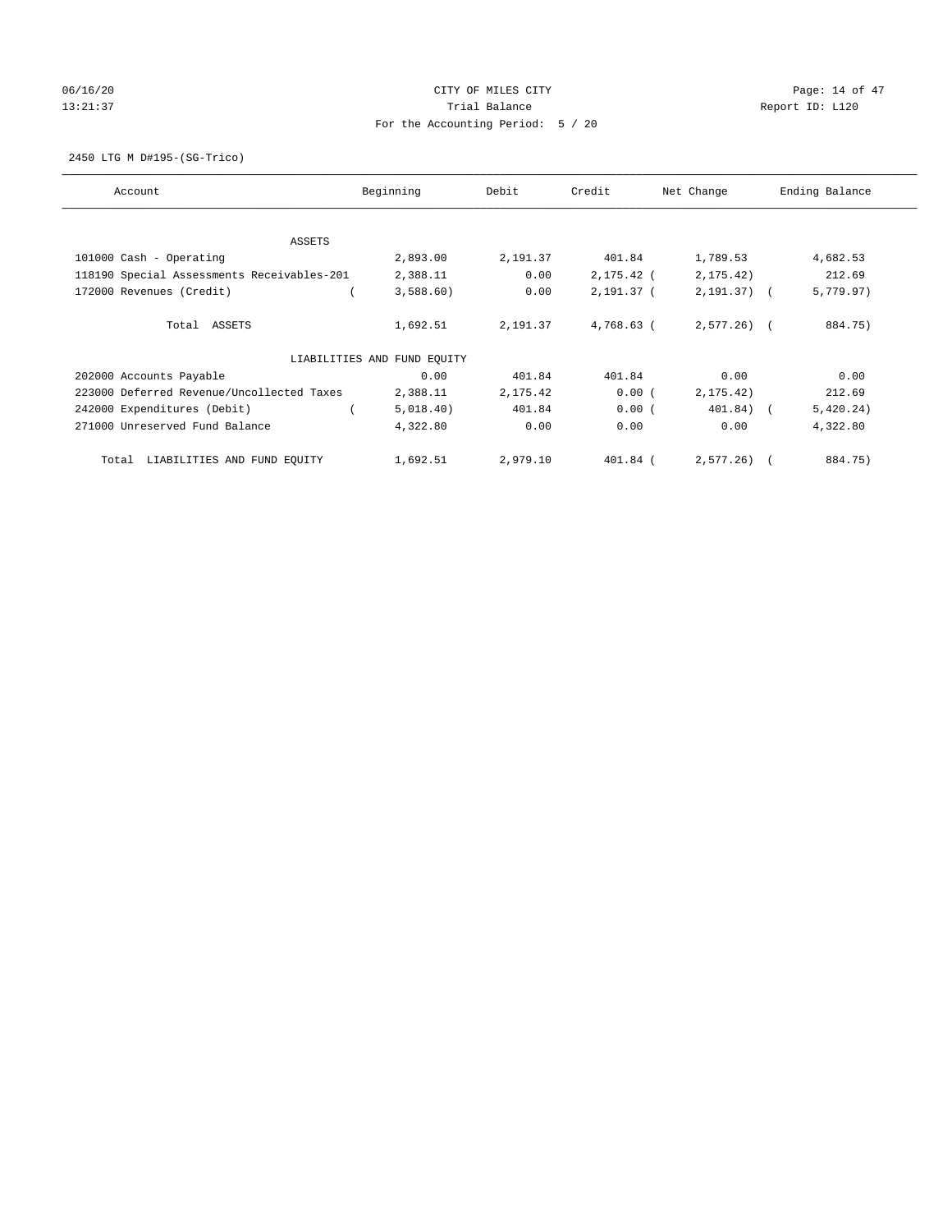CITY OF MILES CITY
Trial Balance
For the Accounting Period: 5 / 20

06/16/20
13:21:37

Report ID: L120

2450 LTG M D#195-(SG-Trico)

| Account | Beginning | Debit | Credit | Net Change | Ending Balance |
|---|---|---|---|---|---|
| ASSETS | | | | | |
| 101000 Cash - Operating | 2,893.00 | 2,191.37 | 401.84 | 1,789.53 | 4,682.53 |
| 118190 Special Assessments Receivables-201 | 2,388.11 | 0.00 | 2,175.42 | (2,175.42) | 212.69 |
| 172000 Revenues (Credit) | (3,588.60) | 0.00 | 2,191.37 | (2,191.37) | (5,779.97) |
| Total ASSETS | 1,692.51 | 2,191.37 | 4,768.63 | (2,577.26) | (884.75) |
| LIABILITIES AND FUND EQUITY | | | | | |
| 202000 Accounts Payable | 0.00 | 401.84 | 401.84 | 0.00 | 0.00 |
| 223000 Deferred Revenue/Uncollected Taxes | 2,388.11 | 2,175.42 | 0.00 | (2,175.42) | 212.69 |
| 242000 Expenditures (Debit) | (5,018.40) | 401.84 | 0.00 | (401.84) | (5,420.24) |
| 271000 Unreserved Fund Balance | 4,322.80 | 0.00 | 0.00 | 0.00 | 4,322.80 |
| Total LIABILITIES AND FUND EQUITY | 1,692.51 | 2,979.10 | 401.84 | (2,577.26) | (884.75) |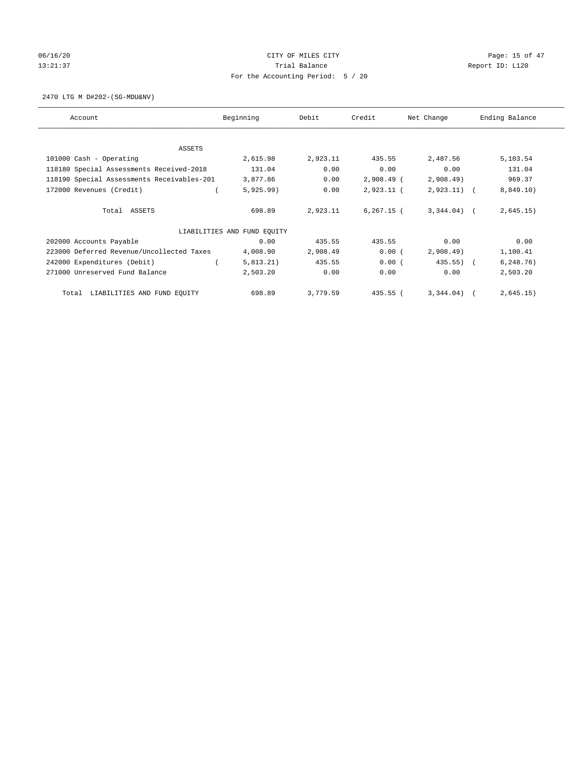06/16/20 CITY OF MILES CITY
13:21:37 Trial Balance Report ID: L120
For the Accounting Period: 5 / 20

2470 LTG M D#202-(SG-MDU&NV)

| Account | Beginning | Debit | Credit | Net Change | Ending Balance |
|---|---|---|---|---|---|
| ASSETS | | | | | |
| 101000 Cash - Operating | 2,615.98 | 2,923.11 | 435.55 | 2,487.56 | 5,103.54 |
| 118180 Special Assessments Received-2018 | 131.04 | 0.00 | 0.00 | 0.00 | 131.04 |
| 118190 Special Assessments Receivables-201 | 3,877.86 | 0.00 | 2,908.49 | (2,908.49) | 969.37 |
| 172000 Revenues (Credit) | (5,925.99) | 0.00 | 2,923.11 | (2,923.11) | (8,849.10) |
| Total ASSETS | 698.89 | 2,923.11 | 6,267.15 | (3,344.04) | (2,645.15) |
| LIABILITIES AND FUND EQUITY | | | | | |
| 202000 Accounts Payable | 0.00 | 435.55 | 435.55 | 0.00 | 0.00 |
| 223000 Deferred Revenue/Uncollected Taxes | 4,008.90 | 2,908.49 | 0.00 | (2,908.49) | 1,100.41 |
| 242000 Expenditures (Debit) | (5,813.21) | 435.55 | 0.00 | (435.55) | (6,248.76) |
| 271000 Unreserved Fund Balance | 2,503.20 | 0.00 | 0.00 | 0.00 | 2,503.20 |
| Total LIABILITIES AND FUND EQUITY | 698.89 | 3,779.59 | 435.55 | (3,344.04) | (2,645.15) |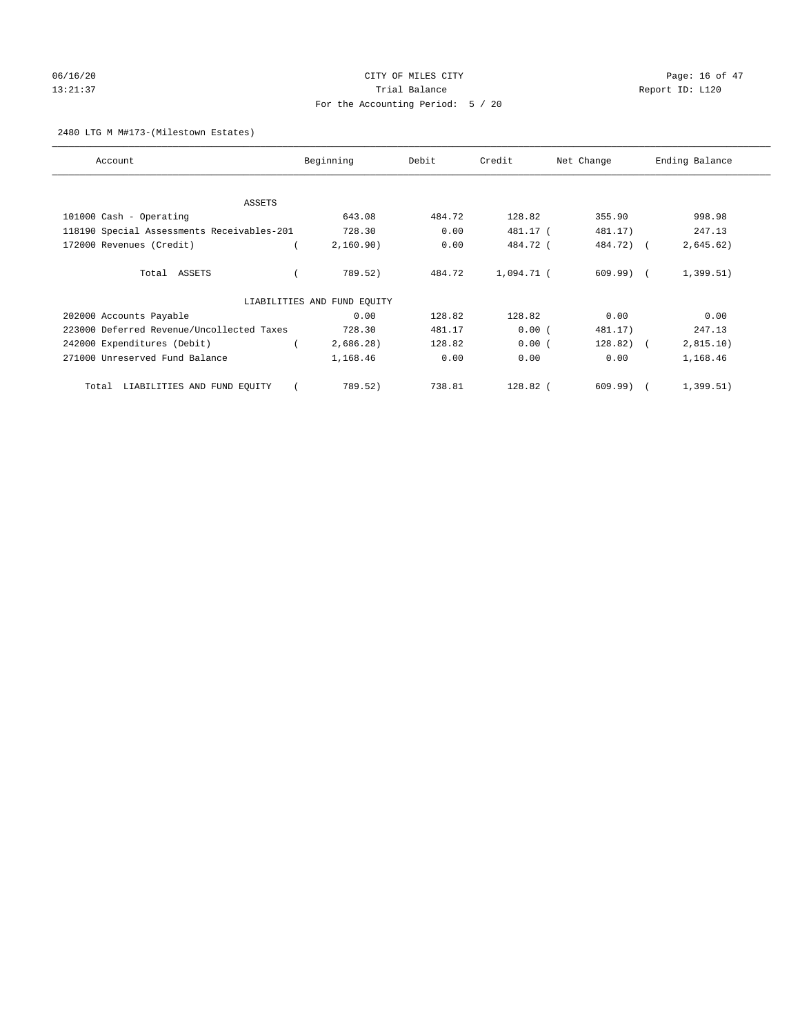CITY OF MILES CITY

Trial Balance

For the Accounting Period: 5 / 20

2480 LTG M M#173-(Milestown Estates)

| Account | Beginning | Debit | Credit | Net Change | Ending Balance |
|---|---|---|---|---|---|
| ASSETS | | | | | |
| 101000 Cash - Operating | 643.08 | 484.72 | 128.82 | 355.90 | 998.98 |
| 118190 Special Assessments Receivables-201 | 728.30 | 0.00 | 481.17 | ( 481.17) | 247.13 |
| 172000 Revenues (Credit) | ( 2,160.90) | 0.00 | 484.72 | ( 484.72) | ( 2,645.62) |
| Total ASSETS | ( 789.52) | 484.72 | 1,094.71 | ( 609.99) | ( 1,399.51) |
| LIABILITIES AND FUND EQUITY | | | | | |
| 202000 Accounts Payable | 0.00 | 128.82 | 128.82 | 0.00 | 0.00 |
| 223000 Deferred Revenue/Uncollected Taxes | 728.30 | 481.17 | 0.00 | ( 481.17) | 247.13 |
| 242000 Expenditures (Debit) | ( 2,686.28) | 128.82 | 0.00 | ( 128.82) | ( 2,815.10) |
| 271000 Unreserved Fund Balance | 1,168.46 | 0.00 | 0.00 | 0.00 | 1,168.46 |
| Total LIABILITIES AND FUND EQUITY | ( 789.52) | 738.81 | 128.82 | ( 609.99) | ( 1,399.51) |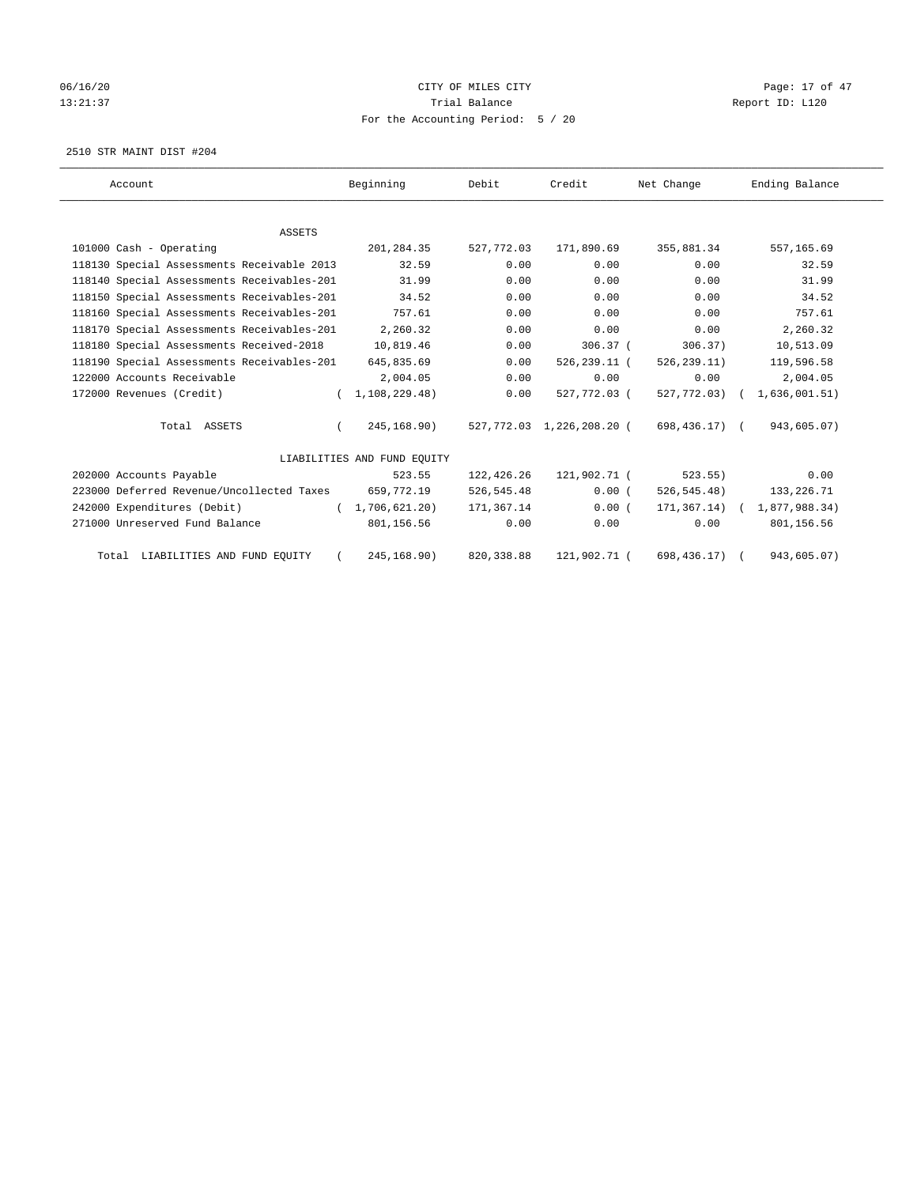CITY OF MILES CITY
Trial Balance
For the Accounting Period: 5 / 20

06/16/20
13:21:37

Report ID: L120

2510 STR MAINT DIST #204

| Account | Beginning | Debit | Credit | Net Change | Ending Balance |
|---|---|---|---|---|---|
| ASSETS | | | | | |
| 101000 Cash - Operating | 201,284.35 | 527,772.03 | 171,890.69 | 355,881.34 | 557,165.69 |
| 118130 Special Assessments Receivable 2013 | 32.59 | 0.00 | 0.00 | 0.00 | 32.59 |
| 118140 Special Assessments Receivables-201 | 31.99 | 0.00 | 0.00 | 0.00 | 31.99 |
| 118150 Special Assessments Receivables-201 | 34.52 | 0.00 | 0.00 | 0.00 | 34.52 |
| 118160 Special Assessments Receivables-201 | 757.61 | 0.00 | 0.00 | 0.00 | 757.61 |
| 118170 Special Assessments Receivables-201 | 2,260.32 | 0.00 | 0.00 | 0.00 | 2,260.32 |
| 118180 Special Assessments Received-2018 | 10,819.46 | 0.00 | 306.37 | ( 306.37) | 10,513.09 |
| 118190 Special Assessments Receivables-201 | 645,835.69 | 0.00 | 526,239.11 | ( 526,239.11) | 119,596.58 |
| 122000 Accounts Receivable | 2,004.05 | 0.00 | 0.00 | 0.00 | 2,004.05 |
| 172000 Revenues (Credit) | ( 1,108,229.48) | 0.00 | 527,772.03 | ( 527,772.03) | ( 1,636,001.51) |
| Total ASSETS | ( 245,168.90) | 527,772.03 | 1,226,208.20 | ( 698,436.17) | ( 943,605.07) |
| LIABILITIES AND FUND EQUITY | | | | | |
| 202000 Accounts Payable | 523.55 | 122,426.26 | 121,902.71 | ( 523.55) | 0.00 |
| 223000 Deferred Revenue/Uncollected Taxes | 659,772.19 | 526,545.48 | 0.00 | ( 526,545.48) | 133,226.71 |
| 242000 Expenditures (Debit) | ( 1,706,621.20) | 171,367.14 | 0.00 | ( 171,367.14) | ( 1,877,988.34) |
| 271000 Unreserved Fund Balance | 801,156.56 | 0.00 | 0.00 | 0.00 | 801,156.56 |
| Total LIABILITIES AND FUND EQUITY | ( 245,168.90) | 820,338.88 | 121,902.71 | ( 698,436.17) | ( 943,605.07) |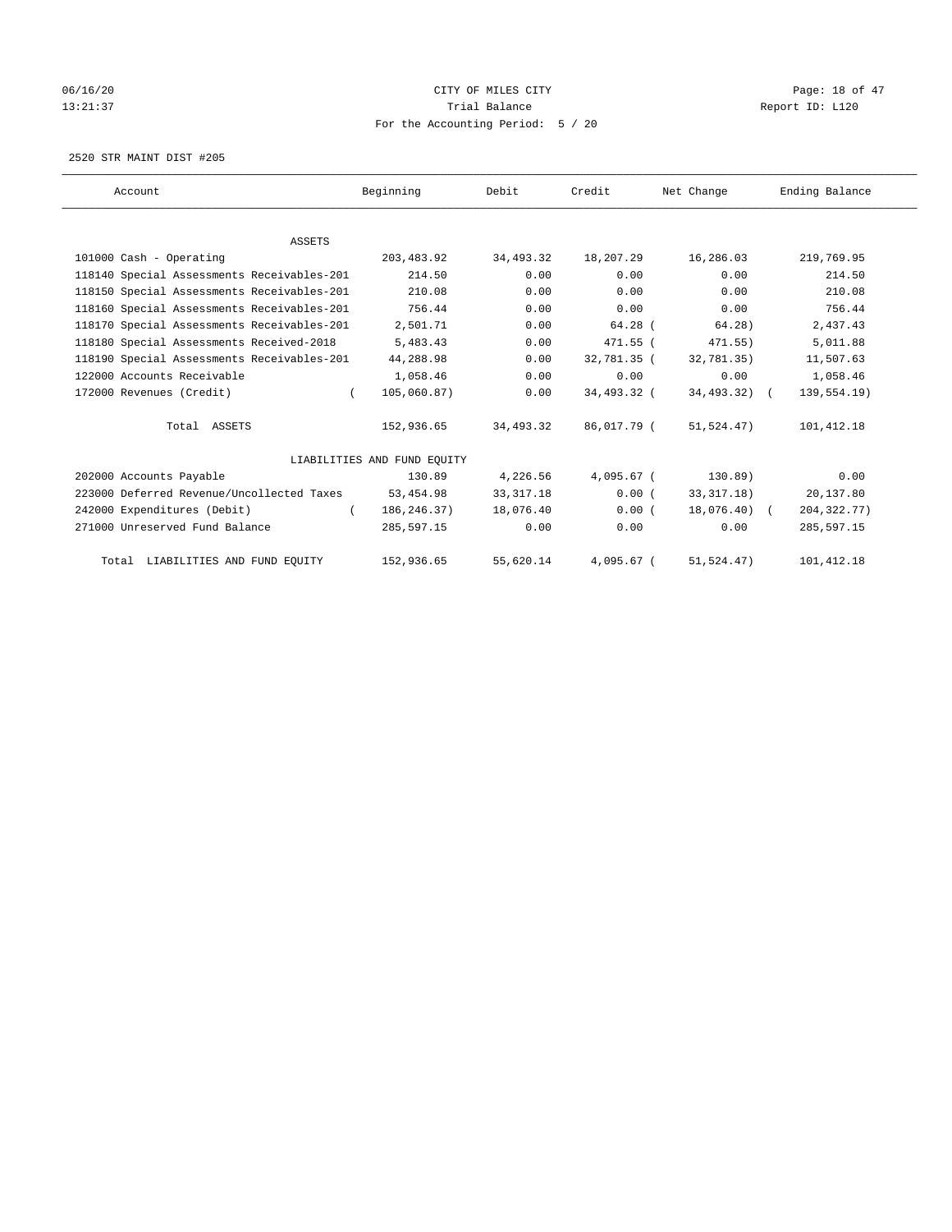CITY OF MILES CITY
Trial Balance
For the Accounting Period: 5 / 20

06/16/20
13:21:37

Report ID: L120

2520 STR MAINT DIST #205

| Account | Beginning | Debit | Credit | Net Change | Ending Balance |
|---|---|---|---|---|---|
| ASSETS | | | | | |
| 101000 Cash - Operating | 203,483.92 | 34,493.32 | 18,207.29 | 16,286.03 | 219,769.95 |
| 118140 Special Assessments Receivables-201 | 214.50 | 0.00 | 0.00 | 0.00 | 214.50 |
| 118150 Special Assessments Receivables-201 | 210.08 | 0.00 | 0.00 | 0.00 | 210.08 |
| 118160 Special Assessments Receivables-201 | 756.44 | 0.00 | 0.00 | 0.00 | 756.44 |
| 118170 Special Assessments Receivables-201 | 2,501.71 | 0.00 | 64.28 | ( 64.28) | 2,437.43 |
| 118180 Special Assessments Received-2018 | 5,483.43 | 0.00 | 471.55 | ( 471.55) | 5,011.88 |
| 118190 Special Assessments Receivables-201 | 44,288.98 | 0.00 | 32,781.35 | ( 32,781.35) | 11,507.63 |
| 122000 Accounts Receivable | 1,058.46 | 0.00 | 0.00 | 0.00 | 1,058.46 |
| 172000 Revenues (Credit) | ( 105,060.87) | 0.00 | 34,493.32 | ( 34,493.32) | ( 139,554.19) |
| Total ASSETS | 152,936.65 | 34,493.32 | 86,017.79 | ( 51,524.47) | 101,412.18 |
| LIABILITIES AND FUND EQUITY | | | | | |
| 202000 Accounts Payable | 130.89 | 4,226.56 | 4,095.67 | ( 130.89) | 0.00 |
| 223000 Deferred Revenue/Uncollected Taxes | 53,454.98 | 33,317.18 | 0.00 | ( 33,317.18) | 20,137.80 |
| 242000 Expenditures (Debit) | ( 186,246.37) | 18,076.40 | 0.00 | ( 18,076.40) | ( 204,322.77) |
| 271000 Unreserved Fund Balance | 285,597.15 | 0.00 | 0.00 | 0.00 | 285,597.15 |
| Total LIABILITIES AND FUND EQUITY | 152,936.65 | 55,620.14 | 4,095.67 | ( 51,524.47) | 101,412.18 |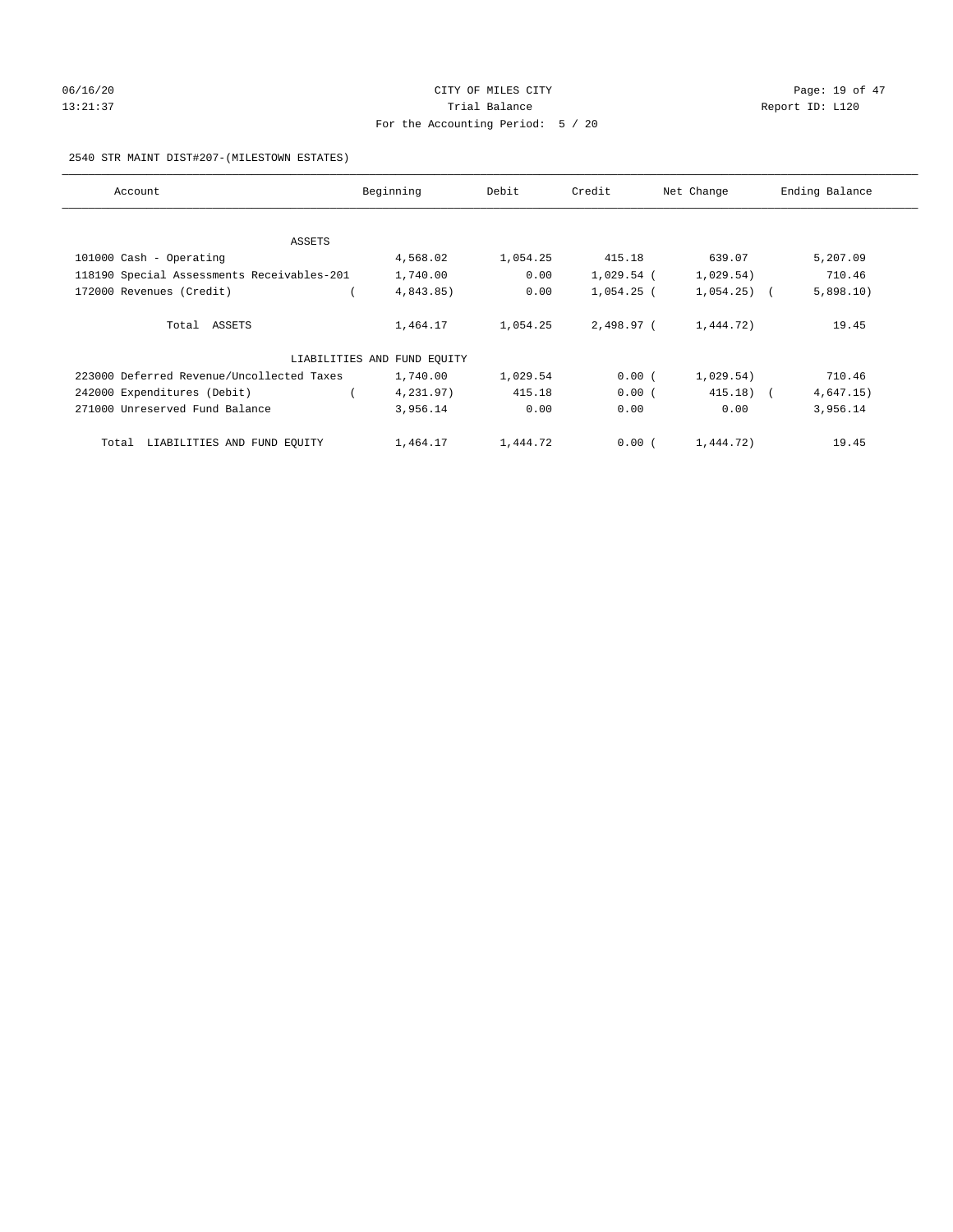CITY OF MILES CITY

Trial Balance

For the Accounting Period: 5 / 20

2540 STR MAINT DIST#207-(MILESTOWN ESTATES)

| Account | Beginning | Debit | Credit | Net Change | Ending Balance |
|---|---|---|---|---|---|
| ASSETS | | | | | |
| 101000 Cash - Operating | 4,568.02 | 1,054.25 | 415.18 | 639.07 | 5,207.09 |
| 118190 Special Assessments Receivables-201 | 1,740.00 | 0.00 | 1,029.54 | (1,029.54) | 710.46 |
| 172000 Revenues (Credit) | (4,843.85) | 0.00 | 1,054.25 | (1,054.25) | (5,898.10) |
| Total ASSETS | 1,464.17 | 1,054.25 | 2,498.97 | (1,444.72) | 19.45 |
| LIABILITIES AND FUND EQUITY | | | | | |
| 223000 Deferred Revenue/Uncollected Taxes | 1,740.00 | 1,029.54 | 0.00 | (1,029.54) | 710.46 |
| 242000 Expenditures (Debit) | (4,231.97) | 415.18 | 0.00 | (415.18) | (4,647.15) |
| 271000 Unreserved Fund Balance | 3,956.14 | 0.00 | 0.00 | 0.00 | 3,956.14 |
| Total LIABILITIES AND FUND EQUITY | 1,464.17 | 1,444.72 | 0.00 | (1,444.72) | 19.45 |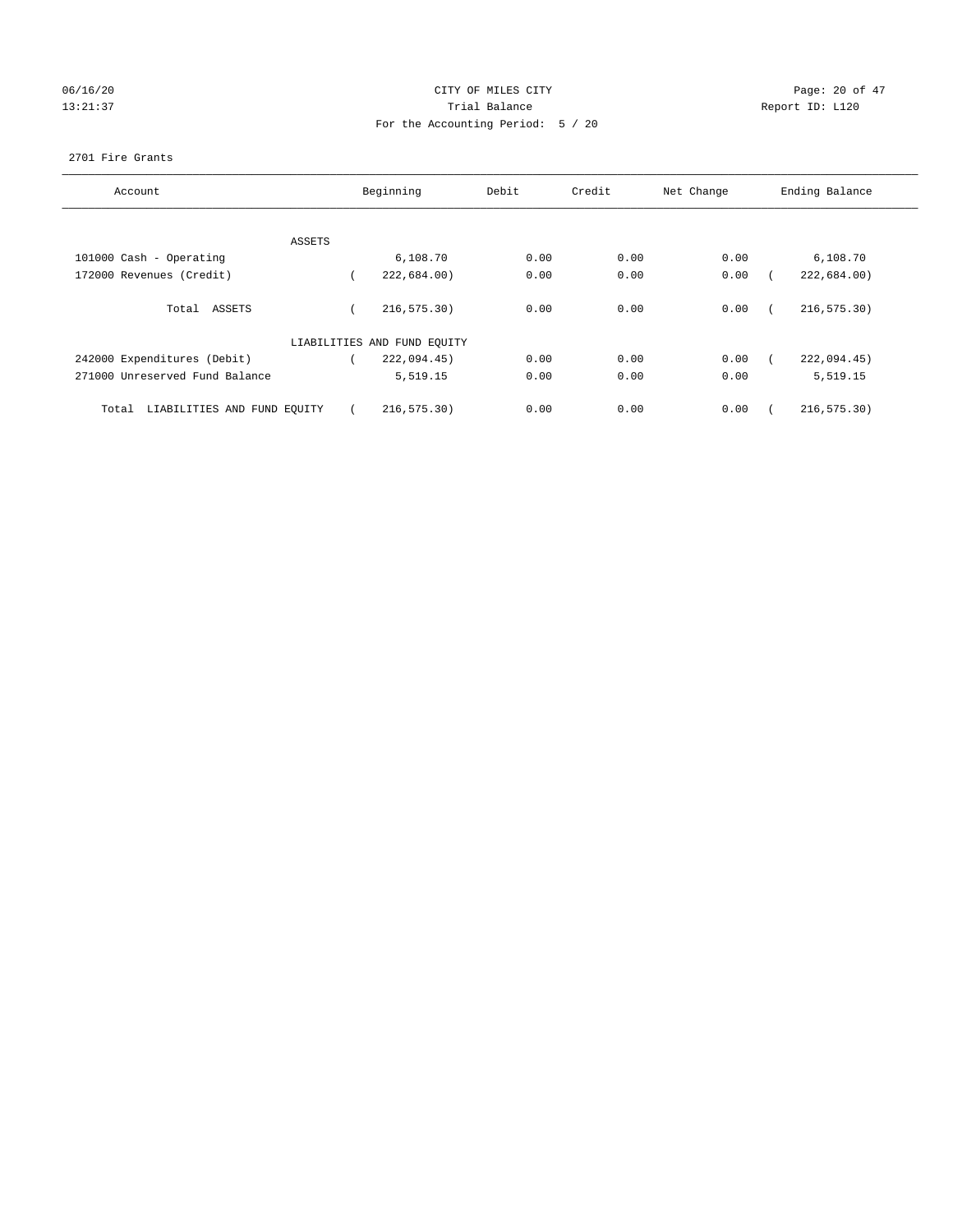CITY OF MILES CITY

Trial Balance

For the Accounting Period: 5 / 20

06/16/20
13:21:37

Report ID: L120

2701 Fire Grants

| Account | Beginning | Debit | Credit | Net Change | Ending Balance |
|---|---|---|---|---|---|
| ASSETS | | | | | |
| 101000 Cash - Operating | 6,108.70 | 0.00 | 0.00 | 0.00 | 6,108.70 |
| 172000 Revenues (Credit) | ( 222,684.00) | 0.00 | 0.00 | 0.00 | ( 222,684.00) |
| Total ASSETS | ( 216,575.30) | 0.00 | 0.00 | 0.00 | ( 216,575.30) |
| LIABILITIES AND FUND EQUITY | | | | | |
| 242000 Expenditures (Debit) | ( 222,094.45) | 0.00 | 0.00 | 0.00 | ( 222,094.45) |
| 271000 Unreserved Fund Balance | 5,519.15 | 0.00 | 0.00 | 0.00 | 5,519.15 |
| Total LIABILITIES AND FUND EQUITY | ( 216,575.30) | 0.00 | 0.00 | 0.00 | ( 216,575.30) |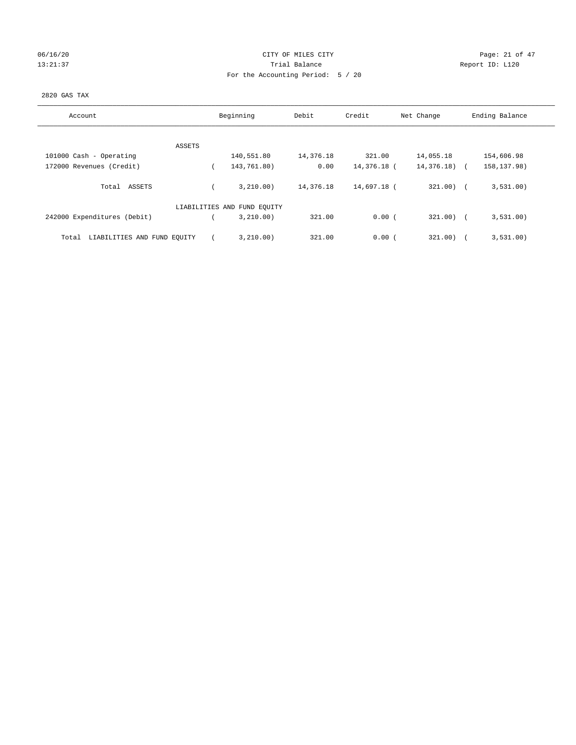06/16/20 CITY OF MILES CITY
13:21:37 Trial Balance Report ID: L120
For the Accounting Period: 5 / 20

2820 GAS TAX

| Account | Beginning | Debit | Credit | Net Change | Ending Balance |
|---|---|---|---|---|---|
| ASSETS | | | | | |
| 101000 Cash - Operating | 140,551.80 | 14,376.18 | 321.00 | 14,055.18 | 154,606.98 |
| 172000 Revenues (Credit) | ( 143,761.80) | 0.00 | 14,376.18 | ( 14,376.18) | ( 158,137.98) |
| Total ASSETS | ( 3,210.00) | 14,376.18 | 14,697.18 | ( 321.00) | ( 3,531.00) |
| LIABILITIES AND FUND EQUITY | | | | | |
| 242000 Expenditures (Debit) | ( 3,210.00) | 321.00 | 0.00 | ( 321.00) | ( 3,531.00) |
| Total LIABILITIES AND FUND EQUITY | ( 3,210.00) | 321.00 | 0.00 | ( 321.00) | ( 3,531.00) |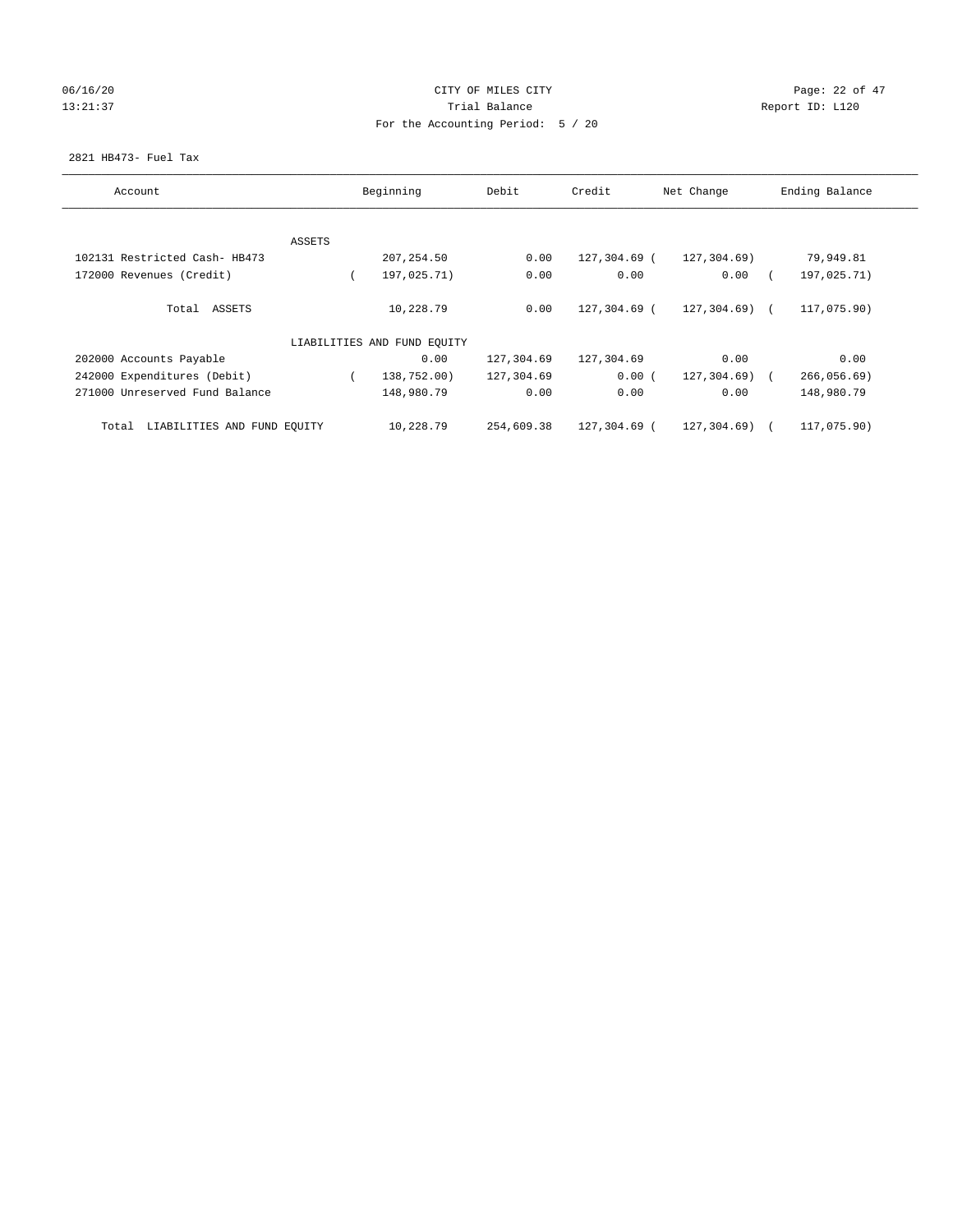06/16/20 CITY OF MILES CITY
13:21:37 Trial Balance Report ID: L120
For the Accounting Period: 5 / 20

2821 HB473- Fuel Tax

| Account | Beginning | Debit | Credit | Net Change | Ending Balance |
|---|---|---|---|---|---|
| ASSETS | | | | | |
| 102131 Restricted Cash- HB473 | 207,254.50 | 0.00 | 127,304.69 | ( 127,304.69) | 79,949.81 |
| 172000 Revenues (Credit) | ( 197,025.71) | 0.00 | 0.00 | 0.00 | ( 197,025.71) |
| Total ASSETS | 10,228.79 | 0.00 | 127,304.69 | ( 127,304.69) | ( 117,075.90) |
| LIABILITIES AND FUND EQUITY | | | | | |
| 202000 Accounts Payable | 0.00 | 127,304.69 | 127,304.69 | 0.00 | 0.00 |
| 242000 Expenditures (Debit) | ( 138,752.00) | 127,304.69 | 0.00 | ( 127,304.69) | ( 266,056.69) |
| 271000 Unreserved Fund Balance | 148,980.79 | 0.00 | 0.00 | 0.00 | 148,980.79 |
| Total LIABILITIES AND FUND EQUITY | 10,228.79 | 254,609.38 | 127,304.69 | ( 127,304.69) | ( 117,075.90) |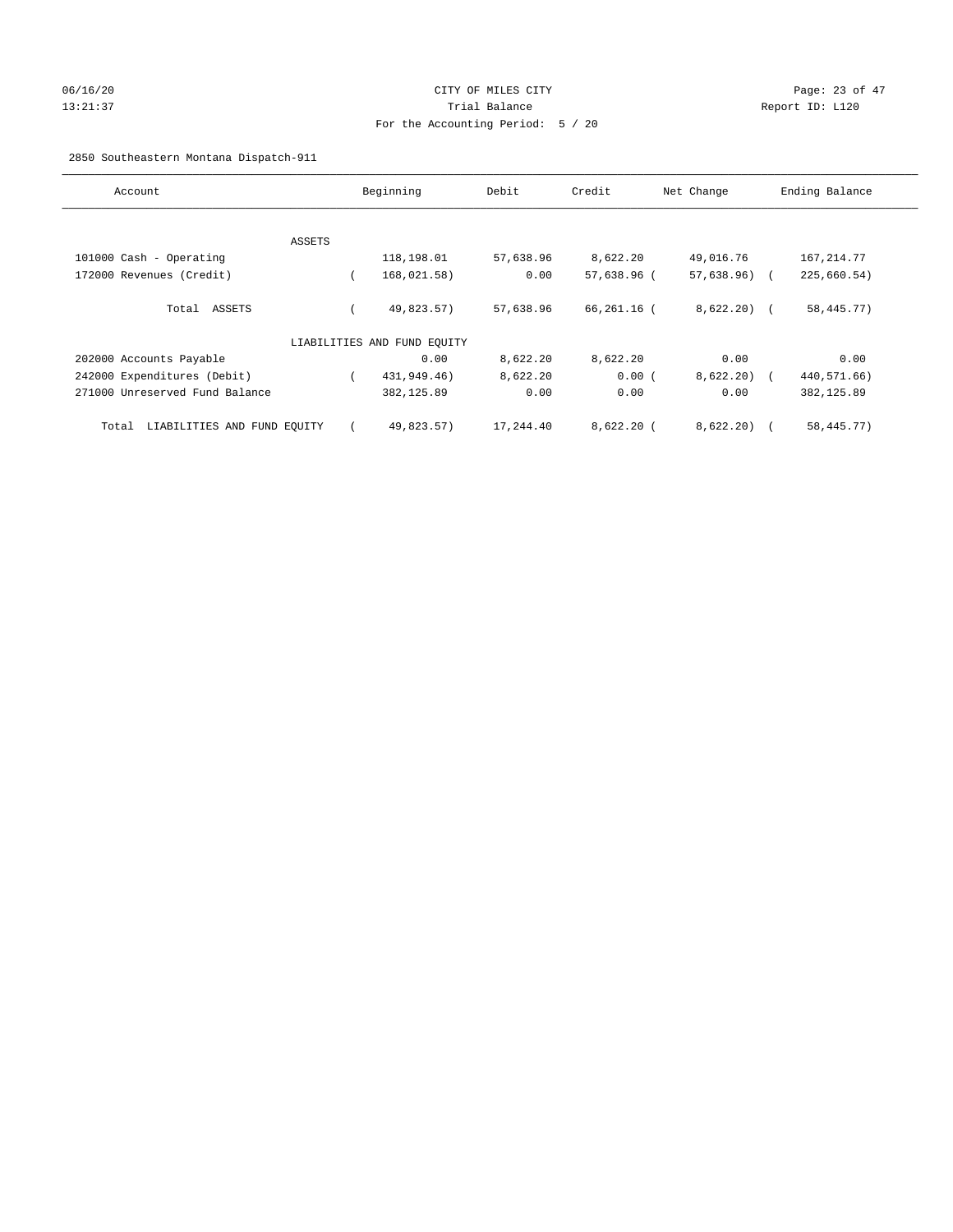CITY OF MILES CITY
Trial Balance
For the Accounting Period: 5 / 20

06/16/20
13:21:37

Report ID: L120

2850 Southeastern Montana Dispatch-911

| Account | Beginning | Debit | Credit | Net Change | Ending Balance |
|---|---|---|---|---|---|
| ASSETS | | | | | |
| 101000 Cash - Operating | 118,198.01 | 57,638.96 | 8,622.20 | 49,016.76 | 167,214.77 |
| 172000 Revenues (Credit) | ( 168,021.58) | 0.00 | 57,638.96 | ( 57,638.96) | ( 225,660.54) |
| Total ASSETS | ( 49,823.57) | 57,638.96 | 66,261.16 | ( 8,622.20) | ( 58,445.77) |
| LIABILITIES AND FUND EQUITY | | | | | |
| 202000 Accounts Payable | 0.00 | 8,622.20 | 8,622.20 | 0.00 | 0.00 |
| 242000 Expenditures (Debit) | ( 431,949.46) | 8,622.20 | 0.00 | ( 8,622.20) | ( 440,571.66) |
| 271000 Unreserved Fund Balance | 382,125.89 | 0.00 | 0.00 | 0.00 | 382,125.89 |
| Total LIABILITIES AND FUND EQUITY | ( 49,823.57) | 17,244.40 | 8,622.20 | ( 8,622.20) | ( 58,445.77) |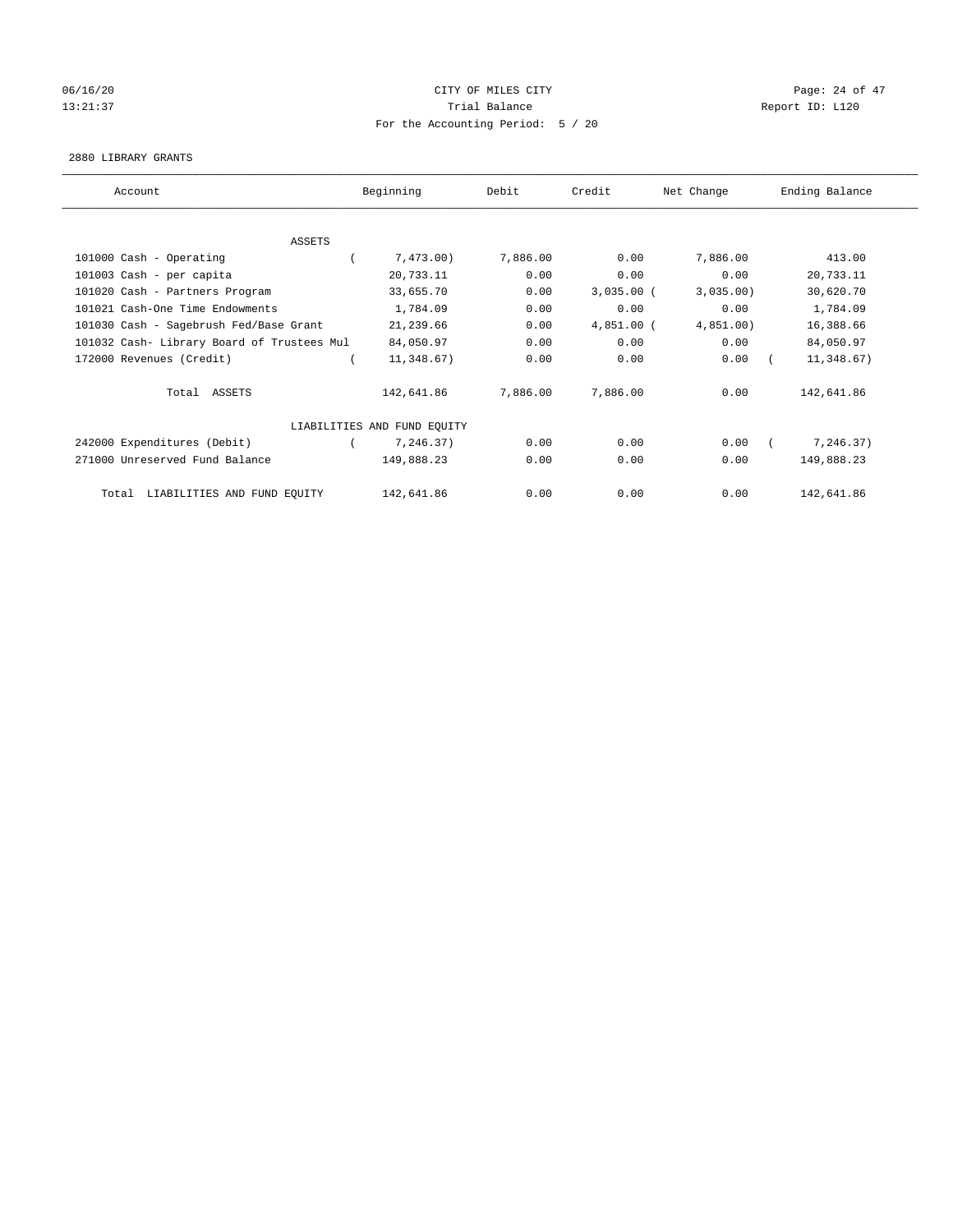CITY OF MILES CITY

Trial Balance

For the Accounting Period: 5 / 20

06/16/20
13:21:37

Report ID: L120

2880 LIBRARY GRANTS

| Account | Beginning | Debit | Credit | Net Change | Ending Balance |
|---|---|---|---|---|---|
| ASSETS | | | | | |
| 101000 Cash - Operating | ( 7,473.00) | 7,886.00 | 0.00 | 7,886.00 | 413.00 |
| 101003 Cash - per capita | 20,733.11 | 0.00 | 0.00 | 0.00 | 20,733.11 |
| 101020 Cash - Partners Program | 33,655.70 | 0.00 | 3,035.00 | ( 3,035.00) | 30,620.70 |
| 101021 Cash-One Time Endowments | 1,784.09 | 0.00 | 0.00 | 0.00 | 1,784.09 |
| 101030 Cash - Sagebrush Fed/Base Grant | 21,239.66 | 0.00 | 4,851.00 | ( 4,851.00) | 16,388.66 |
| 101032 Cash- Library Board of Trustees Mul | 84,050.97 | 0.00 | 0.00 | 0.00 | 84,050.97 |
| 172000 Revenues (Credit) | ( 11,348.67) | 0.00 | 0.00 | 0.00 | ( 11,348.67) |
| Total ASSETS | 142,641.86 | 7,886.00 | 7,886.00 | 0.00 | 142,641.86 |
| LIABILITIES AND FUND EQUITY | | | | | |
| 242000 Expenditures (Debit) | ( 7,246.37) | 0.00 | 0.00 | 0.00 | ( 7,246.37) |
| 271000 Unreserved Fund Balance | 149,888.23 | 0.00 | 0.00 | 0.00 | 149,888.23 |
| Total LIABILITIES AND FUND EQUITY | 142,641.86 | 0.00 | 0.00 | 0.00 | 142,641.86 |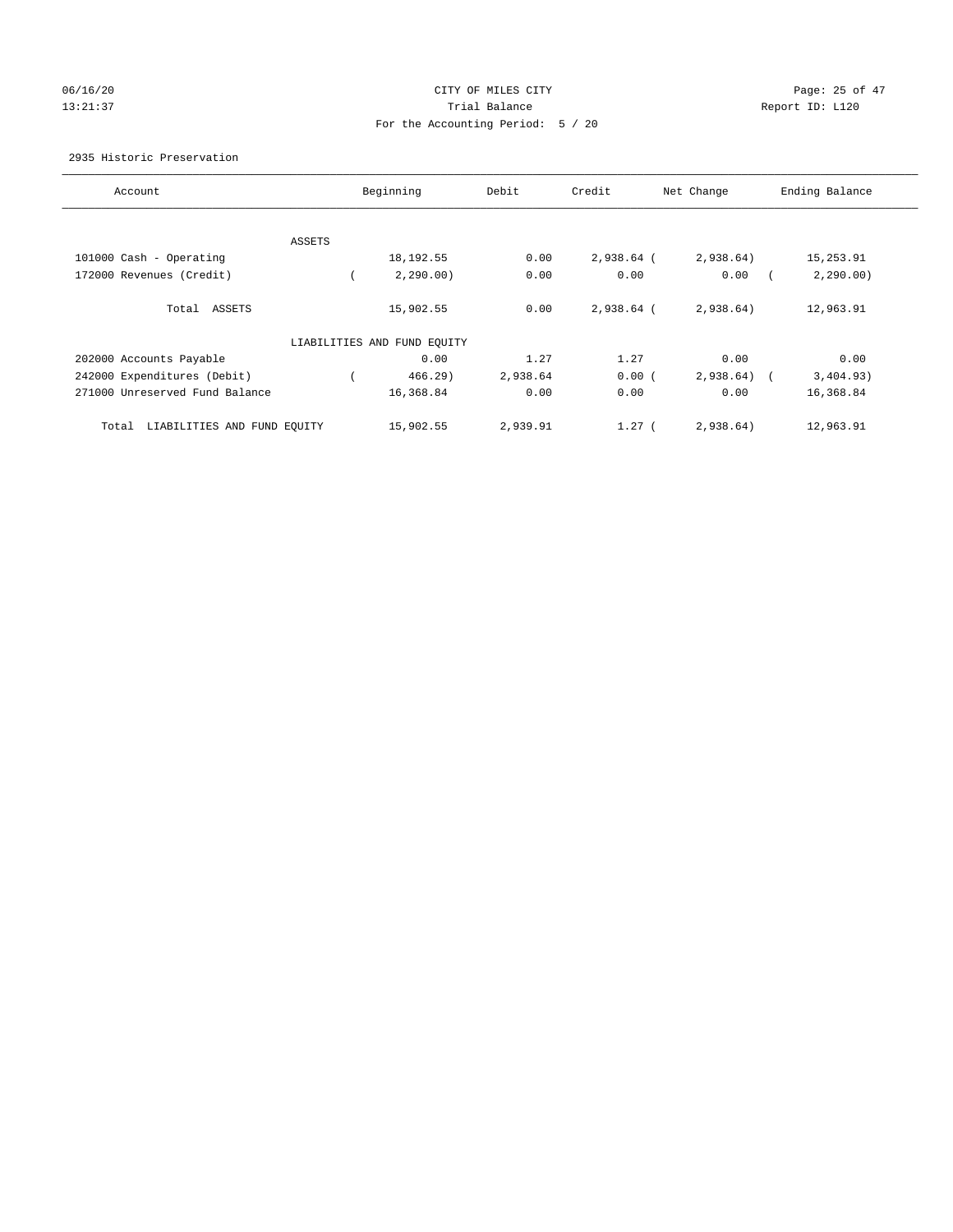CITY OF MILES CITY

Trial Balance

For the Accounting Period: 5 / 20

2935 Historic Preservation

| Account | Beginning | Debit | Credit | Net Change | Ending Balance |
|---|---|---|---|---|---|
| ASSETS | | | | | |
| 101000 Cash - Operating | 18,192.55 | 0.00 | 2,938.64 | ( 2,938.64) | 15,253.91 |
| 172000 Revenues (Credit) | ( 2,290.00) | 0.00 | 0.00 | 0.00 | ( 2,290.00) |
| Total ASSETS | 15,902.55 | 0.00 | 2,938.64 | ( 2,938.64) | 12,963.91 |
| LIABILITIES AND FUND EQUITY | | | | | |
| 202000 Accounts Payable | 0.00 | 1.27 | 1.27 | 0.00 | 0.00 |
| 242000 Expenditures (Debit) | ( 466.29) | 2,938.64 | 0.00 | ( 2,938.64) | ( 3,404.93) |
| 271000 Unreserved Fund Balance | 16,368.84 | 0.00 | 0.00 | 0.00 | 16,368.84 |
| Total LIABILITIES AND FUND EQUITY | 15,902.55 | 2,939.91 | 1.27 | ( 2,938.64) | 12,963.91 |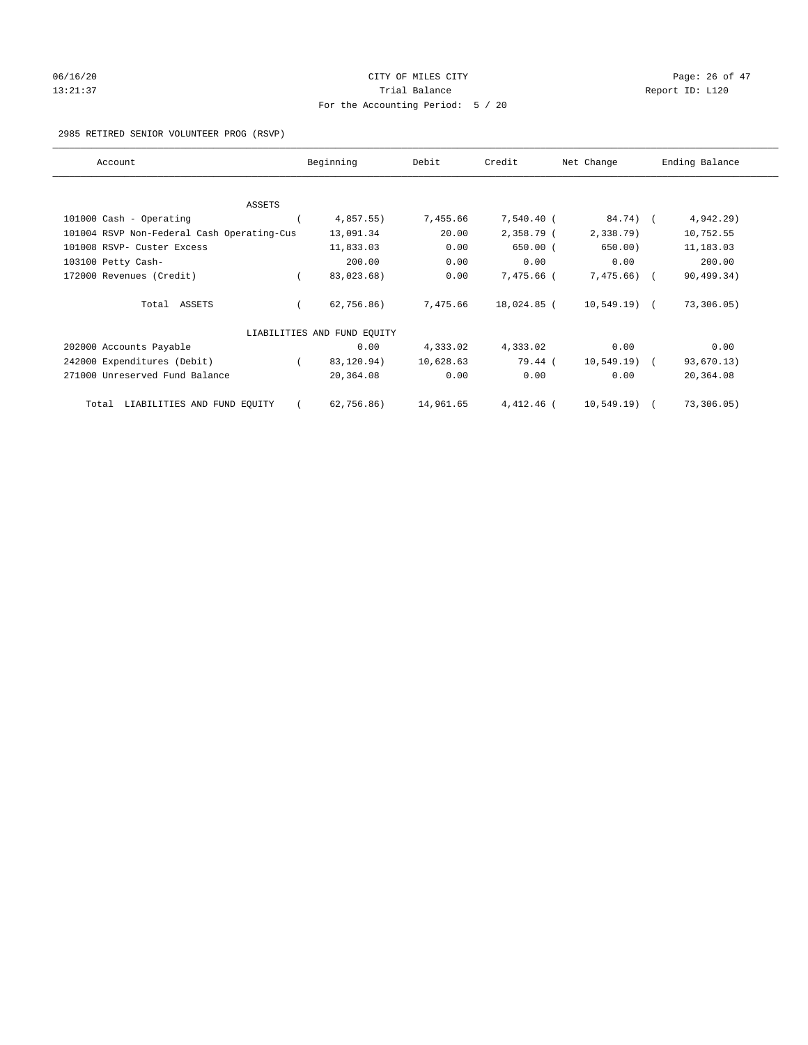CITY OF MILES CITY
Trial Balance
For the Accounting Period: 5 / 20

06/16/20
13:21:37

Report ID: L120

2985 RETIRED SENIOR VOLUNTEER PROG (RSVP)

| Account | Beginning | Debit | Credit | Net Change | Ending Balance |
|---|---|---|---|---|---|
| ASSETS | | | | | |
| 101000 Cash - Operating | ( 4,857.55) | 7,455.66 | 7,540.40 | ( 84.74) | ( 4,942.29) |
| 101004 RSVP Non-Federal Cash Operating-Cus | 13,091.34 | 20.00 | 2,358.79 | ( 2,338.79) | 10,752.55 |
| 101008 RSVP- Custer Excess | 11,833.03 | 0.00 | 650.00 | ( 650.00) | 11,183.03 |
| 103100 Petty Cash- | 200.00 | 0.00 | 0.00 | 0.00 | 200.00 |
| 172000 Revenues (Credit) | ( 83,023.68) | 0.00 | 7,475.66 | ( 7,475.66) | ( 90,499.34) |
| Total ASSETS | ( 62,756.86) | 7,475.66 | 18,024.85 | ( 10,549.19) | ( 73,306.05) |
| LIABILITIES AND FUND EQUITY | | | | | |
| 202000 Accounts Payable | 0.00 | 4,333.02 | 4,333.02 | 0.00 | 0.00 |
| 242000 Expenditures (Debit) | ( 83,120.94) | 10,628.63 | 79.44 | ( 10,549.19) | ( 93,670.13) |
| 271000 Unreserved Fund Balance | 20,364.08 | 0.00 | 0.00 | 0.00 | 20,364.08 |
| Total LIABILITIES AND FUND EQUITY | ( 62,756.86) | 14,961.65 | 4,412.46 | ( 10,549.19) | ( 73,306.05) |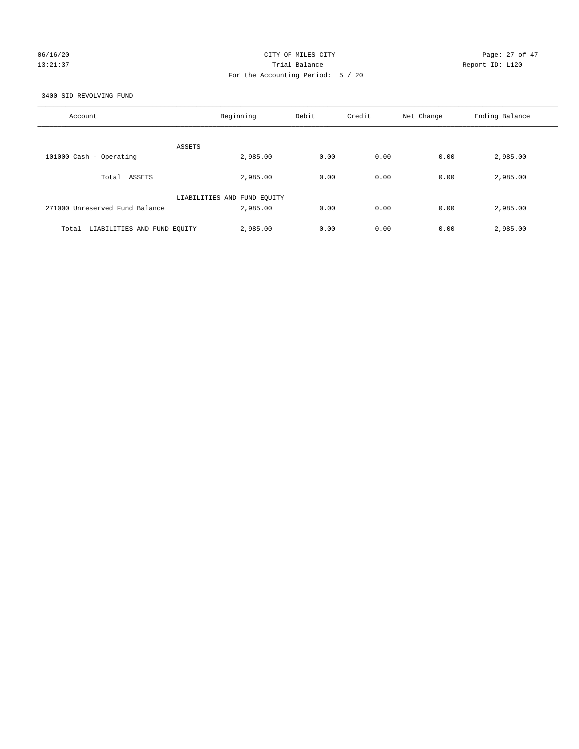CITY OF MILES CITY

Trial Balance

For the Accounting Period: 5 / 20

06/16/20
13:21:37

Report ID: L120

3400 SID REVOLVING FUND

| Account | Beginning | Debit | Credit | Net Change | Ending Balance |
|---|---|---|---|---|---|
| ASSETS | | | | | |
| 101000 Cash - Operating | 2,985.00 | 0.00 | 0.00 | 0.00 | 2,985.00 |
| Total ASSETS | 2,985.00 | 0.00 | 0.00 | 0.00 | 2,985.00 |
| LIABILITIES AND FUND EQUITY | | | | | |
| 271000 Unreserved Fund Balance | 2,985.00 | 0.00 | 0.00 | 0.00 | 2,985.00 |
| Total LIABILITIES AND FUND EQUITY | 2,985.00 | 0.00 | 0.00 | 0.00 | 2,985.00 |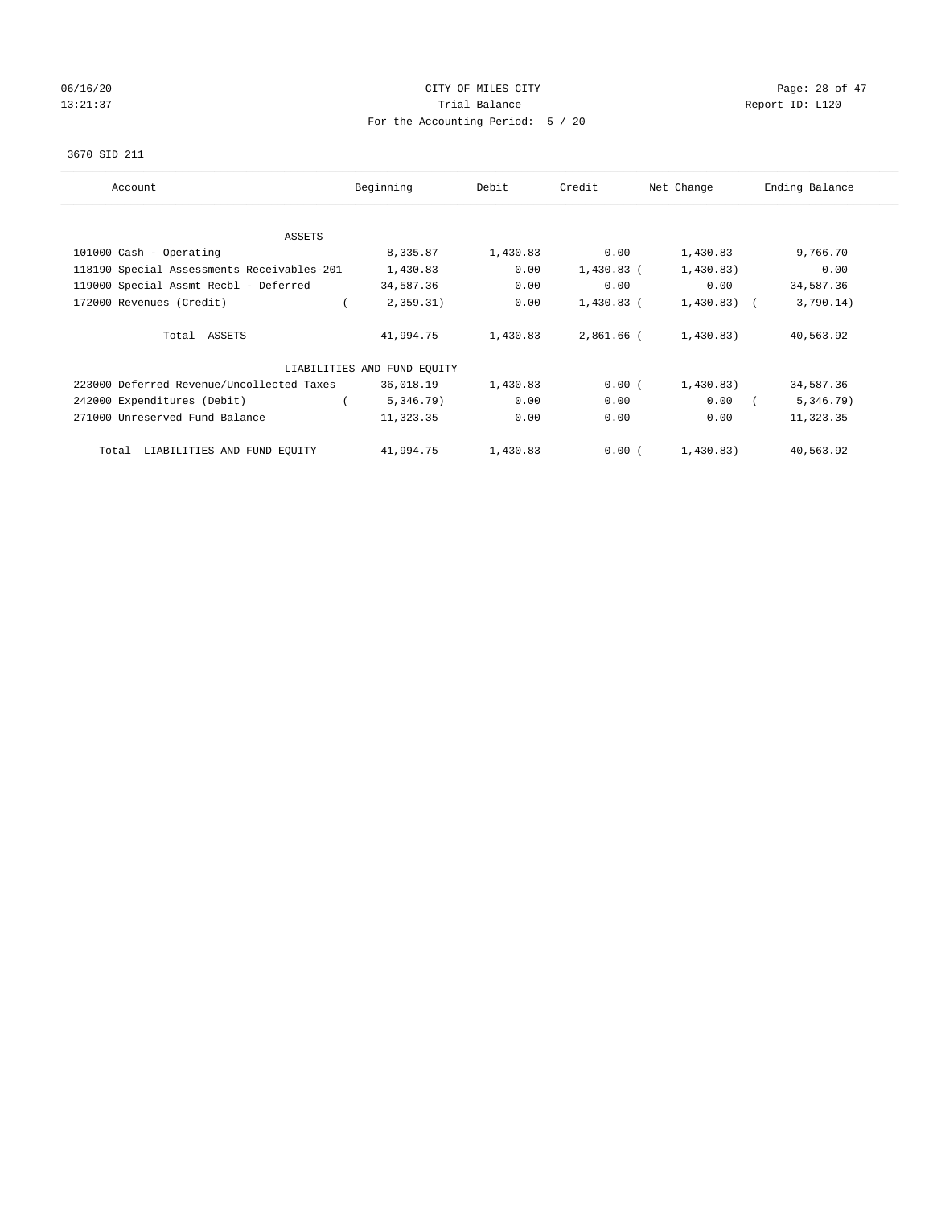CITY OF MILES CITY

Trial Balance

For the Accounting Period: 5 / 20

06/16/20
13:21:37

Report ID: L120

3670 SID 211

| Account | Beginning | Debit | Credit | Net Change | Ending Balance |
|---|---|---|---|---|---|
| ASSETS | | | | | |
| 101000 Cash - Operating | 8,335.87 | 1,430.83 | 0.00 | 1,430.83 | 9,766.70 |
| 118190 Special Assessments Receivables-201 | 1,430.83 | 0.00 | 1,430.83 | ( 1,430.83) | 0.00 |
| 119000 Special Assmt Recbl - Deferred | 34,587.36 | 0.00 | 0.00 | 0.00 | 34,587.36 |
| 172000 Revenues (Credit) | ( 2,359.31) | 0.00 | 1,430.83 | ( 1,430.83) | ( 3,790.14) |
| Total ASSETS | 41,994.75 | 1,430.83 | 2,861.66 | ( 1,430.83) | 40,563.92 |
| LIABILITIES AND FUND EQUITY | | | | | |
| 223000 Deferred Revenue/Uncollected Taxes | 36,018.19 | 1,430.83 | 0.00 | ( 1,430.83) | 34,587.36 |
| 242000 Expenditures (Debit) | ( 5,346.79) | 0.00 | 0.00 | 0.00 | ( 5,346.79) |
| 271000 Unreserved Fund Balance | 11,323.35 | 0.00 | 0.00 | 0.00 | 11,323.35 |
| Total LIABILITIES AND FUND EQUITY | 41,994.75 | 1,430.83 | 0.00 | ( 1,430.83) | 40,563.92 |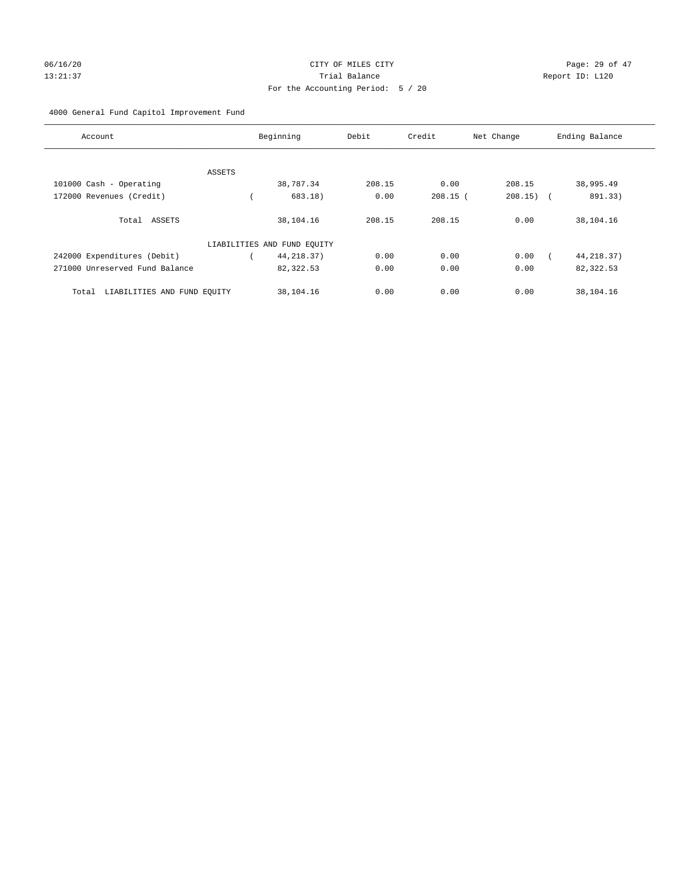CITY OF MILES CITY
Trial Balance
For the Accounting Period: 5 / 20

06/16/20
13:21:37

Report ID: L120

4000 General Fund Capitol Improvement Fund

| Account | Beginning | Debit | Credit | Net Change | Ending Balance |
|---|---|---|---|---|---|
| ASSETS | | | | | |
| 101000 Cash - Operating | 38,787.34 | 208.15 | 0.00 | 208.15 | 38,995.49 |
| 172000 Revenues (Credit) | ( 683.18) | 0.00 | 208.15 | ( 208.15) | ( 891.33) |
| Total ASSETS | 38,104.16 | 208.15 | 208.15 | 0.00 | 38,104.16 |
| LIABILITIES AND FUND EQUITY | | | | | |
| 242000 Expenditures (Debit) | ( 44,218.37) | 0.00 | 0.00 | 0.00 | ( 44,218.37) |
| 271000 Unreserved Fund Balance | 82,322.53 | 0.00 | 0.00 | 0.00 | 82,322.53 |
| Total LIABILITIES AND FUND EQUITY | 38,104.16 | 0.00 | 0.00 | 0.00 | 38,104.16 |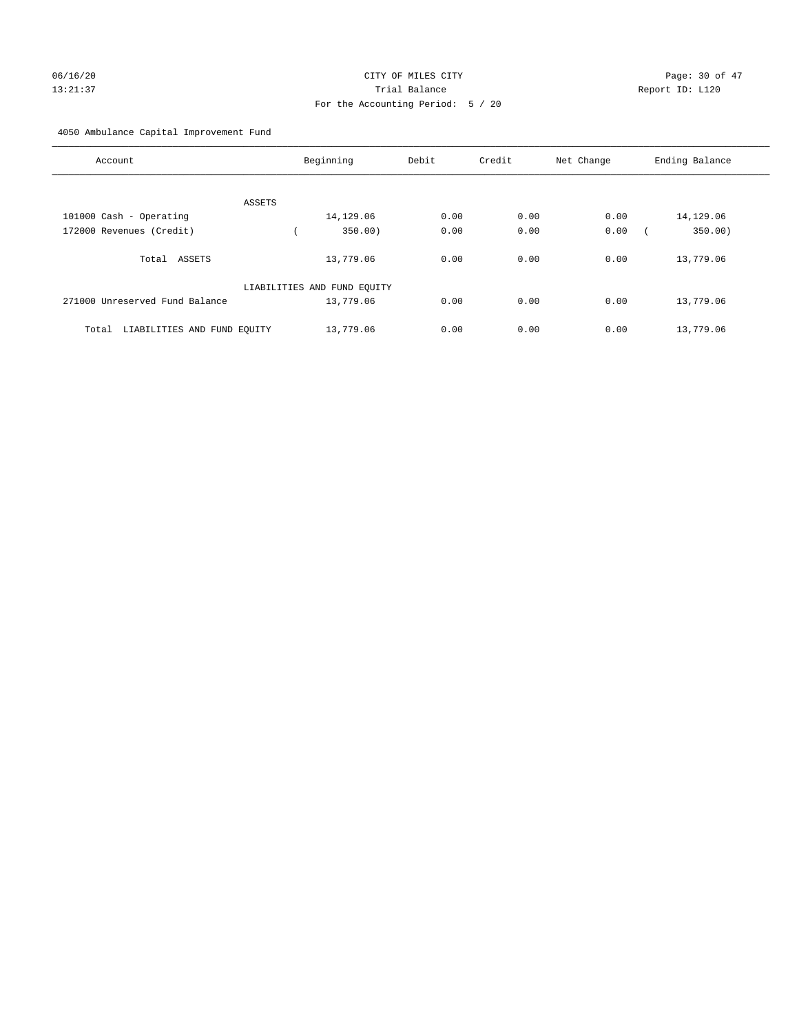CITY OF MILES CITY
Trial Balance
For the Accounting Period: 5 / 20

06/16/20
13:21:37

Report ID: L120

4050 Ambulance Capital Improvement Fund

| Account | Beginning | Debit | Credit | Net Change | Ending Balance |
|---|---|---|---|---|---|
| ASSETS | | | | | |
| 101000 Cash - Operating | 14,129.06 | 0.00 | 0.00 | 0.00 | 14,129.06 |
| 172000 Revenues (Credit) | ( 350.00) | 0.00 | 0.00 | 0.00 | ( 350.00) |
| Total ASSETS | 13,779.06 | 0.00 | 0.00 | 0.00 | 13,779.06 |
| LIABILITIES AND FUND EQUITY | | | | | |
| 271000 Unreserved Fund Balance | 13,779.06 | 0.00 | 0.00 | 0.00 | 13,779.06 |
| Total LIABILITIES AND FUND EQUITY | 13,779.06 | 0.00 | 0.00 | 0.00 | 13,779.06 |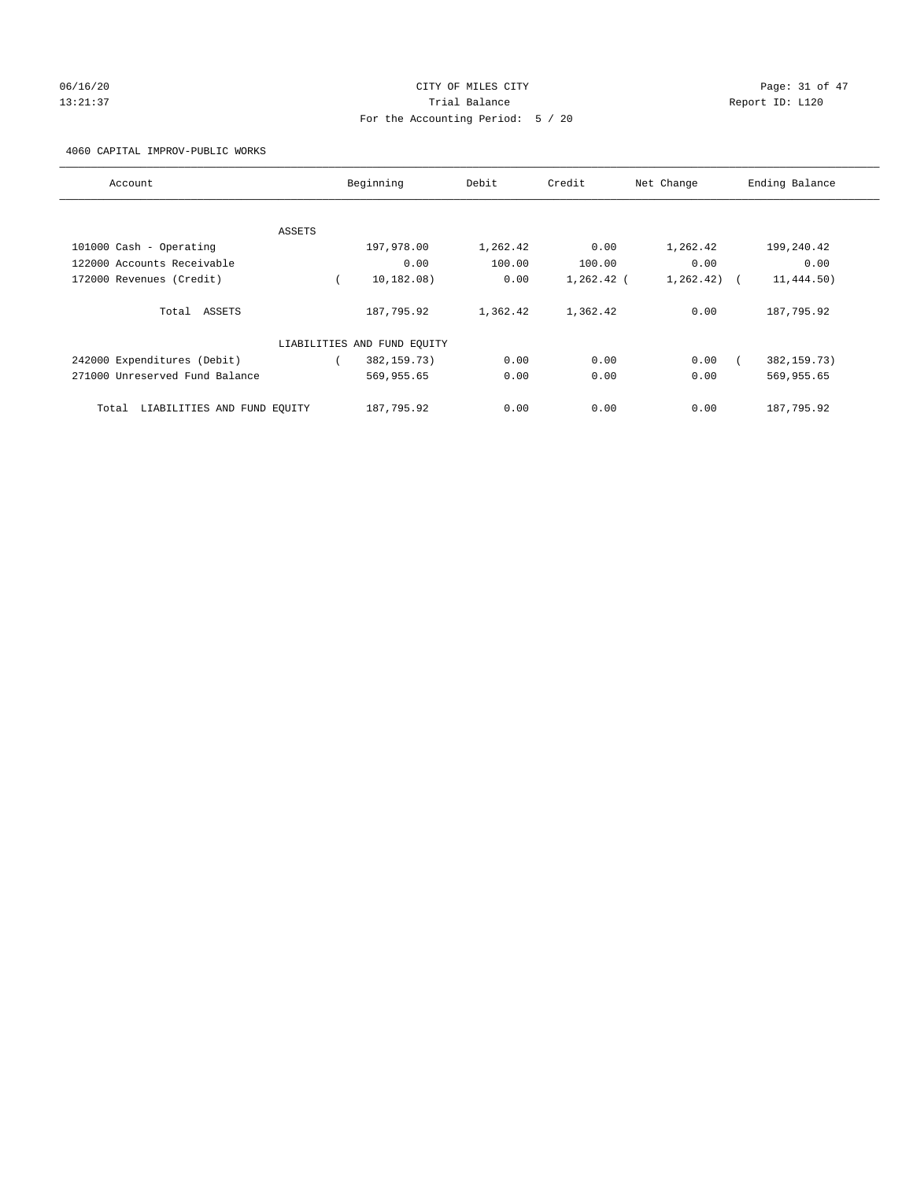CITY OF MILES CITY
Trial Balance
For the Accounting Period: 5 / 20

06/16/20 13:21:37 Report ID: L120

4060 CAPITAL IMPROV-PUBLIC WORKS

| Account | Beginning | Debit | Credit | Net Change | Ending Balance |
|---|---|---|---|---|---|
| ASSETS | | | | | |
| 101000 Cash - Operating | 197,978.00 | 1,262.42 | 0.00 | 1,262.42 | 199,240.42 |
| 122000 Accounts Receivable | 0.00 | 100.00 | 100.00 | 0.00 | 0.00 |
| 172000 Revenues (Credit) | ( 10,182.08) | 0.00 | 1,262.42 | ( 1,262.42) | ( 11,444.50) |
| Total ASSETS | 187,795.92 | 1,362.42 | 1,362.42 | 0.00 | 187,795.92 |
| LIABILITIES AND FUND EQUITY | | | | | |
| 242000 Expenditures (Debit) | ( 382,159.73) | 0.00 | 0.00 | 0.00 | ( 382,159.73) |
| 271000 Unreserved Fund Balance | 569,955.65 | 0.00 | 0.00 | 0.00 | 569,955.65 |
| Total LIABILITIES AND FUND EQUITY | 187,795.92 | 0.00 | 0.00 | 0.00 | 187,795.92 |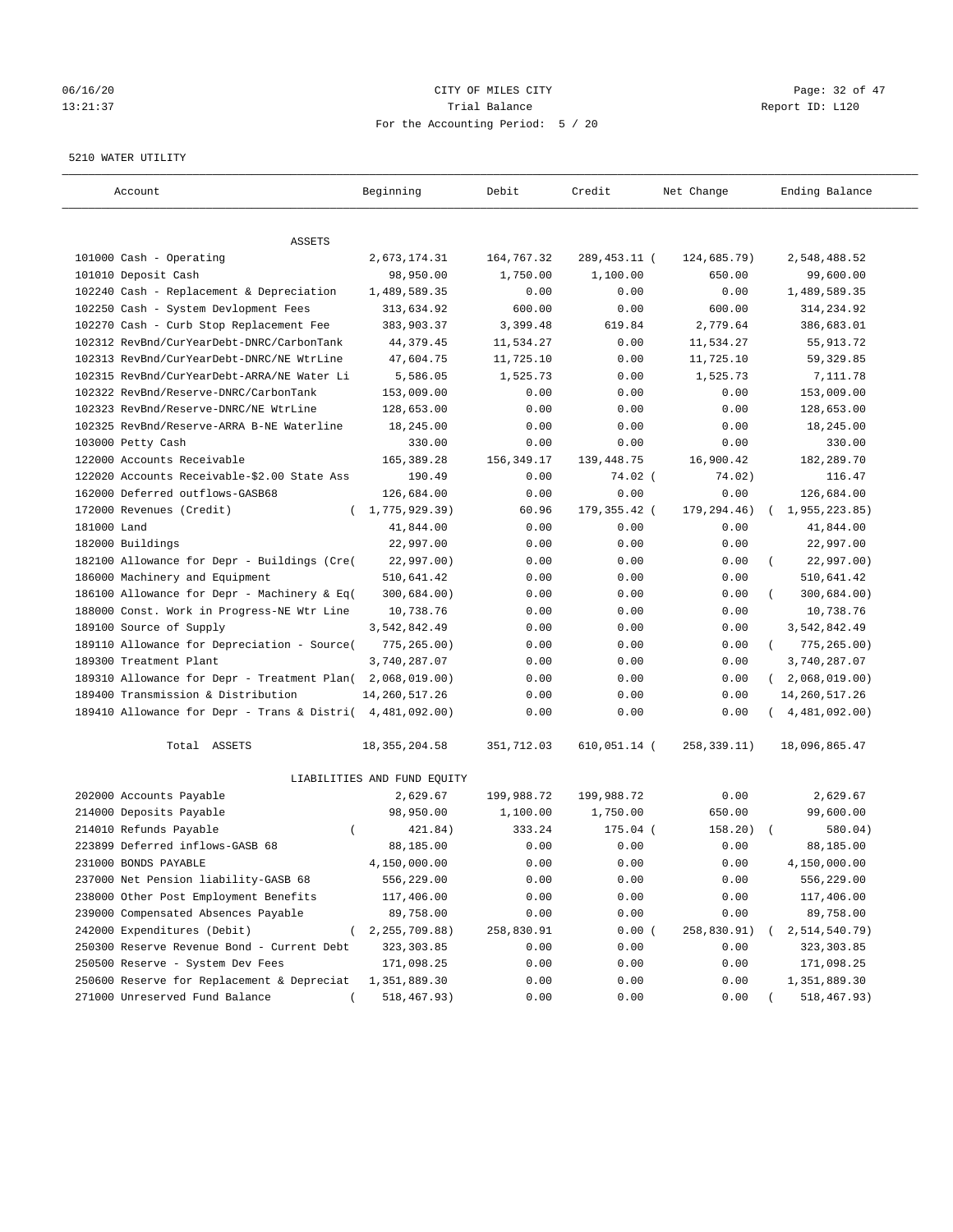CITY OF MILES CITY
Trial Balance
For the Accounting Period: 5 / 20

06/16/20
13:21:37

Report ID: L120

5210 WATER UTILITY

| Account | Beginning | Debit | Credit | Net Change | Ending Balance |
|---|---|---|---|---|---|
| **ASSETS** | | | | | |
| 101000 Cash - Operating | 2,673,174.31 | 164,767.32 | 289,453.11 | ( 124,685.79) | 2,548,488.52 |
| 101010 Deposit Cash | 98,950.00 | 1,750.00 | 1,100.00 | 650.00 | 99,600.00 |
| 102240 Cash - Replacement & Depreciation | 1,489,589.35 | 0.00 | 0.00 | 0.00 | 1,489,589.35 |
| 102250 Cash - System Devlopment Fees | 313,634.92 | 600.00 | 0.00 | 600.00 | 314,234.92 |
| 102270 Cash - Curb Stop Replacement Fee | 383,903.37 | 3,399.48 | 619.84 | 2,779.64 | 386,683.01 |
| 102312 RevBnd/CurYearDebt-DNRC/CarbonTank | 44,379.45 | 11,534.27 | 0.00 | 11,534.27 | 55,913.72 |
| 102313 RevBnd/CurYearDebt-DNRC/NE WtrLine | 47,604.75 | 11,725.10 | 0.00 | 11,725.10 | 59,329.85 |
| 102315 RevBnd/CurYearDebt-ARRA/NE Water Li | 5,586.05 | 1,525.73 | 0.00 | 1,525.73 | 7,111.78 |
| 102322 RevBnd/Reserve-DNRC/CarbonTank | 153,009.00 | 0.00 | 0.00 | 0.00 | 153,009.00 |
| 102323 RevBnd/Reserve-DNRC/NE WtrLine | 128,653.00 | 0.00 | 0.00 | 0.00 | 128,653.00 |
| 102325 RevBnd/Reserve-ARRA B-NE Waterline | 18,245.00 | 0.00 | 0.00 | 0.00 | 18,245.00 |
| 103000 Petty Cash | 330.00 | 0.00 | 0.00 | 0.00 | 330.00 |
| 122000 Accounts Receivable | 165,389.28 | 156,349.17 | 139,448.75 | 16,900.42 | 182,289.70 |
| 122020 Accounts Receivable-$2.00 State Ass | 190.49 | 0.00 | 74.02 | ( 74.02) | 116.47 |
| 162000 Deferred outflows-GASB68 | 126,684.00 | 0.00 | 0.00 | 0.00 | 126,684.00 |
| 172000 Revenues (Credit) | ( 1,775,929.39) | 60.96 | 179,355.42 | ( 179,294.46) | ( 1,955,223.85) |
| 181000 Land | 41,844.00 | 0.00 | 0.00 | 0.00 | 41,844.00 |
| 182000 Buildings | 22,997.00 | 0.00 | 0.00 | 0.00 | 22,997.00 |
| 182100 Allowance for Depr - Buildings (Cre( | 22,997.00) | 0.00 | 0.00 | 0.00 | ( 22,997.00) |
| 186000 Machinery and Equipment | 510,641.42 | 0.00 | 0.00 | 0.00 | 510,641.42 |
| 186100 Allowance for Depr - Machinery & Eq( | 300,684.00) | 0.00 | 0.00 | 0.00 | ( 300,684.00) |
| 188000 Const. Work in Progress-NE Wtr Line | 10,738.76 | 0.00 | 0.00 | 0.00 | 10,738.76 |
| 189100 Source of Supply | 3,542,842.49 | 0.00 | 0.00 | 0.00 | 3,542,842.49 |
| 189110 Allowance for Depreciation - Source( | 775,265.00) | 0.00 | 0.00 | 0.00 | ( 775,265.00) |
| 189300 Treatment Plant | 3,740,287.07 | 0.00 | 0.00 | 0.00 | 3,740,287.07 |
| 189310 Allowance for Depr - Treatment Plan( | 2,068,019.00) | 0.00 | 0.00 | 0.00 | ( 2,068,019.00) |
| 189400 Transmission & Distribution | 14,260,517.26 | 0.00 | 0.00 | 0.00 | 14,260,517.26 |
| 189410 Allowance for Depr - Trans & Distri( | 4,481,092.00) | 0.00 | 0.00 | 0.00 | ( 4,481,092.00) |
| Total ASSETS | 18,355,204.58 | 351,712.03 | 610,051.14 | ( 258,339.11) | 18,096,865.47 |
| **LIABILITIES AND FUND EQUITY** | | | | | |
| 202000 Accounts Payable | 2,629.67 | 199,988.72 | 199,988.72 | 0.00 | 2,629.67 |
| 214000 Deposits Payable | 98,950.00 | 1,100.00 | 1,750.00 | 650.00 | 99,600.00 |
| 214010 Refunds Payable | ( 421.84) | 333.24 | 175.04 | ( 158.20) | ( 580.04) |
| 223899 Deferred inflows-GASB 68 | 88,185.00 | 0.00 | 0.00 | 0.00 | 88,185.00 |
| 231000 BONDS PAYABLE | 4,150,000.00 | 0.00 | 0.00 | 0.00 | 4,150,000.00 |
| 237000 Net Pension liability-GASB 68 | 556,229.00 | 0.00 | 0.00 | 0.00 | 556,229.00 |
| 238000 Other Post Employment Benefits | 117,406.00 | 0.00 | 0.00 | 0.00 | 117,406.00 |
| 239000 Compensated Absences Payable | 89,758.00 | 0.00 | 0.00 | 0.00 | 89,758.00 |
| 242000 Expenditures (Debit) | ( 2,255,709.88) | 258,830.91 | 0.00 | ( 258,830.91) | ( 2,514,540.79) |
| 250300 Reserve Revenue Bond - Current Debt | 323,303.85 | 0.00 | 0.00 | 0.00 | 323,303.85 |
| 250500 Reserve - System Dev Fees | 171,098.25 | 0.00 | 0.00 | 0.00 | 171,098.25 |
| 250600 Reserve for Replacement & Depreciat | 1,351,889.30 | 0.00 | 0.00 | 0.00 | 1,351,889.30 |
| 271000 Unreserved Fund Balance | ( 518,467.93) | 0.00 | 0.00 | 0.00 | ( 518,467.93) |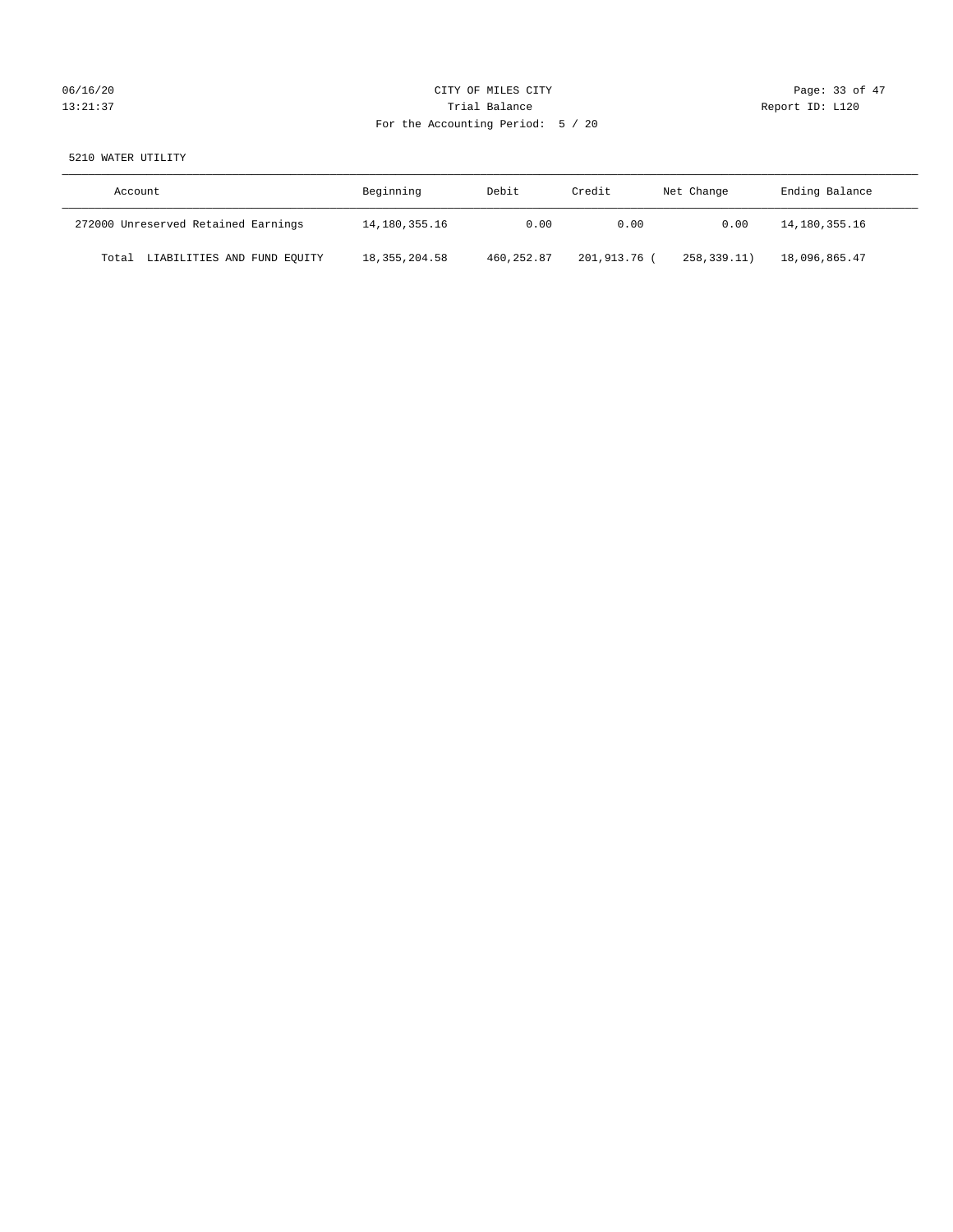CITY OF MILES CITY
Trial Balance
For the Accounting Period: 5 / 20

06/16/20
13:21:37

Report ID: L120

5210 WATER UTILITY

| Account | Beginning | Debit | Credit | Net Change | Ending Balance |
|---|---|---|---|---|---|
| 272000 Unreserved Retained Earnings | 14,180,355.16 | 0.00 | 0.00 | 0.00 | 14,180,355.16 |
| Total LIABILITIES AND FUND EQUITY | 18,355,204.58 | 460,252.87 | 201,913.76 | ( 258,339.11) | 18,096,865.47 |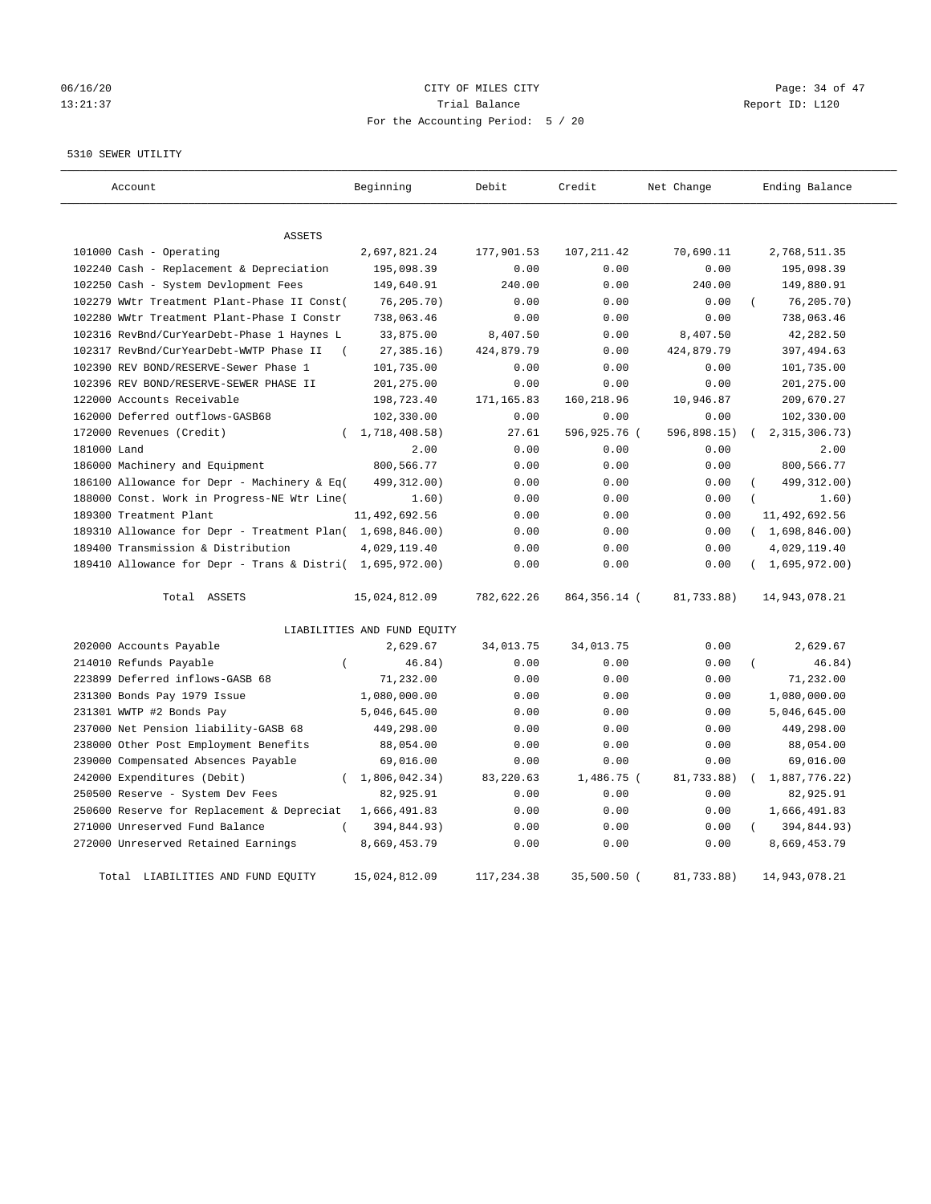CITY OF MILES CITY
Trial Balance
For the Accounting Period: 5 / 20

06/16/20
13:21:37

Report ID: L120

5310 SEWER UTILITY

| Account | Beginning | Debit | Credit | Net Change | Ending Balance |
|---|---|---|---|---|---|
| ASSETS | | | | | |
| 101000 Cash - Operating | 2,697,821.24 | 177,901.53 | 107,211.42 | 70,690.11 | 2,768,511.35 |
| 102240 Cash - Replacement & Depreciation | 195,098.39 | 0.00 | 0.00 | 0.00 | 195,098.39 |
| 102250 Cash - System Devlopment Fees | 149,640.91 | 240.00 | 0.00 | 240.00 | 149,880.91 |
| 102279 WWtr Treatment Plant-Phase II Const( | 76,205.70) | 0.00 | 0.00 | 0.00 | ( 76,205.70) |
| 102280 WWtr Treatment Plant-Phase I Constr | 738,063.46 | 0.00 | 0.00 | 0.00 | 738,063.46 |
| 102316 RevBnd/CurYearDebt-Phase 1 Haynes L | 33,875.00 | 8,407.50 | 0.00 | 8,407.50 | 42,282.50 |
| 102317 RevBnd/CurYearDebt-WWTP Phase II ( | 27,385.16) | 424,879.79 | 0.00 | 424,879.79 | 397,494.63 |
| 102390 REV BOND/RESERVE-Sewer Phase 1 | 101,735.00 | 0.00 | 0.00 | 0.00 | 101,735.00 |
| 102396 REV BOND/RESERVE-SEWER PHASE II | 201,275.00 | 0.00 | 0.00 | 0.00 | 201,275.00 |
| 122000 Accounts Receivable | 198,723.40 | 171,165.83 | 160,218.96 | 10,946.87 | 209,670.27 |
| 162000 Deferred outflows-GASB68 | 102,330.00 | 0.00 | 0.00 | 0.00 | 102,330.00 |
| 172000 Revenues (Credit) | ( 1,718,408.58) | 27.61 | 596,925.76 ( | 596,898.15) | ( 2,315,306.73) |
| 181000 Land | 2.00 | 0.00 | 0.00 | 0.00 | 2.00 |
| 186000 Machinery and Equipment | 800,566.77 | 0.00 | 0.00 | 0.00 | 800,566.77 |
| 186100 Allowance for Depr - Machinery & Eq( | 499,312.00) | 0.00 | 0.00 | 0.00 | ( 499,312.00) |
| 188000 Const. Work in Progress-NE Wtr Line( | 1.60) | 0.00 | 0.00 | 0.00 | ( 1.60) |
| 189300 Treatment Plant | 11,492,692.56 | 0.00 | 0.00 | 0.00 | 11,492,692.56 |
| 189310 Allowance for Depr - Treatment Plan( | 1,698,846.00) | 0.00 | 0.00 | 0.00 | ( 1,698,846.00) |
| 189400 Transmission & Distribution | 4,029,119.40 | 0.00 | 0.00 | 0.00 | 4,029,119.40 |
| 189410 Allowance for Depr - Trans & Distri( | 1,695,972.00) | 0.00 | 0.00 | 0.00 | ( 1,695,972.00) |
| Total ASSETS | 15,024,812.09 | 782,622.26 | 864,356.14 ( | 81,733.88) | 14,943,078.21 |
| LIABILITIES AND FUND EQUITY | | | | | |
| 202000 Accounts Payable | 2,629.67 | 34,013.75 | 34,013.75 | 0.00 | 2,629.67 |
| 214010 Refunds Payable | ( 46.84) | 0.00 | 0.00 | 0.00 | ( 46.84) |
| 223899 Deferred inflows-GASB 68 | 71,232.00 | 0.00 | 0.00 | 0.00 | 71,232.00 |
| 231300 Bonds Pay 1979 Issue | 1,080,000.00 | 0.00 | 0.00 | 0.00 | 1,080,000.00 |
| 231301 WWTP #2 Bonds Pay | 5,046,645.00 | 0.00 | 0.00 | 0.00 | 5,046,645.00 |
| 237000 Net Pension liability-GASB 68 | 449,298.00 | 0.00 | 0.00 | 0.00 | 449,298.00 |
| 238000 Other Post Employment Benefits | 88,054.00 | 0.00 | 0.00 | 0.00 | 88,054.00 |
| 239000 Compensated Absences Payable | 69,016.00 | 0.00 | 0.00 | 0.00 | 69,016.00 |
| 242000 Expenditures (Debit) | ( 1,806,042.34) | 83,220.63 | 1,486.75 ( | 81,733.88) | ( 1,887,776.22) |
| 250500 Reserve - System Dev Fees | 82,925.91 | 0.00 | 0.00 | 0.00 | 82,925.91 |
| 250600 Reserve for Replacement & Depreciat | 1,666,491.83 | 0.00 | 0.00 | 0.00 | 1,666,491.83 |
| 271000 Unreserved Fund Balance | ( 394,844.93) | 0.00 | 0.00 | 0.00 | ( 394,844.93) |
| 272000 Unreserved Retained Earnings | 8,669,453.79 | 0.00 | 0.00 | 0.00 | 8,669,453.79 |
| Total LIABILITIES AND FUND EQUITY | 15,024,812.09 | 117,234.38 | 35,500.50 ( | 81,733.88) | 14,943,078.21 |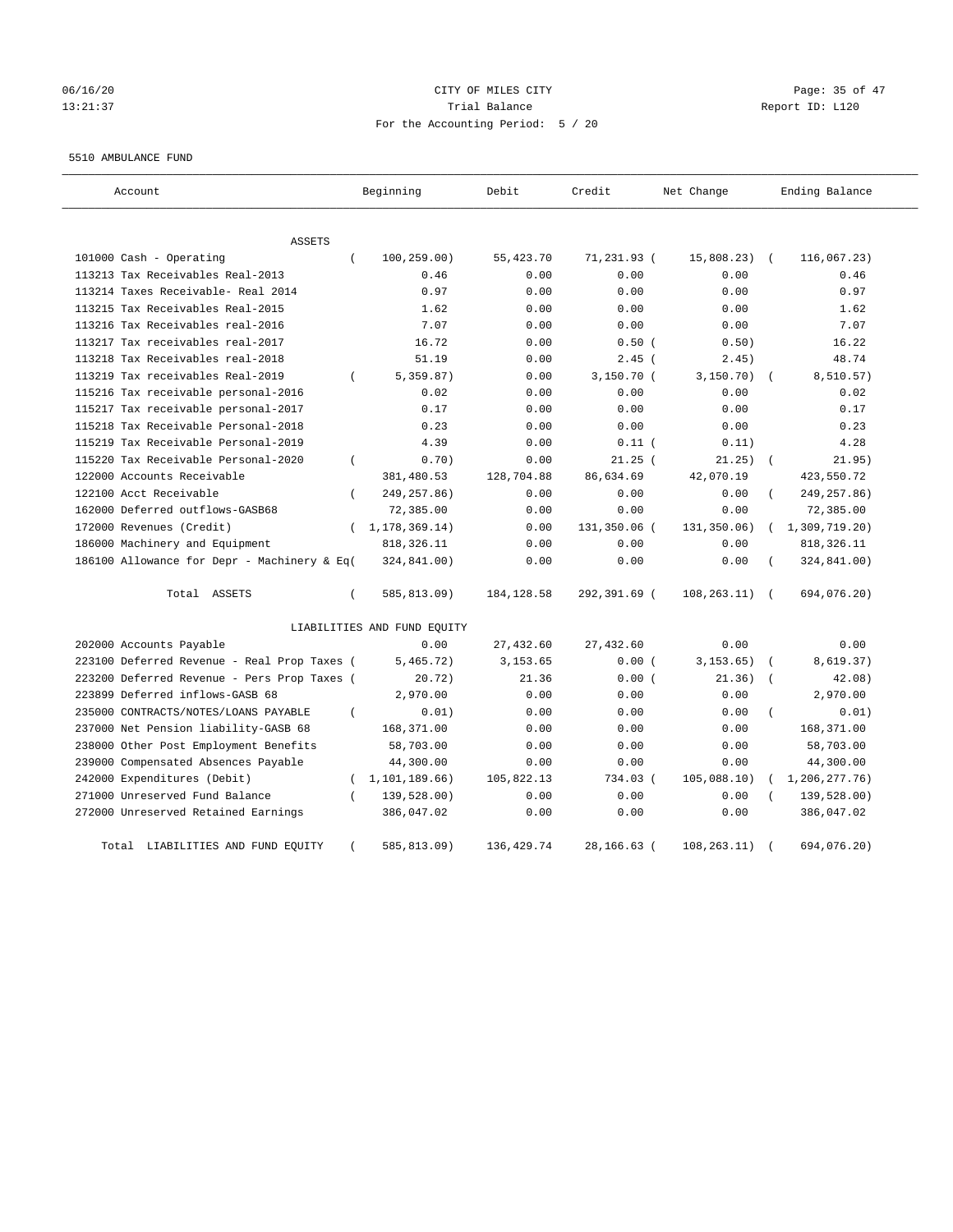06/16/20 CITY OF MILES CITY
13:21:37 Trial Balance Report ID: L120
For the Accounting Period: 5 / 20

5510 AMBULANCE FUND

| Account | Beginning | Debit | Credit | Net Change | Ending Balance |
|---|---|---|---|---|---|
| ASSETS | | | | | |
| 101000 Cash - Operating | ( 100,259.00) | 55,423.70 | 71,231.93 | ( 15,808.23) | ( 116,067.23) |
| 113213 Tax Receivables Real-2013 | 0.46 | 0.00 | 0.00 | 0.00 | 0.46 |
| 113214 Taxes Receivable- Real 2014 | 0.97 | 0.00 | 0.00 | 0.00 | 0.97 |
| 113215 Tax Receivables Real-2015 | 1.62 | 0.00 | 0.00 | 0.00 | 1.62 |
| 113216 Tax Receivables real-2016 | 7.07 | 0.00 | 0.00 | 0.00 | 7.07 |
| 113217 Tax receivables real-2017 | 16.72 | 0.00 | 0.50 | ( 0.50) | 16.22 |
| 113218 Tax Receivables real-2018 | 51.19 | 0.00 | 2.45 | ( 2.45) | 48.74 |
| 113219 Tax receivables Real-2019 | ( 5,359.87) | 0.00 | 3,150.70 | ( 3,150.70) | ( 8,510.57) |
| 115216 Tax receivable personal-2016 | 0.02 | 0.00 | 0.00 | 0.00 | 0.02 |
| 115217 Tax receivable personal-2017 | 0.17 | 0.00 | 0.00 | 0.00 | 0.17 |
| 115218 Tax Receivable Personal-2018 | 0.23 | 0.00 | 0.00 | 0.00 | 0.23 |
| 115219 Tax Receivable Personal-2019 | 4.39 | 0.00 | 0.11 | ( 0.11) | 4.28 |
| 115220 Tax Receivable Personal-2020 | ( 0.70) | 0.00 | 21.25 | ( 21.25) | ( 21.95) |
| 122000 Accounts Receivable | 381,480.53 | 128,704.88 | 86,634.69 | 42,070.19 | 423,550.72 |
| 122100 Acct Receivable | ( 249,257.86) | 0.00 | 0.00 | 0.00 | ( 249,257.86) |
| 162000 Deferred outflows-GASB68 | 72,385.00 | 0.00 | 0.00 | 0.00 | 72,385.00 |
| 172000 Revenues (Credit) | ( 1,178,369.14) | 0.00 | 131,350.06 | ( 131,350.06) | ( 1,309,719.20) |
| 186000 Machinery and Equipment | 818,326.11 | 0.00 | 0.00 | 0.00 | 818,326.11 |
| 186100 Allowance for Depr - Machinery & Eq | ( 324,841.00) | 0.00 | 0.00 | 0.00 | ( 324,841.00) |
| Total ASSETS | ( 585,813.09) | 184,128.58 | 292,391.69 | ( 108,263.11) | ( 694,076.20) |
| LIABILITIES AND FUND EQUITY | | | | | |
| 202000 Accounts Payable | 0.00 | 27,432.60 | 27,432.60 | 0.00 | 0.00 |
| 223100 Deferred Revenue - Real Prop Taxes | ( 5,465.72) | 3,153.65 | 0.00 | ( 3,153.65) | ( 8,619.37) |
| 223200 Deferred Revenue - Pers Prop Taxes | ( 20.72) | 21.36 | 0.00 | ( 21.36) | ( 42.08) |
| 223899 Deferred inflows-GASB 68 | 2,970.00 | 0.00 | 0.00 | 0.00 | 2,970.00 |
| 235000 CONTRACTS/NOTES/LOANS PAYABLE | ( 0.01) | 0.00 | 0.00 | 0.00 | ( 0.01) |
| 237000 Net Pension liability-GASB 68 | 168,371.00 | 0.00 | 0.00 | 0.00 | 168,371.00 |
| 238000 Other Post Employment Benefits | 58,703.00 | 0.00 | 0.00 | 0.00 | 58,703.00 |
| 239000 Compensated Absences Payable | 44,300.00 | 0.00 | 0.00 | 0.00 | 44,300.00 |
| 242000 Expenditures (Debit) | ( 1,101,189.66) | 105,822.13 | 734.03 | ( 105,088.10) | ( 1,206,277.76) |
| 271000 Unreserved Fund Balance | ( 139,528.00) | 0.00 | 0.00 | 0.00 | ( 139,528.00) |
| 272000 Unreserved Retained Earnings | 386,047.02 | 0.00 | 0.00 | 0.00 | 386,047.02 |
| Total LIABILITIES AND FUND EQUITY | ( 585,813.09) | 136,429.74 | 28,166.63 | ( 108,263.11) | ( 694,076.20) |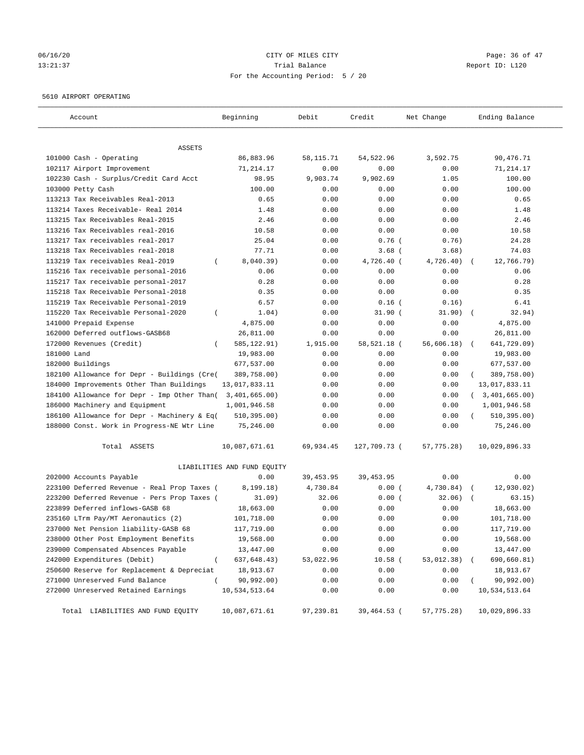CITY OF MILES CITY
Trial Balance
For the Accounting Period: 5 / 20

06/16/20 13:21:37 — Report ID: L120

5610 AIRPORT OPERATING

| Account | Beginning | Debit | Credit | Net Change | Ending Balance |
|---|---|---|---|---|---|
| ASSETS | | | | | |
| 101000 Cash - Operating | 86,883.96 | 58,115.71 | 54,522.96 | 3,592.75 | 90,476.71 |
| 102117 Airport Improvement | 71,214.17 | 0.00 | 0.00 | 0.00 | 71,214.17 |
| 102230 Cash - Surplus/Credit Card Acct | 98.95 | 9,903.74 | 9,902.69 | 1.05 | 100.00 |
| 103000 Petty Cash | 100.00 | 0.00 | 0.00 | 0.00 | 100.00 |
| 113213 Tax Receivables Real-2013 | 0.65 | 0.00 | 0.00 | 0.00 | 0.65 |
| 113214 Taxes Receivable- Real 2014 | 1.48 | 0.00 | 0.00 | 0.00 | 1.48 |
| 113215 Tax Receivables Real-2015 | 2.46 | 0.00 | 0.00 | 0.00 | 2.46 |
| 113216 Tax Receivables real-2016 | 10.58 | 0.00 | 0.00 | 0.00 | 10.58 |
| 113217 Tax receivables real-2017 | 25.04 | 0.00 | 0.76 | ( 0.76) | 24.28 |
| 113218 Tax Receivables real-2018 | 77.71 | 0.00 | 3.68 | ( 3.68) | 74.03 |
| 113219 Tax receivables Real-2019 | ( 8,040.39) | 0.00 | 4,726.40 | ( 4,726.40) | ( 12,766.79) |
| 115216 Tax receivable personal-2016 | 0.06 | 0.00 | 0.00 | 0.00 | 0.06 |
| 115217 Tax receivable personal-2017 | 0.28 | 0.00 | 0.00 | 0.00 | 0.28 |
| 115218 Tax Receivable Personal-2018 | 0.35 | 0.00 | 0.00 | 0.00 | 0.35 |
| 115219 Tax Receivable Personal-2019 | 6.57 | 0.00 | 0.16 | ( 0.16) | 6.41 |
| 115220 Tax Receivable Personal-2020 | ( 1.04) | 0.00 | 31.90 | ( 31.90) | ( 32.94) |
| 141000 Prepaid Expense | 4,875.00 | 0.00 | 0.00 | 0.00 | 4,875.00 |
| 162000 Deferred outflows-GASB68 | 26,811.00 | 0.00 | 0.00 | 0.00 | 26,811.00 |
| 172000 Revenues (Credit) | ( 585,122.91) | 1,915.00 | 58,521.18 | ( 56,606.18) | ( 641,729.09) |
| 181000 Land | 19,983.00 | 0.00 | 0.00 | 0.00 | 19,983.00 |
| 182000 Buildings | 677,537.00 | 0.00 | 0.00 | 0.00 | 677,537.00 |
| 182100 Allowance for Depr - Buildings (Cre | ( 389,758.00) | 0.00 | 0.00 | 0.00 | ( 389,758.00) |
| 184000 Improvements Other Than Buildings | 13,017,833.11 | 0.00 | 0.00 | 0.00 | 13,017,833.11 |
| 184100 Allowance for Depr - Imp Other Than | ( 3,401,665.00) | 0.00 | 0.00 | 0.00 | ( 3,401,665.00) |
| 186000 Machinery and Equipment | 1,001,946.58 | 0.00 | 0.00 | 0.00 | 1,001,946.58 |
| 186100 Allowance for Depr - Machinery & Eq | ( 510,395.00) | 0.00 | 0.00 | 0.00 | ( 510,395.00) |
| 188000 Const. Work in Progress-NE Wtr Line | 75,246.00 | 0.00 | 0.00 | 0.00 | 75,246.00 |
| Total ASSETS | 10,087,671.61 | 69,934.45 | 127,709.73 | ( 57,775.28) | 10,029,896.33 |
| LIABILITIES AND FUND EQUITY | | | | | |
| 202000 Accounts Payable | 0.00 | 39,453.95 | 39,453.95 | 0.00 | 0.00 |
| 223100 Deferred Revenue - Real Prop Taxes | ( 8,199.18) | 4,730.84 | 0.00 | ( 4,730.84) | ( 12,930.02) |
| 223200 Deferred Revenue - Pers Prop Taxes | ( 31.09) | 32.06 | 0.00 | ( 32.06) | ( 63.15) |
| 223899 Deferred inflows-GASB 68 | 18,663.00 | 0.00 | 0.00 | 0.00 | 18,663.00 |
| 235160 LTrm Pay/MT Aeronautics (2) | 101,718.00 | 0.00 | 0.00 | 0.00 | 101,718.00 |
| 237000 Net Pension liability-GASB 68 | 117,719.00 | 0.00 | 0.00 | 0.00 | 117,719.00 |
| 238000 Other Post Employment Benefits | 19,568.00 | 0.00 | 0.00 | 0.00 | 19,568.00 |
| 239000 Compensated Absences Payable | 13,447.00 | 0.00 | 0.00 | 0.00 | 13,447.00 |
| 242000 Expenditures (Debit) | ( 637,648.43) | 53,022.96 | 10.58 | ( 53,012.38) | ( 690,660.81) |
| 250600 Reserve for Replacement & Depreciat | 18,913.67 | 0.00 | 0.00 | 0.00 | 18,913.67 |
| 271000 Unreserved Fund Balance | ( 90,992.00) | 0.00 | 0.00 | 0.00 | ( 90,992.00) |
| 272000 Unreserved Retained Earnings | 10,534,513.64 | 0.00 | 0.00 | 0.00 | 10,534,513.64 |
| Total LIABILITIES AND FUND EQUITY | 10,087,671.61 | 97,239.81 | 39,464.53 | ( 57,775.28) | 10,029,896.33 |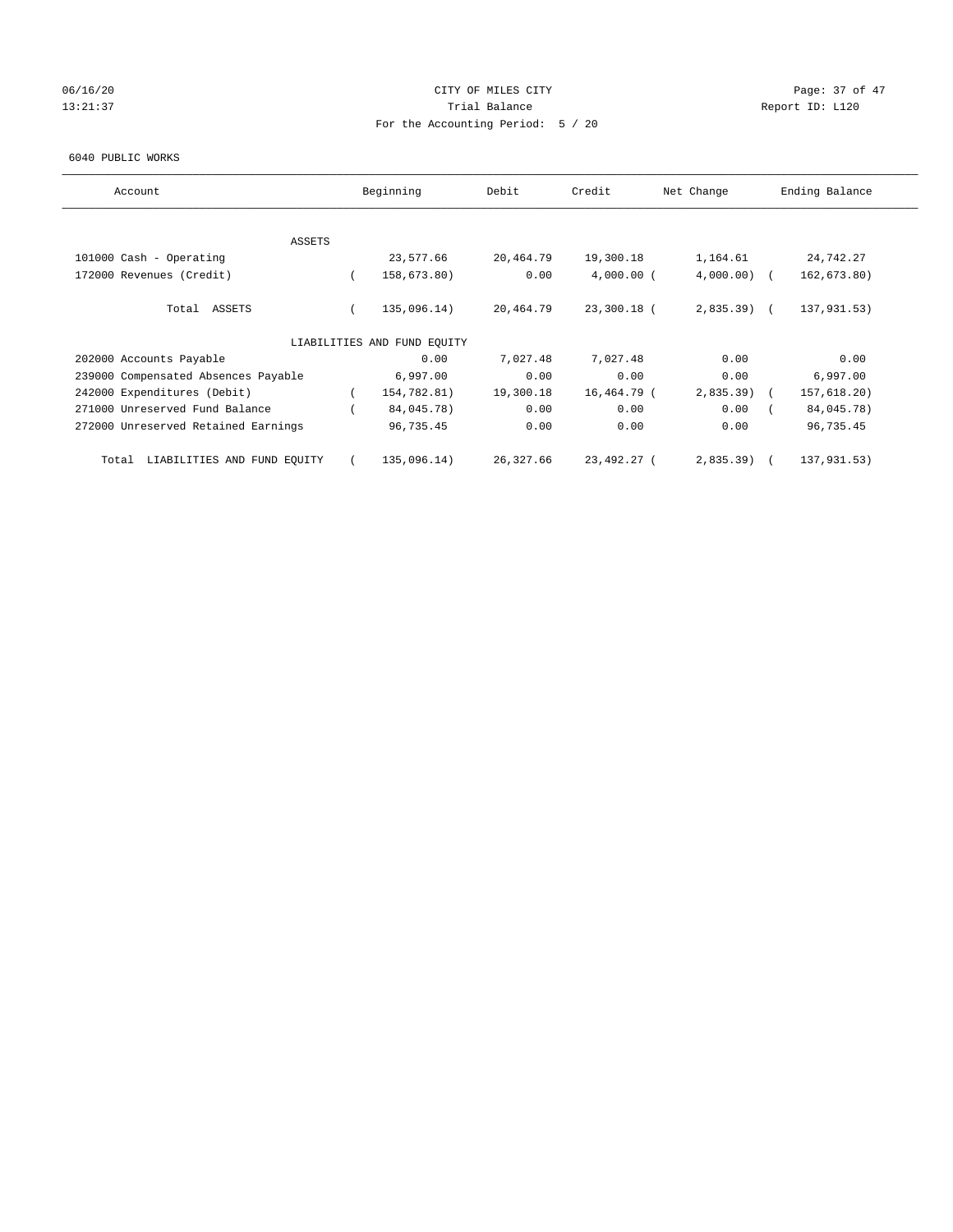06/16/20 CITY OF MILES CITY
13:21:37 Trial Balance Report ID: L120
For the Accounting Period: 5 / 20

6040 PUBLIC WORKS

| Account | Beginning | Debit | Credit | Net Change | Ending Balance |
|---|---|---|---|---|---|
| ASSETS | | | | | |
| 101000 Cash - Operating | 23,577.66 | 20,464.79 | 19,300.18 | 1,164.61 | 24,742.27 |
| 172000 Revenues (Credit) | ( 158,673.80) | 0.00 | 4,000.00 | ( 4,000.00) | ( 162,673.80) |
| Total ASSETS | ( 135,096.14) | 20,464.79 | 23,300.18 | ( 2,835.39) | ( 137,931.53) |
| LIABILITIES AND FUND EQUITY | | | | | |
| 202000 Accounts Payable | 0.00 | 7,027.48 | 7,027.48 | 0.00 | 0.00 |
| 239000 Compensated Absences Payable | 6,997.00 | 0.00 | 0.00 | 0.00 | 6,997.00 |
| 242000 Expenditures (Debit) | ( 154,782.81) | 19,300.18 | 16,464.79 | ( 2,835.39) | ( 157,618.20) |
| 271000 Unreserved Fund Balance | ( 84,045.78) | 0.00 | 0.00 | 0.00 | ( 84,045.78) |
| 272000 Unreserved Retained Earnings | 96,735.45 | 0.00 | 0.00 | 0.00 | 96,735.45 |
| Total LIABILITIES AND FUND EQUITY | ( 135,096.14) | 26,327.66 | 23,492.27 | ( 2,835.39) | ( 137,931.53) |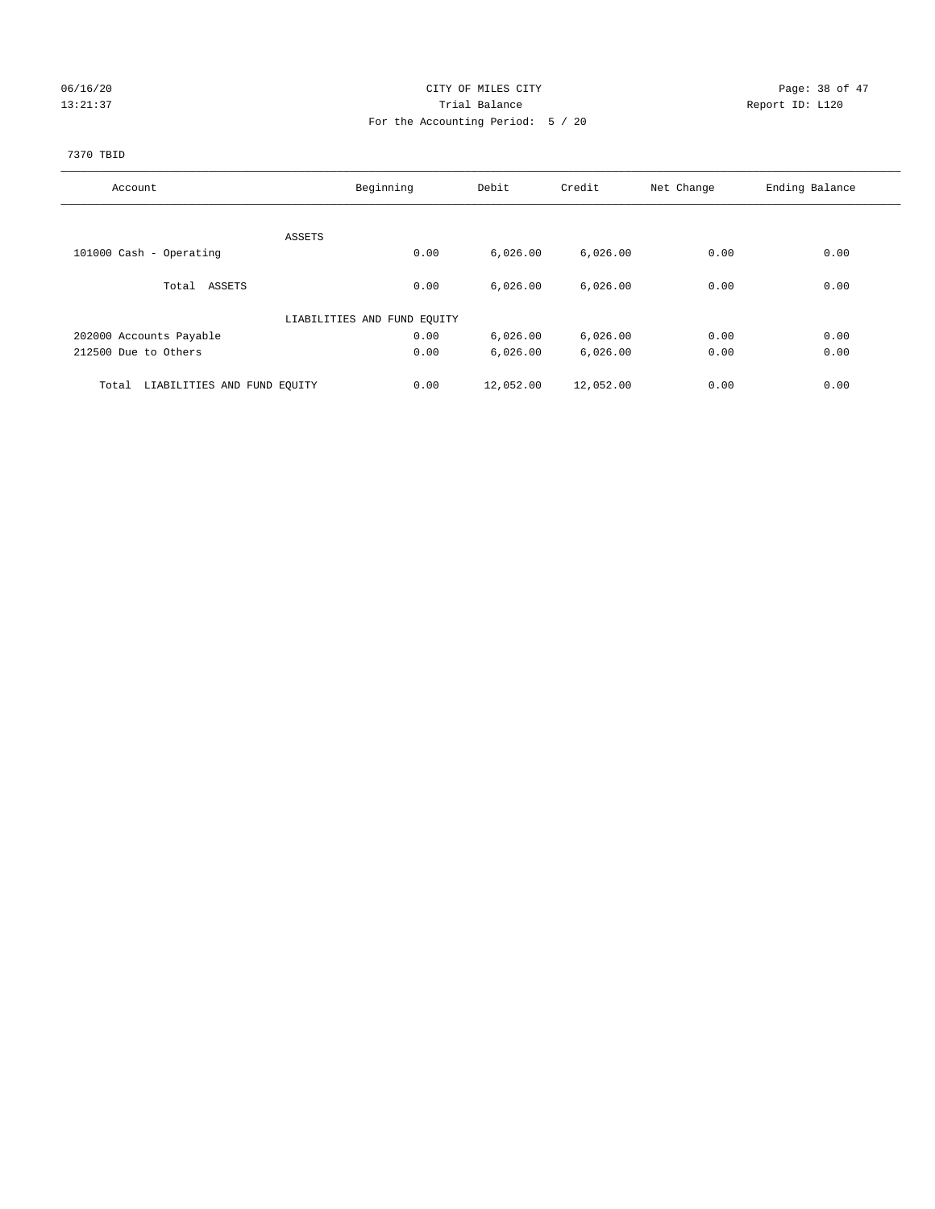CITY OF MILES CITY

Trial Balance

For the Accounting Period: 5 / 20

06/16/20
13:21:37

Report ID: L120

7370 TBID

| Account | Beginning | Debit | Credit | Net Change | Ending Balance |
|---|---|---|---|---|---|
| ASSETS | | | | | |
| 101000 Cash - Operating | 0.00 | 6,026.00 | 6,026.00 | 0.00 | 0.00 |
| Total ASSETS | 0.00 | 6,026.00 | 6,026.00 | 0.00 | 0.00 |
| LIABILITIES AND FUND EQUITY | | | | | |
| 202000 Accounts Payable | 0.00 | 6,026.00 | 6,026.00 | 0.00 | 0.00 |
| 212500 Due to Others | 0.00 | 6,026.00 | 6,026.00 | 0.00 | 0.00 |
| Total LIABILITIES AND FUND EQUITY | 0.00 | 12,052.00 | 12,052.00 | 0.00 | 0.00 |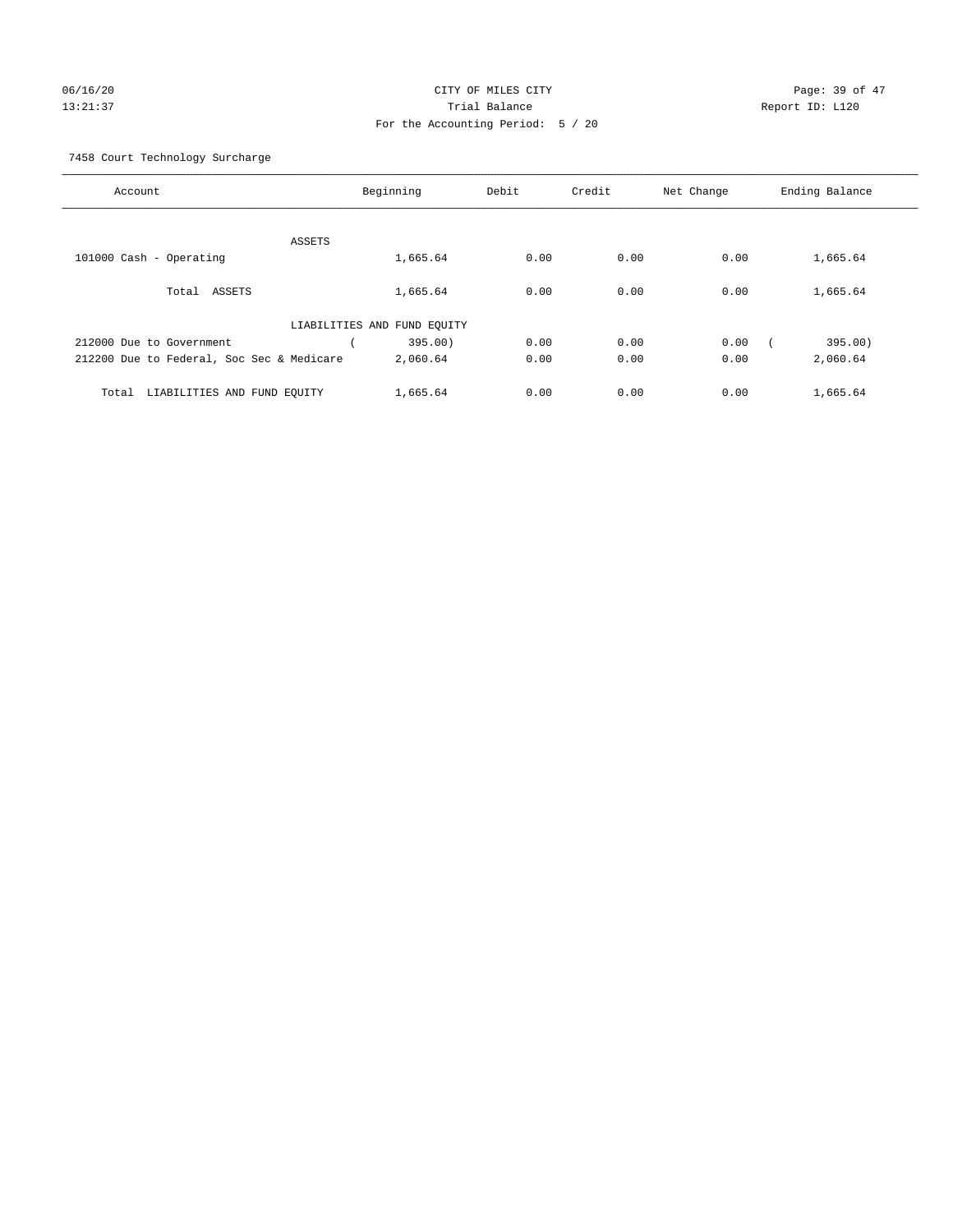CITY OF MILES CITY
Trial Balance
For the Accounting Period: 5 / 20

06/16/20
13:21:37

Report ID: L120

7458 Court Technology Surcharge

| Account | Beginning | Debit | Credit | Net Change | Ending Balance |
|---|---|---|---|---|---|
| ASSETS | | | | | |
| 101000 Cash - Operating | 1,665.64 | 0.00 | 0.00 | 0.00 | 1,665.64 |
| Total ASSETS | 1,665.64 | 0.00 | 0.00 | 0.00 | 1,665.64 |
| LIABILITIES AND FUND EQUITY | | | | | |
| 212000 Due to Government | ( 395.00) | 0.00 | 0.00 | 0.00 | ( 395.00) |
| 212200 Due to Federal, Soc Sec & Medicare | 2,060.64 | 0.00 | 0.00 | 0.00 | 2,060.64 |
| Total LIABILITIES AND FUND EQUITY | 1,665.64 | 0.00 | 0.00 | 0.00 | 1,665.64 |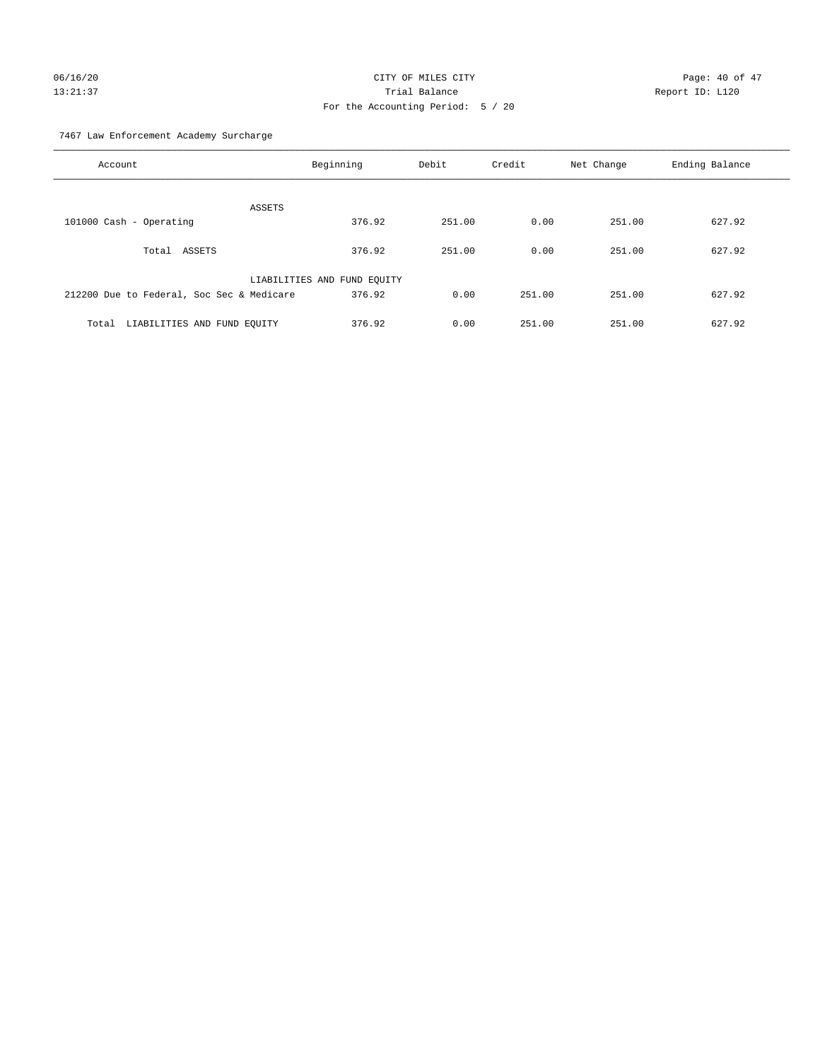CITY OF MILES CITY
Trial Balance
For the Accounting Period: 5 / 20

06/16/20
13:21:37

Report ID: L120

7467 Law Enforcement Academy Surcharge

| Account | Beginning | Debit | Credit | Net Change | Ending Balance |
|---|---|---|---|---|---|
| ASSETS | | | | | |
| 101000 Cash - Operating | 376.92 | 251.00 | 0.00 | 251.00 | 627.92 |
| Total ASSETS | 376.92 | 251.00 | 0.00 | 251.00 | 627.92 |
| LIABILITIES AND FUND EQUITY | | | | | |
| 212200 Due to Federal, Soc Sec & Medicare | 376.92 | 0.00 | 251.00 | 251.00 | 627.92 |
| Total LIABILITIES AND FUND EQUITY | 376.92 | 0.00 | 251.00 | 251.00 | 627.92 |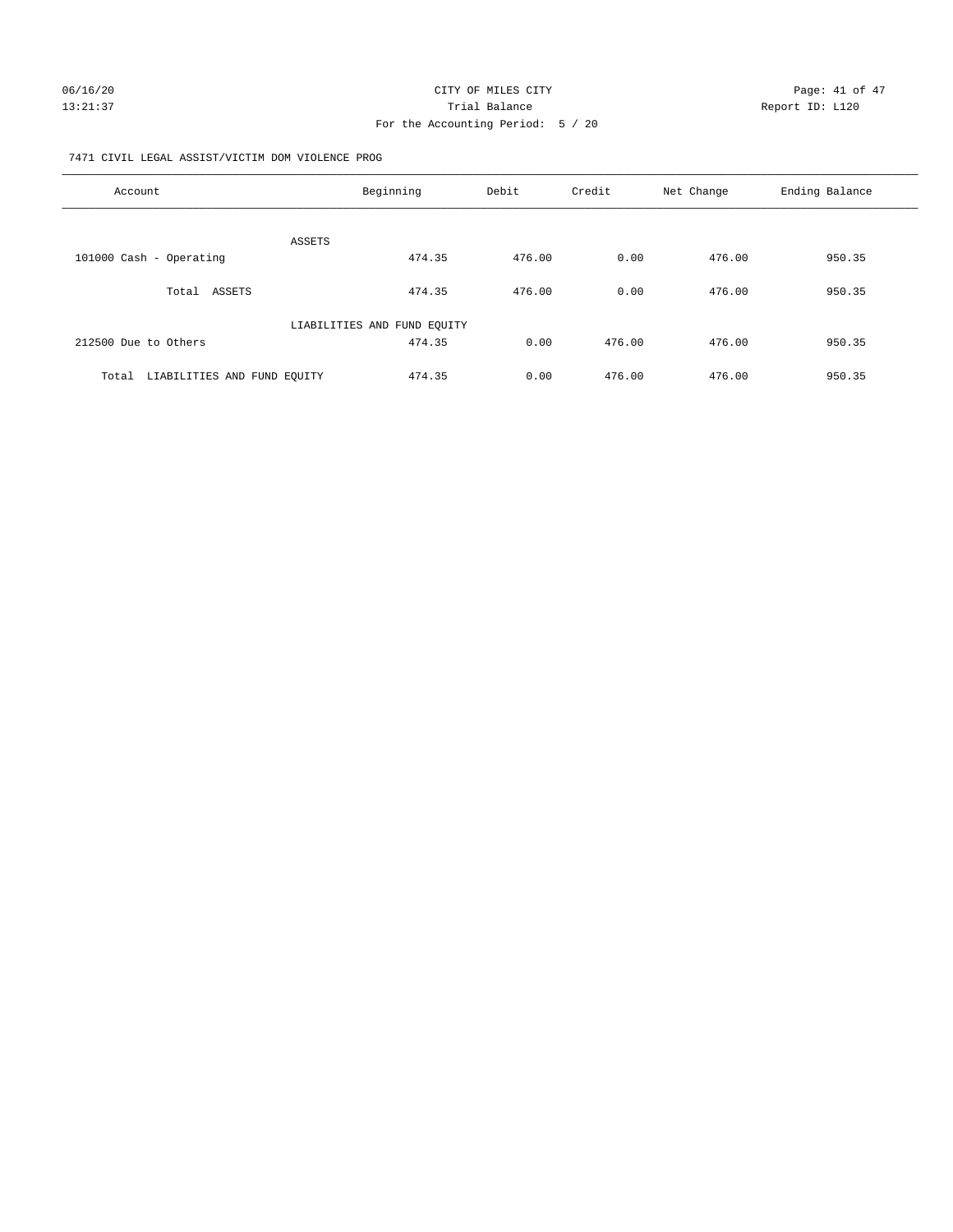CITY OF MILES CITY

Trial Balance

For the Accounting Period: 5 / 20

06/16/20 13:21:37 Report ID: L120

7471 CIVIL LEGAL ASSIST/VICTIM DOM VIOLENCE PROG

| Account | Beginning | Debit | Credit | Net Change | Ending Balance |
|---|---|---|---|---|---|
| ASSETS | | | | | |
| 101000 Cash - Operating | 474.35 | 476.00 | 0.00 | 476.00 | 950.35 |
| Total ASSETS | 474.35 | 476.00 | 0.00 | 476.00 | 950.35 |
| LIABILITIES AND FUND EQUITY | | | | | |
| 212500 Due to Others | 474.35 | 0.00 | 476.00 | 476.00 | 950.35 |
| Total LIABILITIES AND FUND EQUITY | 474.35 | 0.00 | 476.00 | 476.00 | 950.35 |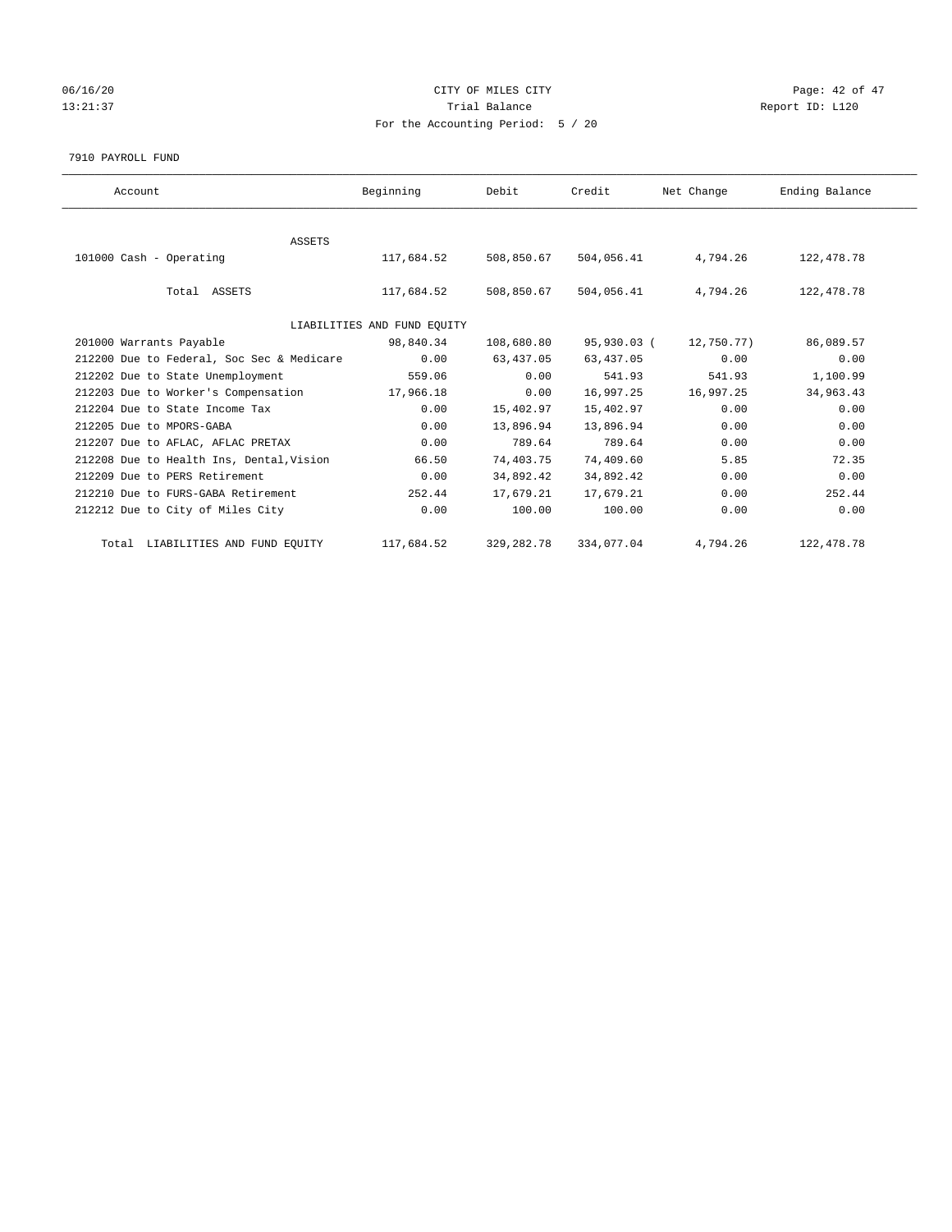CITY OF MILES CITY
Trial Balance
For the Accounting Period: 5 / 20

06/16/20
13:21:37

Report ID: L120

7910 PAYROLL FUND

| Account | Beginning | Debit | Credit | Net Change | Ending Balance |
|---|---|---|---|---|---|
| ASSETS | | | | | |
| 101000 Cash - Operating | 117,684.52 | 508,850.67 | 504,056.41 | 4,794.26 | 122,478.78 |
| Total ASSETS | 117,684.52 | 508,850.67 | 504,056.41 | 4,794.26 | 122,478.78 |
| LIABILITIES AND FUND EQUITY | | | | | |
| 201000 Warrants Payable | 98,840.34 | 108,680.80 | 95,930.03 | ( 12,750.77) | 86,089.57 |
| 212200 Due to Federal, Soc Sec & Medicare | 0.00 | 63,437.05 | 63,437.05 | 0.00 | 0.00 |
| 212202 Due to State Unemployment | 559.06 | 0.00 | 541.93 | 541.93 | 1,100.99 |
| 212203 Due to Worker's Compensation | 17,966.18 | 0.00 | 16,997.25 | 16,997.25 | 34,963.43 |
| 212204 Due to State Income Tax | 0.00 | 15,402.97 | 15,402.97 | 0.00 | 0.00 |
| 212205 Due to MPORS-GABA | 0.00 | 13,896.94 | 13,896.94 | 0.00 | 0.00 |
| 212207 Due to AFLAC, AFLAC PRETAX | 0.00 | 789.64 | 789.64 | 0.00 | 0.00 |
| 212208 Due to Health Ins, Dental,Vision | 66.50 | 74,403.75 | 74,409.60 | 5.85 | 72.35 |
| 212209 Due to PERS Retirement | 0.00 | 34,892.42 | 34,892.42 | 0.00 | 0.00 |
| 212210 Due to FURS-GABA Retirement | 252.44 | 17,679.21 | 17,679.21 | 0.00 | 252.44 |
| 212212 Due to City of Miles City | 0.00 | 100.00 | 100.00 | 0.00 | 0.00 |
| Total LIABILITIES AND FUND EQUITY | 117,684.52 | 329,282.78 | 334,077.04 | 4,794.26 | 122,478.78 |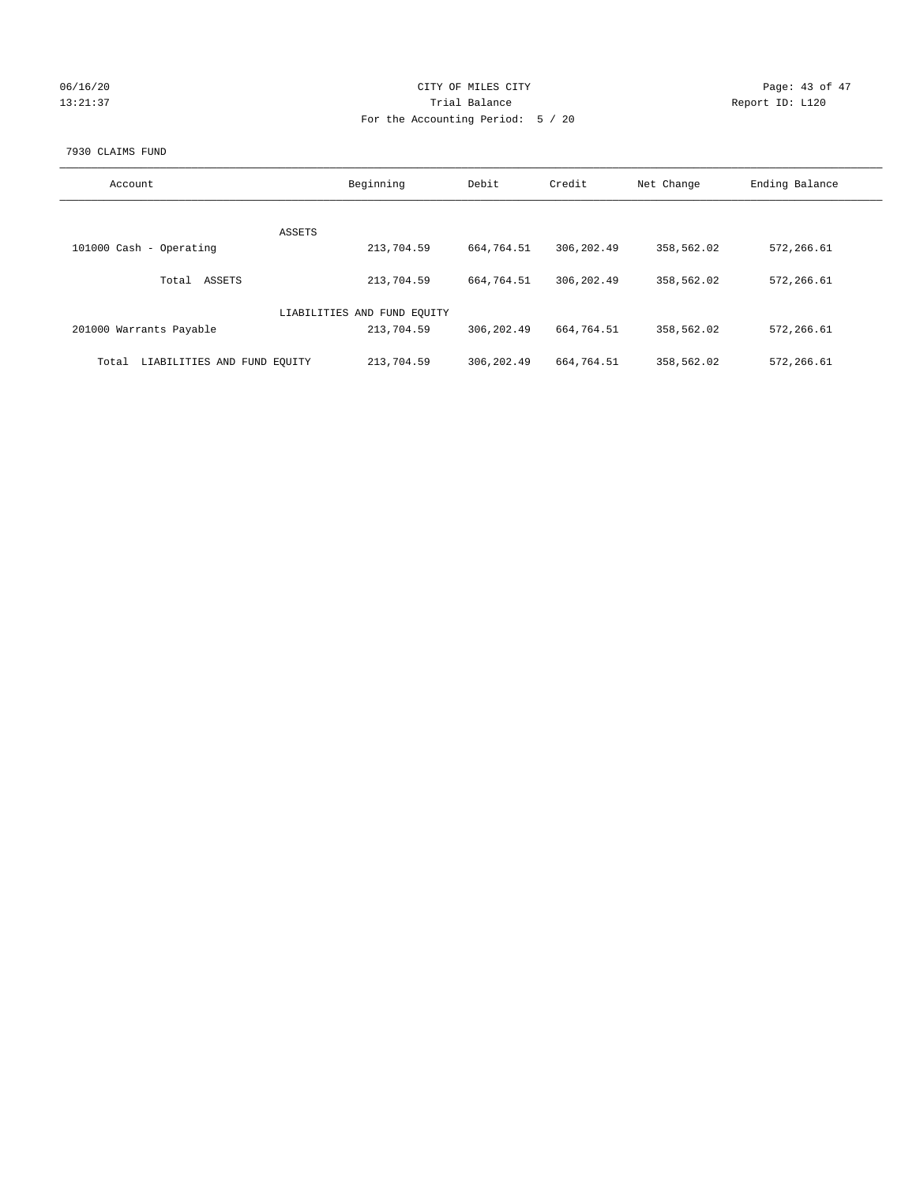CITY OF MILES CITY

Trial Balance

For the Accounting Period: 5 / 20

06/16/20
13:21:37

Report ID: L120

7930 CLAIMS FUND

| Account | Beginning | Debit | Credit | Net Change | Ending Balance |
|---|---|---|---|---|---|
| ASSETS | | | | | |
| 101000 Cash - Operating | 213,704.59 | 664,764.51 | 306,202.49 | 358,562.02 | 572,266.61 |
| Total ASSETS | 213,704.59 | 664,764.51 | 306,202.49 | 358,562.02 | 572,266.61 |
| LIABILITIES AND FUND EQUITY | | | | | |
| 201000 Warrants Payable | 213,704.59 | 306,202.49 | 664,764.51 | 358,562.02 | 572,266.61 |
| Total LIABILITIES AND FUND EQUITY | 213,704.59 | 306,202.49 | 664,764.51 | 358,562.02 | 572,266.61 |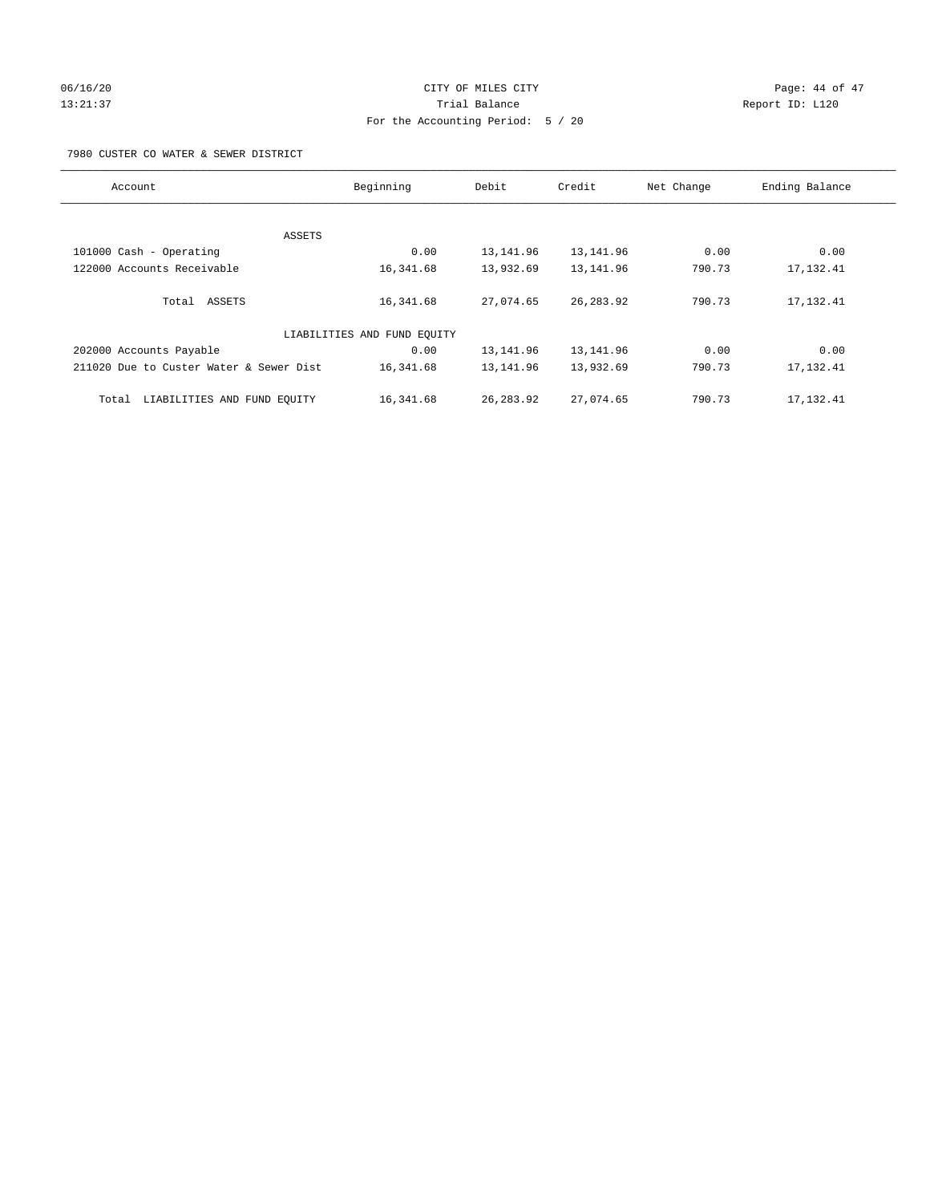CITY OF MILES CITY

Trial Balance

For the Accounting Period: 5 / 20

06/16/20 13:21:37 Report ID: L120

7980 CUSTER CO WATER & SEWER DISTRICT

| Account | Beginning | Debit | Credit | Net Change | Ending Balance |
|---|---|---|---|---|---|
| ASSETS | | | | | |
| 101000 Cash - Operating | 0.00 | 13,141.96 | 13,141.96 | 0.00 | 0.00 |
| 122000 Accounts Receivable | 16,341.68 | 13,932.69 | 13,141.96 | 790.73 | 17,132.41 |
| Total ASSETS | 16,341.68 | 27,074.65 | 26,283.92 | 790.73 | 17,132.41 |
| LIABILITIES AND FUND EQUITY | | | | | |
| 202000 Accounts Payable | 0.00 | 13,141.96 | 13,141.96 | 0.00 | 0.00 |
| 211020 Due to Custer Water & Sewer Dist | 16,341.68 | 13,141.96 | 13,932.69 | 790.73 | 17,132.41 |
| Total LIABILITIES AND FUND EQUITY | 16,341.68 | 26,283.92 | 27,074.65 | 790.73 | 17,132.41 |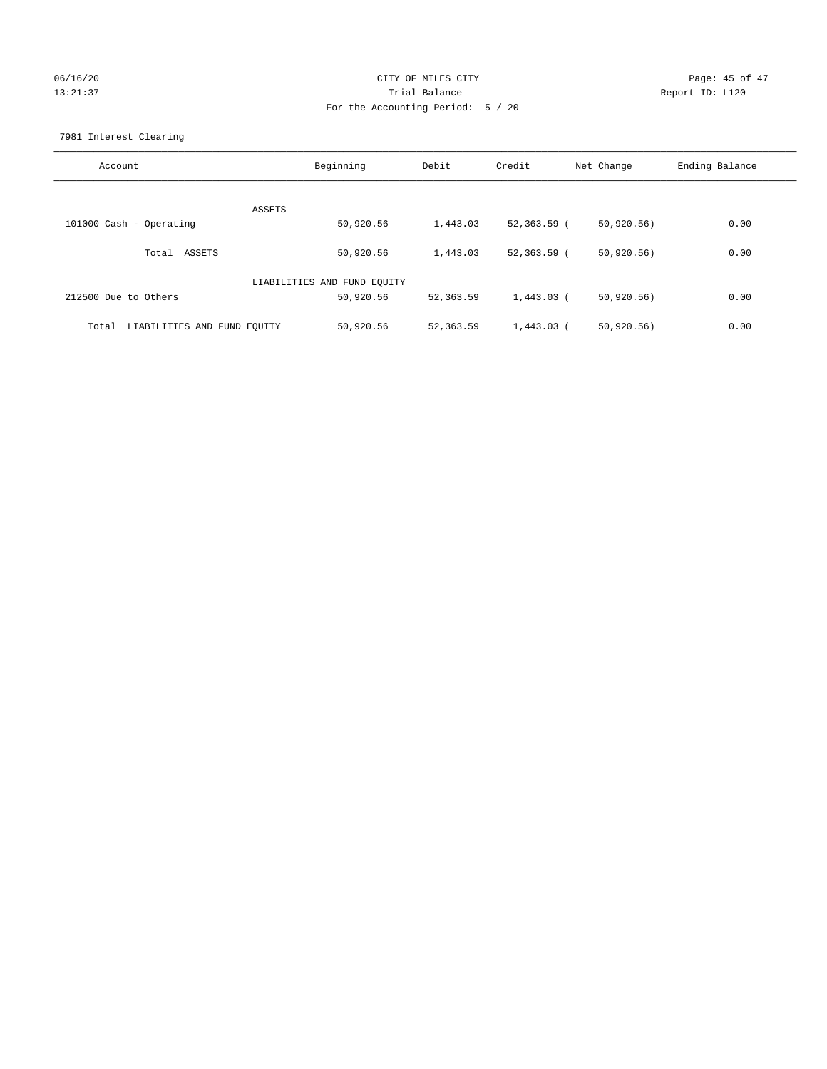CITY OF MILES CITY

Trial Balance

For the Accounting Period: 5 / 20

06/16/20 13:21:37 Report ID: L120

7981 Interest Clearing

| Account | Beginning | Debit | Credit | Net Change | Ending Balance |
|---|---|---|---|---|---|
| ASSETS | | | | | |
| 101000 Cash - Operating | 50,920.56 | 1,443.03 | 52,363.59 | (50,920.56) | 0.00 |
| Total ASSETS | 50,920.56 | 1,443.03 | 52,363.59 | (50,920.56) | 0.00 |
| LIABILITIES AND FUND EQUITY | | | | | |
| 212500 Due to Others | 50,920.56 | 52,363.59 | 1,443.03 | (50,920.56) | 0.00 |
| Total LIABILITIES AND FUND EQUITY | 50,920.56 | 52,363.59 | 1,443.03 | (50,920.56) | 0.00 |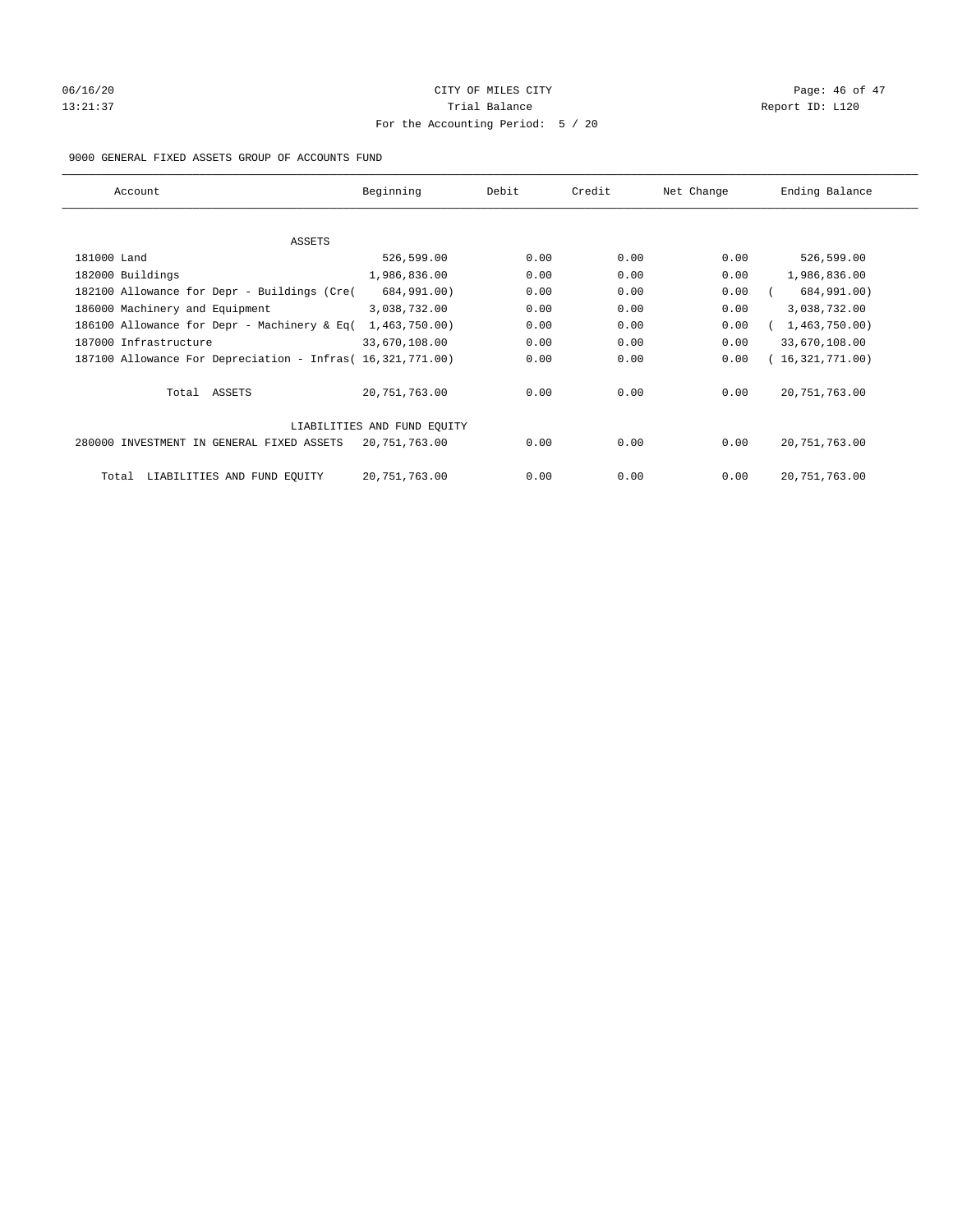06/16/20 CITY OF MILES CITY
13:21:37 Trial Balance Report ID: L120
For the Accounting Period: 5 / 20

9000 GENERAL FIXED ASSETS GROUP OF ACCOUNTS FUND

| Account | Beginning | Debit | Credit | Net Change | Ending Balance |
|---|---|---|---|---|---|
| ASSETS | | | | | |
| 181000 Land | 526,599.00 | 0.00 | 0.00 | 0.00 | 526,599.00 |
| 182000 Buildings | 1,986,836.00 | 0.00 | 0.00 | 0.00 | 1,986,836.00 |
| 182100 Allowance for Depr - Buildings (Cre( | 684,991.00) | 0.00 | 0.00 | 0.00 | ( 684,991.00) |
| 186000 Machinery and Equipment | 3,038,732.00 | 0.00 | 0.00 | 0.00 | 3,038,732.00 |
| 186100 Allowance for Depr - Machinery & Eq( | 1,463,750.00) | 0.00 | 0.00 | 0.00 | ( 1,463,750.00) |
| 187000 Infrastructure | 33,670,108.00 | 0.00 | 0.00 | 0.00 | 33,670,108.00 |
| 187100 Allowance For Depreciation - Infras( | 16,321,771.00) | 0.00 | 0.00 | 0.00 | ( 16,321,771.00) |
| Total ASSETS | 20,751,763.00 | 0.00 | 0.00 | 0.00 | 20,751,763.00 |
| LIABILITIES AND FUND EQUITY | | | | | |
| 280000 INVESTMENT IN GENERAL FIXED ASSETS | 20,751,763.00 | 0.00 | 0.00 | 0.00 | 20,751,763.00 |
| Total LIABILITIES AND FUND EQUITY | 20,751,763.00 | 0.00 | 0.00 | 0.00 | 20,751,763.00 |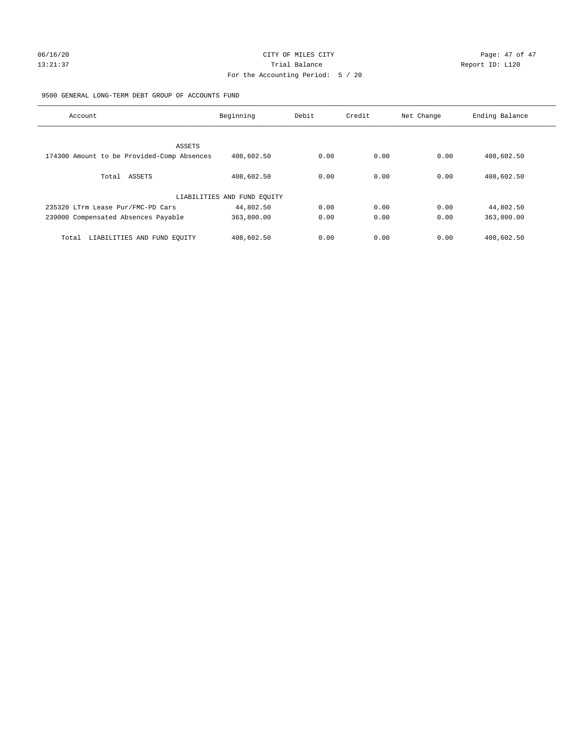CITY OF MILES CITY
Trial Balance
For the Accounting Period: 5 / 20

06/16/20
13:21:37

Report ID: L120

9500 GENERAL LONG-TERM DEBT GROUP OF ACCOUNTS FUND

| Account | Beginning | Debit | Credit | Net Change | Ending Balance |
|---|---|---|---|---|---|
| ASSETS | | | | | |
| 174300 Amount to be Provided-Comp Absences | 408,602.50 | 0.00 | 0.00 | 0.00 | 408,602.50 |
| Total ASSETS | 408,602.50 | 0.00 | 0.00 | 0.00 | 408,602.50 |
| LIABILITIES AND FUND EQUITY | | | | | |
| 235320 LTrm Lease Pur/FMC-PD Cars | 44,802.50 | 0.00 | 0.00 | 0.00 | 44,802.50 |
| 239000 Compensated Absences Payable | 363,800.00 | 0.00 | 0.00 | 0.00 | 363,800.00 |
| Total LIABILITIES AND FUND EQUITY | 408,602.50 | 0.00 | 0.00 | 0.00 | 408,602.50 |